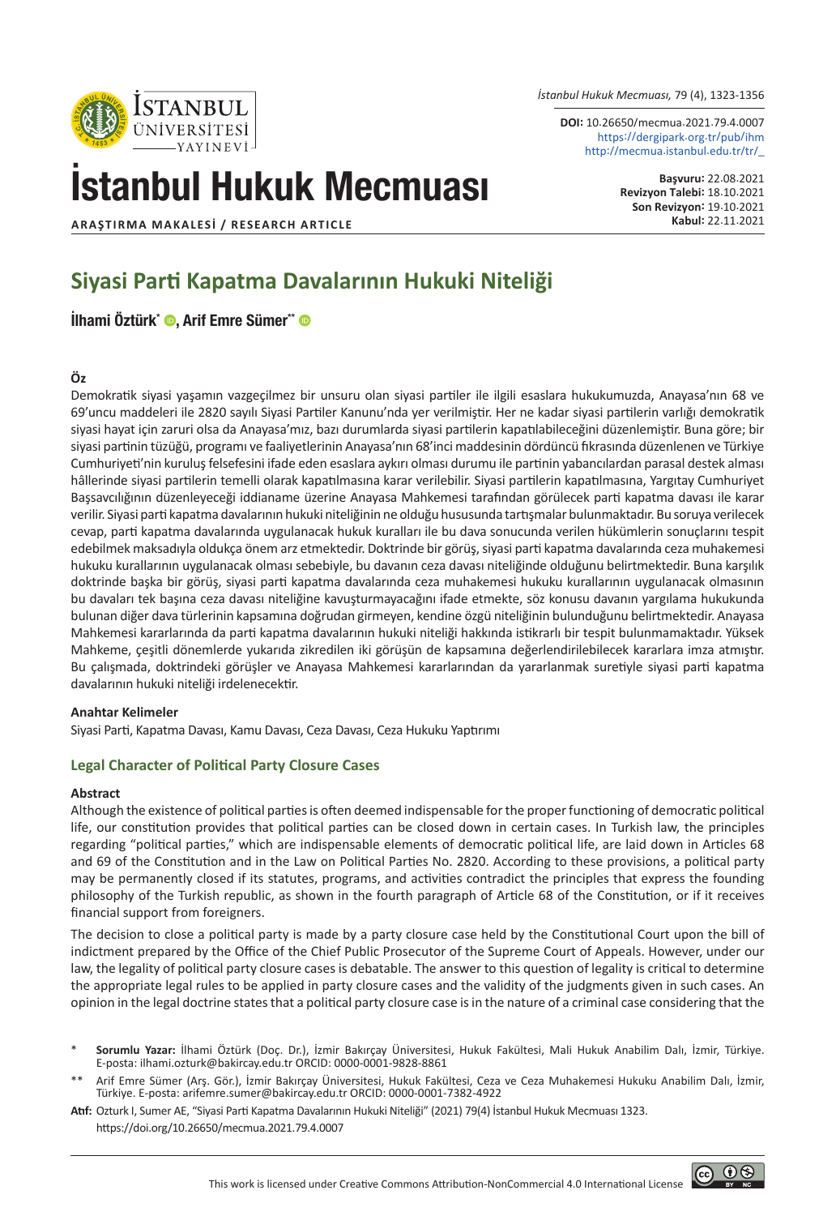İstanbul Hukuk Mecmuası, 79 (4), 1323-1356

**DOI:** 10.26650/mecmua.2021.79.4.0007
https://dergipark.org.tr/pub/ihm
http://mecmua.istanbul.edu.tr/tr/_

# İstanbul Hukuk Mecmuası

**Başvuru:** 22.08.2021
**Revizyon Talebi:** 18.10.2021
**Son Revizyon:** 19.10.2021
**Kabul:** 22.11.2021

**ARAŞTIRMA MAKALESİ / RESEARCH ARTICLE**

## Siyasi Parti Kapatma Davalarının Hukuki Niteliği

**İlhami Öztürk*, Arif Emre Sümer****

### Öz

Demokratik siyasi yaşamın vazgeçilmez bir unsuru olan siyasi partiler ile ilgili esaslara hukukumuzda, Anayasa'nın 68 ve 69'uncu maddeleri ile 2820 sayılı Siyasi Partiler Kanunu'nda yer verilmiştir. Her ne kadar siyasi partilerin varlığı demokratik siyasi hayat için zaruri olsa da Anayasa'mız, bazı durumlarda siyasi partilerin kapatılabileceğini düzenlemiştir. Buna göre; bir siyasi partinin tüzüğü, programı ve faaliyetlerinin Anayasa'nın 68'inci maddesinin dördüncü fıkrasında düzenlenen ve Türkiye Cumhuriyeti'nin kuruluş felsefesini ifade eden esaslara aykırı olması durumu ile partinin yabancılardan parasal destek alması hâllerinde siyasi partilerin temelli olarak kapatılmasına karar verilebilir. Siyasi partilerin kapatılmasına, Yargıtay Cumhuriyet Başsavcılığının düzenleyeceği iddianame üzerine Anayasa Mahkemesi tarafından görülecek parti kapatma davası ile karar verilir. Siyasi parti kapatma davalarının hukuki niteliğinin ne olduğu hususunda tartışmalar bulunmaktadır. Bu soruya verilecek cevap, parti kapatma davalarında uygulanacak hukuk kuralları ile bu dava sonucunda verilen hükümlerin sonuçlarını tespit edebilmek maksadıyla oldukça önem arz etmektedir. Doktrinde bir görüş, siyasi parti kapatma davalarında ceza muhakemesi hukuku kurallarının uygulanacak olması sebebiyle, bu davanın ceza davası niteliğinde olduğunu belirtmektedir. Buna karşılık doktrinde başka bir görüş, siyasi parti kapatma davalarında ceza muhakemesi hukuku kurallarının uygulanacak olmasının bu davaları tek başına ceza davası niteliğine kavuşturmayacağını ifade etmekte, söz konusu davanın yargılama hukukunda bulunan diğer dava türlerinin kapsamına doğrudan girmeyen, kendine özgü niteliğinin bulunduğunu belirtmektedir. Anayasa Mahkemesi kararlarında da parti kapatma davalarının hukuki niteliği hakkında istikrarlı bir tespit bulunmamaktadır. Yüksek Mahkeme, çeşitli dönemlerde yukarıda zikredilen iki görüşün de kapsamına değerlendirilebilecek kararlara imza atmıştır. Bu çalışmada, doktrindeki görüşler ve Anayasa Mahkemesi kararlarından da yararlanmak suretiyle siyasi parti kapatma davalarının hukuki niteliği irdelenecektir.

### Anahtar Kelimeler

Siyasi Parti, Kapatma Davası, Kamu Davası, Ceza Davası, Ceza Hukuku Yaptırımı

## Legal Character of Political Party Closure Cases

### Abstract

Although the existence of political parties is often deemed indispensable for the proper functioning of democratic political life, our constitution provides that political parties can be closed down in certain cases. In Turkish law, the principles regarding "political parties," which are indispensable elements of democratic political life, are laid down in Articles 68 and 69 of the Constitution and in the Law on Political Parties No. 2820. According to these provisions, a political party may be permanently closed if its statutes, programs, and activities contradict the principles that express the founding philosophy of the Turkish republic, as shown in the fourth paragraph of Article 68 of the Constitution, or if it receives financial support from foreigners.

The decision to close a political party is made by a party closure case held by the Constitutional Court upon the bill of indictment prepared by the Office of the Chief Public Prosecutor of the Supreme Court of Appeals. However, under our law, the legality of political party closure cases is debatable. The answer to this question of legality is critical to determine the appropriate legal rules to be applied in party closure cases and the validity of the judgments given in such cases. An opinion in the legal doctrine states that a political party closure case is in the nature of a criminal case considering that the

\* **Sorumlu Yazar:** İlhami Öztürk (Doç. Dr.), İzmir Bakırçay Üniversitesi, Hukuk Fakültesi, Mali Hukuk Anabilim Dalı, İzmir, Türkiye. E-posta: ilhami.ozturk@bakircay.edu.tr ORCID: 0000-0001-9828-8861

\*\* Arif Emre Sümer (Arş. Gör.), İzmir Bakırçay Üniversitesi, Hukuk Fakültesi, Ceza ve Ceza Muhakemesi Hukuku Anabilim Dalı, İzmir, Türkiye. E-posta: arifemre.sumer@bakircay.edu.tr ORCID: 0000-0001-7382-4922

**Atıf:** Ozturk I, Sumer AE, "Siyasi Parti Kapatma Davalarının Hukuki Niteliği" (2021) 79(4) İstanbul Hukuk Mecmuası 1323. https://doi.org/10.26650/mecmua.2021.79.4.0007

This work is licensed under Creative Commons Attribution-NonCommercial 4.0 International License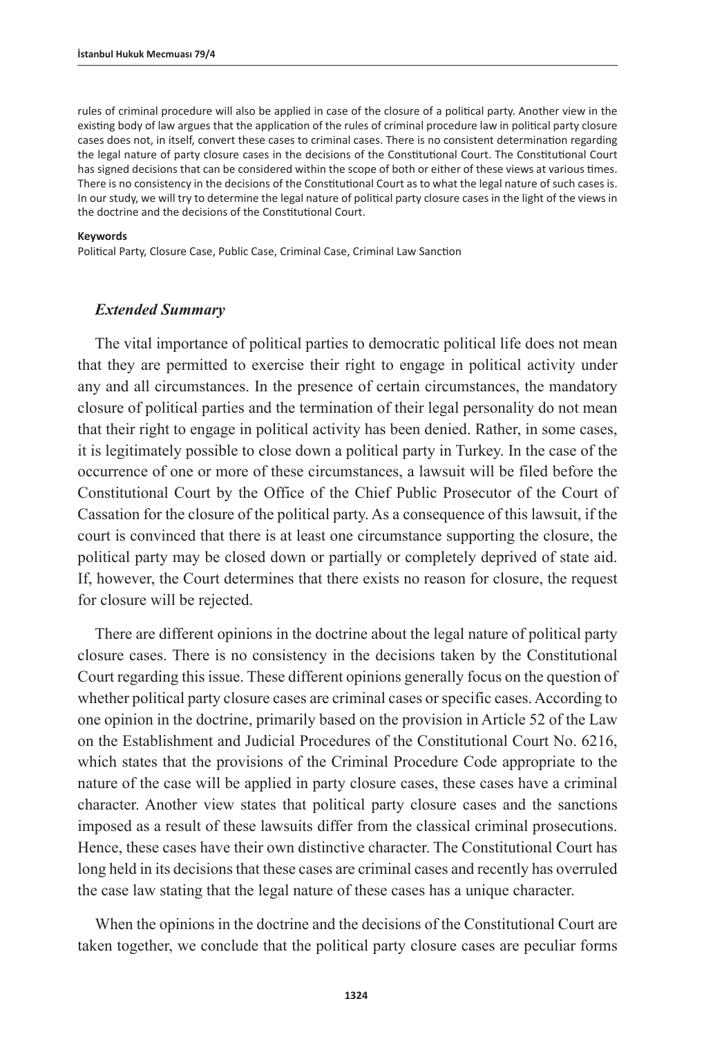rules of criminal procedure will also be applied in case of the closure of a political party. Another view in the existing body of law argues that the application of the rules of criminal procedure law in political party closure cases does not, in itself, convert these cases to criminal cases. There is no consistent determination regarding the legal nature of party closure cases in the decisions of the Constitutional Court. The Constitutional Court has signed decisions that can be considered within the scope of both or either of these views at various times. There is no consistency in the decisions of the Constitutional Court as to what the legal nature of such cases is. In our study, we will try to determine the legal nature of political party closure cases in the light of the views in the doctrine and the decisions of the Constitutional Court.

**Keywords**

Political Party, Closure Case, Public Case, Criminal Case, Criminal Law Sanction

## *Extended Summary*

The vital importance of political parties to democratic political life does not mean that they are permitted to exercise their right to engage in political activity under any and all circumstances. In the presence of certain circumstances, the mandatory closure of political parties and the termination of their legal personality do not mean that their right to engage in political activity has been denied. Rather, in some cases, it is legitimately possible to close down a political party in Turkey. In the case of the occurrence of one or more of these circumstances, a lawsuit will be filed before the Constitutional Court by the Office of the Chief Public Prosecutor of the Court of Cassation for the closure of the political party. As a consequence of this lawsuit, if the court is convinced that there is at least one circumstance supporting the closure, the political party may be closed down or partially or completely deprived of state aid. If, however, the Court determines that there exists no reason for closure, the request for closure will be rejected.

There are different opinions in the doctrine about the legal nature of political party closure cases. There is no consistency in the decisions taken by the Constitutional Court regarding this issue. These different opinions generally focus on the question of whether political party closure cases are criminal cases or specific cases. According to one opinion in the doctrine, primarily based on the provision in Article 52 of the Law on the Establishment and Judicial Procedures of the Constitutional Court No. 6216, which states that the provisions of the Criminal Procedure Code appropriate to the nature of the case will be applied in party closure cases, these cases have a criminal character. Another view states that political party closure cases and the sanctions imposed as a result of these lawsuits differ from the classical criminal prosecutions. Hence, these cases have their own distinctive character. The Constitutional Court has long held in its decisions that these cases are criminal cases and recently has overruled the case law stating that the legal nature of these cases has a unique character.

When the opinions in the doctrine and the decisions of the Constitutional Court are taken together, we conclude that the political party closure cases are peculiar forms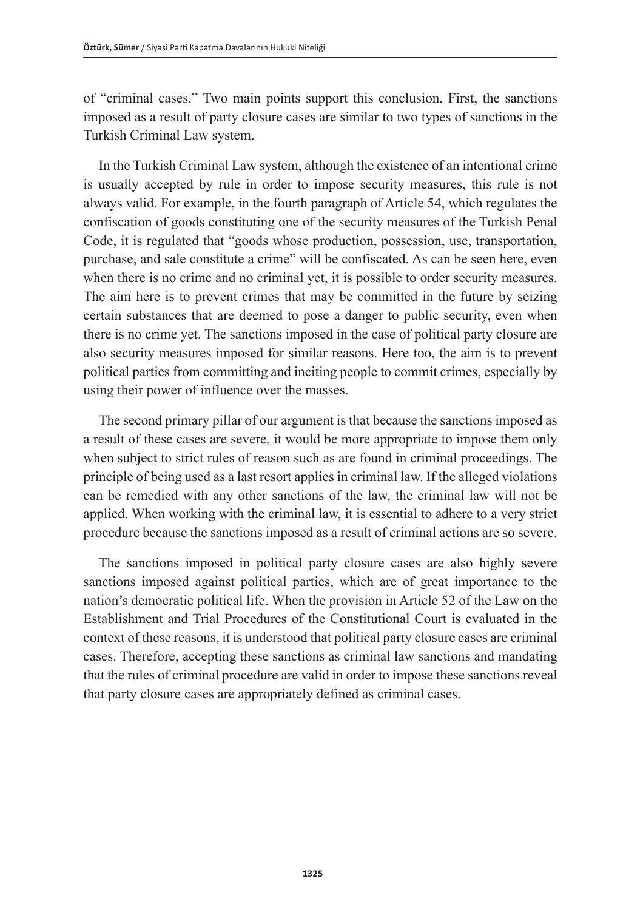of "criminal cases." Two main points support this conclusion. First, the sanctions imposed as a result of party closure cases are similar to two types of sanctions in the Turkish Criminal Law system.

In the Turkish Criminal Law system, although the existence of an intentional crime is usually accepted by rule in order to impose security measures, this rule is not always valid. For example, in the fourth paragraph of Article 54, which regulates the confiscation of goods constituting one of the security measures of the Turkish Penal Code, it is regulated that "goods whose production, possession, use, transportation, purchase, and sale constitute a crime" will be confiscated. As can be seen here, even when there is no crime and no criminal yet, it is possible to order security measures. The aim here is to prevent crimes that may be committed in the future by seizing certain substances that are deemed to pose a danger to public security, even when there is no crime yet. The sanctions imposed in the case of political party closure are also security measures imposed for similar reasons. Here too, the aim is to prevent political parties from committing and inciting people to commit crimes, especially by using their power of influence over the masses.

The second primary pillar of our argument is that because the sanctions imposed as a result of these cases are severe, it would be more appropriate to impose them only when subject to strict rules of reason such as are found in criminal proceedings. The principle of being used as a last resort applies in criminal law. If the alleged violations can be remedied with any other sanctions of the law, the criminal law will not be applied. When working with the criminal law, it is essential to adhere to a very strict procedure because the sanctions imposed as a result of criminal actions are so severe.

The sanctions imposed in political party closure cases are also highly severe sanctions imposed against political parties, which are of great importance to the nation's democratic political life. When the provision in Article 52 of the Law on the Establishment and Trial Procedures of the Constitutional Court is evaluated in the context of these reasons, it is understood that political party closure cases are criminal cases. Therefore, accepting these sanctions as criminal law sanctions and mandating that the rules of criminal procedure are valid in order to impose these sanctions reveal that party closure cases are appropriately defined as criminal cases.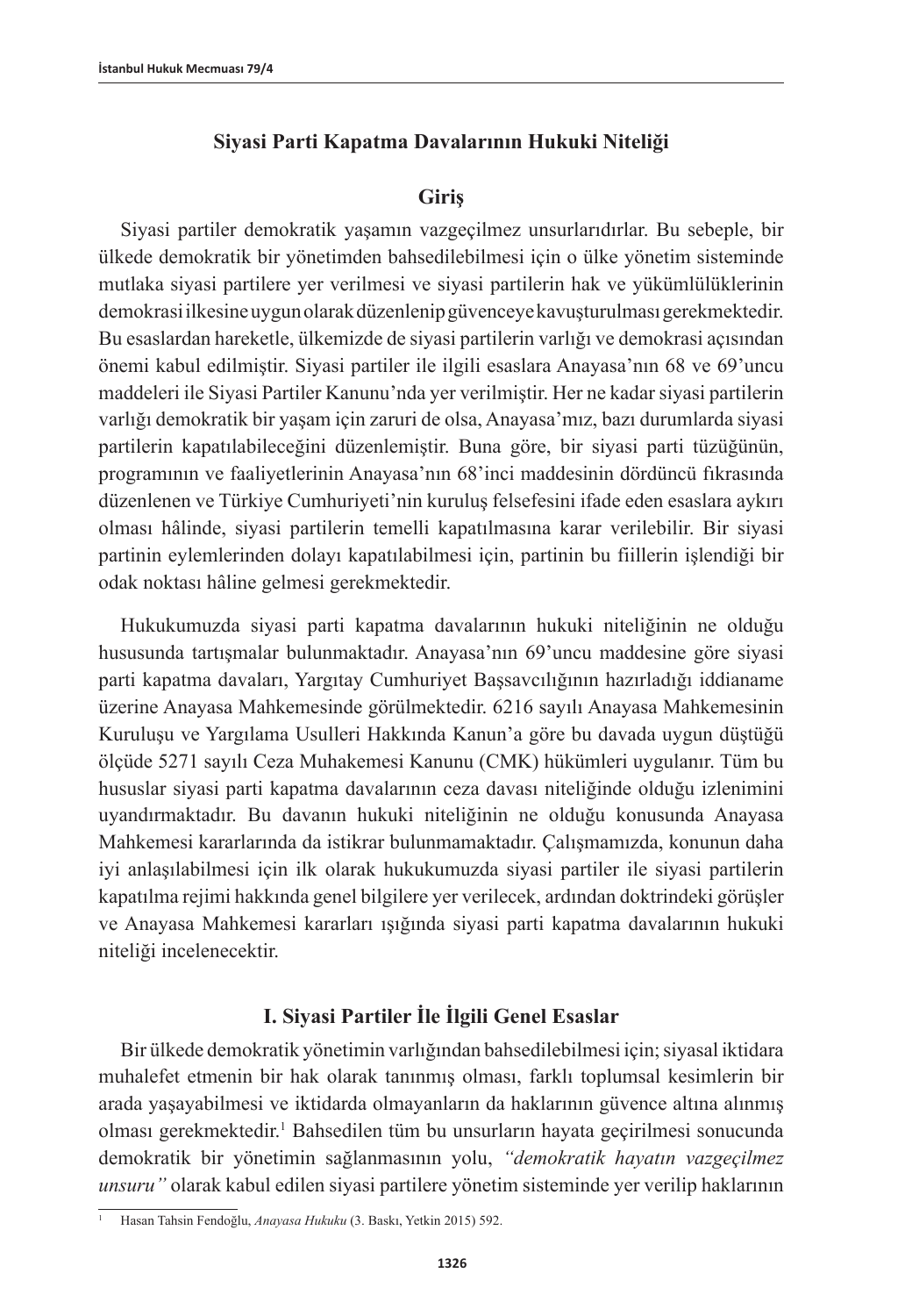## Siyasi Parti Kapatma Davalarının Hukuki Niteliği

### Giriş

Siyasi partiler demokratik yaşamın vazgeçilmez unsurlarıdırlar. Bu sebeple, bir ülkede demokratik bir yönetimden bahsedilebilmesi için o ülke yönetim sisteminde mutlaka siyasi partilere yer verilmesi ve siyasi partilerin hak ve yükümlülüklerinin demokrasi ilkesine uygun olarak düzenlenip güvenceye kavuşturulması gerekmektedir. Bu esaslardan hareketle, ülkemizde de siyasi partilerin varlığı ve demokrasi açısından önemi kabul edilmiştir. Siyasi partiler ile ilgili esaslara Anayasa'nın 68 ve 69'uncu maddeleri ile Siyasi Partiler Kanunu'nda yer verilmiştir. Her ne kadar siyasi partilerin varlığı demokratik bir yaşam için zaruri de olsa, Anayasa'mız, bazı durumlarda siyasi partilerin kapatılabileceğini düzenlemiştir. Buna göre, bir siyasi parti tüzüğünün, programının ve faaliyetlerinin Anayasa'nın 68'inci maddesinin dördüncü fıkrasında düzenlenen ve Türkiye Cumhuriyeti'nin kuruluş felsefesini ifade eden esaslara aykırı olması hâlinde, siyasi partilerin temelli kapatılmasına karar verilebilir. Bir siyasi partinin eylemlerinden dolayı kapatılabilmesi için, partinin bu fiillerin işlendiği bir odak noktası hâline gelmesi gerekmektedir.

Hukukumuzda siyasi parti kapatma davalarının hukuki niteliğinin ne olduğu hususunda tartışmalar bulunmaktadır. Anayasa'nın 69'uncu maddesine göre siyasi parti kapatma davaları, Yargıtay Cumhuriyet Başsavcılığının hazırladığı iddianame üzerine Anayasa Mahkemesinde görülmektedir. 6216 sayılı Anayasa Mahkemesinin Kuruluşu ve Yargılama Usulleri Hakkında Kanun'a göre bu davada uygun düştüğü ölçüde 5271 sayılı Ceza Muhakemesi Kanunu (CMK) hükümleri uygulanır. Tüm bu hususlar siyasi parti kapatma davalarının ceza davası niteliğinde olduğu izlenimini uyandırmaktadır. Bu davanın hukuki niteliğinin ne olduğu konusunda Anayasa Mahkemesi kararlarında da istikrar bulunmamaktadır. Çalışmamızda, konunun daha iyi anlaşılabilmesi için ilk olarak hukukumuzda siyasi partiler ile siyasi partilerin kapatılma rejimi hakkında genel bilgilere yer verilecek, ardından doktrindeki görüşler ve Anayasa Mahkemesi kararları ışığında siyasi parti kapatma davalarının hukuki niteliği incelenecektir.

### I. Siyasi Partiler İle İlgili Genel Esaslar

Bir ülkede demokratik yönetimin varlığından bahsedilebilmesi için; siyasal iktidara muhalefet etmenin bir hak olarak tanınmış olması, farklı toplumsal kesimlerin bir arada yaşayabilmesi ve iktidarda olmayanların da haklarının güvence altına alınmış olması gerekmektedir.[1] Bahsedilen tüm bu unsurların hayata geçirilmesi sonucunda demokratik bir yönetimin sağlanmasının yolu, *''demokratik hayatın vazgeçilmez unsuru''* olarak kabul edilen siyasi partilere yönetim sisteminde yer verilip haklarının

---

[1] Hasan Tahsin Fendoğlu, *Anayasa Hukuku* (3. Baskı, Yetkin 2015) 592.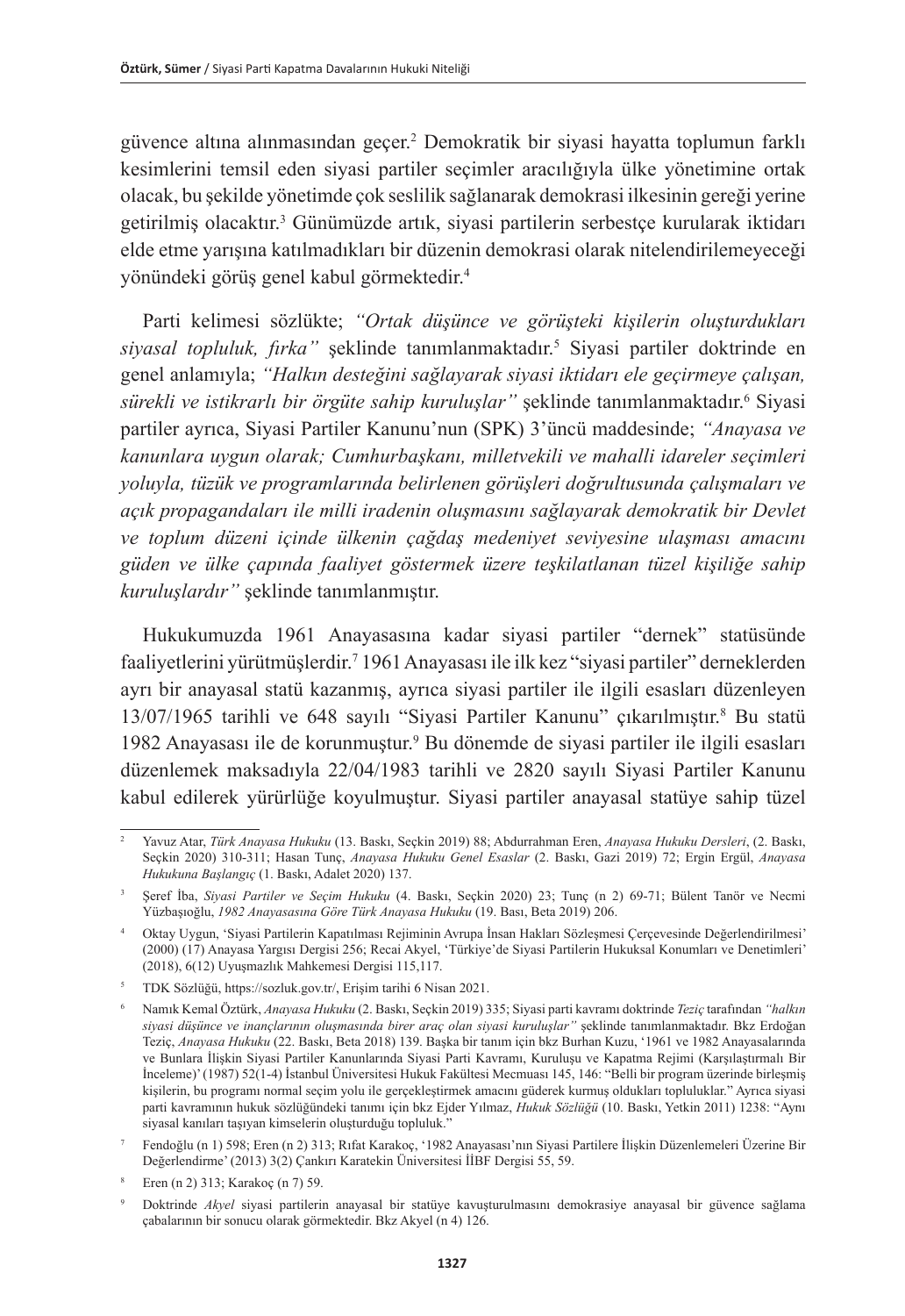güvence altına alınmasından geçer.[2] Demokratik bir siyasi hayatta toplumun farklı kesimlerini temsil eden siyasi partiler seçimler aracılığıyla ülke yönetimine ortak olacak, bu şekilde yönetimde çok seslilik sağlanarak demokrasi ilkesinin gereği yerine getirilmiş olacaktır.[3] Günümüzde artık, siyasi partilerin serbestçe kurularak iktidarı elde etme yarışına katılmadıkları bir düzenin demokrasi olarak nitelendirilemeyeceği yönündeki görüş genel kabul görmektedir.[4]

Parti kelimesi sözlükte; *"Ortak düşünce ve görüşteki kişilerin oluşturdukları siyasal topluluk, fırka"* şeklinde tanımlanmaktadır.[5] Siyasi partiler doktrinde en genel anlamıyla; *"Halkın desteğini sağlayarak siyasi iktidarı ele geçirmeye çalışan, sürekli ve istikrarlı bir örgüte sahip kuruluşlar"* şeklinde tanımlanmaktadır.[6] Siyasi partiler ayrıca, Siyasi Partiler Kanunu'nun (SPK) 3'üncü maddesinde; *"Anayasa ve kanunlara uygun olarak; Cumhurbaşkanı, milletvekili ve mahalli idareler seçimleri yoluyla, tüzük ve programlarında belirlenen görüşleri doğrultusunda çalışmaları ve açık propagandaları ile milli iradenin oluşmasını sağlayarak demokratik bir Devlet ve toplum düzeni içinde ülkenin çağdaş medeniyet seviyesine ulaşması amacını güden ve ülke çapında faaliyet göstermek üzere teşkilatlanan tüzel kişiliğe sahip kuruluşlardır"* şeklinde tanımlanmıştır.

Hukukumuzda 1961 Anayasasına kadar siyasi partiler "dernek" statüsünde faaliyetlerini yürütmüşlerdir.[7] 1961 Anayasası ile ilk kez "siyasi partiler" derneklerden ayrı bir anayasal statü kazanmış, ayrıca siyasi partiler ile ilgili esasları düzenleyen 13/07/1965 tarihli ve 648 sayılı "Siyasi Partiler Kanunu" çıkarılmıştır.[8] Bu statü 1982 Anayasası ile de korunmuştur.[9] Bu dönemde de siyasi partiler ile ilgili esasları düzenlemek maksadıyla 22/04/1983 tarihli ve 2820 sayılı Siyasi Partiler Kanunu kabul edilerek yürürlüğe koyulmuştur. Siyasi partiler anayasal statüye sahip tüzel

---

[2] Yavuz Atar, *Türk Anayasa Hukuku* (13. Baskı, Seçkin 2019) 88; Abdurrahman Eren, *Anayasa Hukuku Dersleri*, (2. Baskı, Seçkin 2020) 310-311; Hasan Tunç, *Anayasa Hukuku Genel Esaslar* (2. Baskı, Gazi 2019) 72; Ergin Ergül, *Anayasa Hukukuna Başlangıç* (1. Baskı, Adalet 2020) 137.

[3] Şeref İba, *Siyasi Partiler ve Seçim Hukuku* (4. Baskı, Seçkin 2020) 23; Tunç (n 2) 69-71; Bülent Tanör ve Necmi Yüzbaşıoğlu, *1982 Anayasasına Göre Türk Anayasa Hukuku* (19. Bası, Beta 2019) 206.

[4] Oktay Uygun, 'Siyasi Partilerin Kapatılması Rejiminin Avrupa İnsan Hakları Sözleşmesi Çerçevesinde Değerlendirilmesi' (2000) (17) Anayasa Yargısı Dergisi 256; Recai Akyel, 'Türkiye'de Siyasi Partilerin Hukuksal Konumları ve Denetimleri' (2018), 6(12) Uyuşmazlık Mahkemesi Dergisi 115,117.

[5] TDK Sözlüğü, https://sozluk.gov.tr/, Erişim tarihi 6 Nisan 2021.

[6] Namık Kemal Öztürk, *Anayasa Hukuku* (2. Baskı, Seçkin 2019) 335; Siyasi parti kavramı doktrinde *Teziç* tarafından *"halkın siyasi düşünce ve inançlarının oluşmasında birer araç olan siyasi kuruluşlar"* şeklinde tanımlanmaktadır. Bkz Erdoğan Teziç, *Anayasa Hukuku* (22. Baskı, Beta 2018) 139. Başka bir tanım için bkz Burhan Kuzu, '1961 ve 1982 Anayasalarında ve Bunlara İlişkin Siyasi Partiler Kanunlarında Siyasi Parti Kavramı, Kuruluşu ve Kapatma Rejimi (Karşılaştırmalı Bir İnceleme)' (1987) 52(1-4) İstanbul Üniversitesi Hukuk Fakültesi Mecmuası 145, 146: "Belli bir program üzerinde birleşmiş kişilerin, bu programı normal seçim yolu ile gerçekleştirmek amacını güderek kurmuş oldukları topluluklar." Ayrıca siyasi parti kavramının hukuk sözlüğündeki tanımı için bkz Ejder Yılmaz, *Hukuk Sözlüğü* (10. Baskı, Yetkin 2011) 1238: "Aynı siyasal kanıları taşıyan kimselerin oluşturduğu topluluk."

[7] Fendoğlu (n 1) 598; Eren (n 2) 313; Rıfat Karakoç, '1982 Anayasası'nın Siyasi Partilere İlişkin Düzenlemeleri Üzerine Bir Değerlendirme' (2013) 3(2) Çankırı Karatekin Üniversitesi İİBF Dergisi 55, 59.

[8] Eren (n 2) 313; Karakoç (n 7) 59.

[9] Doktrinde *Akyel* siyasi partilerin anayasal bir statüye kavuşturulmasını demokrasiye anayasal bir güvence sağlama çabalarının bir sonucu olarak görmektedir. Bkz Akyel (n 4) 126.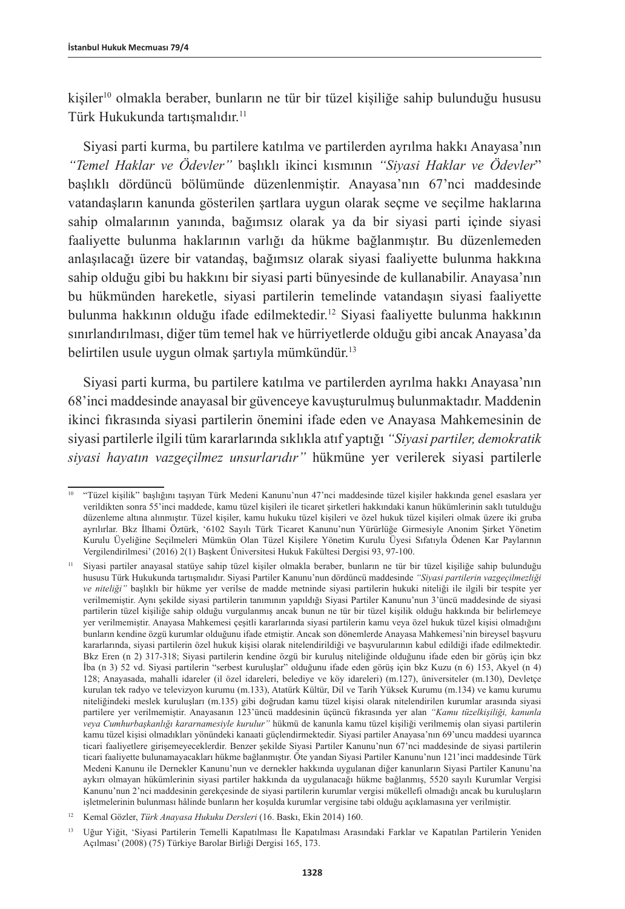kişiler[10] olmakla beraber, bunların ne tür bir tüzel kişiliğe sahip bulunduğu hususu Türk Hukukunda tartışmalıdır.[11]

Siyasi parti kurma, bu partilere katılma ve partilerden ayrılma hakkı Anayasa'nın *"Temel Haklar ve Ödevler"* başlıklı ikinci kısmının *"Siyasi Haklar ve Ödevler*" başlıklı dördüncü bölümünde düzenlenmiştir. Anayasa'nın 67'nci maddesinde vatandaşların kanunda gösterilen şartlara uygun olarak seçme ve seçilme haklarına sahip olmalarının yanında, bağımsız olarak ya da bir siyasi parti içinde siyasi faaliyette bulunma haklarının varlığı da hükme bağlanmıştır. Bu düzenlemeden anlaşılacağı üzere bir vatandaş, bağımsız olarak siyasi faaliyette bulunma hakkına sahip olduğu gibi bu hakkını bir siyasi parti bünyesinde de kullanabilir. Anayasa'nın bu hükmünden hareketle, siyasi partilerin temelinde vatandaşın siyasi faaliyette bulunma hakkının olduğu ifade edilmektedir.[12] Siyasi faaliyette bulunma hakkının sınırlandırılması, diğer tüm temel hak ve hürriyetlerde olduğu gibi ancak Anayasa'da belirtilen usule uygun olmak şartıyla mümkündür.[13]

Siyasi parti kurma, bu partilere katılma ve partilerden ayrılma hakkı Anayasa'nın 68'inci maddesinde anayasal bir güvenceye kavuşturulmuş bulunmaktadır. Maddenin ikinci fıkrasında siyasi partilerin önemini ifade eden ve Anayasa Mahkemesinin de siyasi partilerle ilgili tüm kararlarında sıklıkla atıf yaptığı *"Siyasi partiler, demokratik siyasi hayatın vazgeçilmez unsurlarıdır"* hükmüne yer verilerek siyasi partilerle

---

[10] "Tüzel kişilik" başlığını taşıyan Türk Medeni Kanunu'nun 47'nci maddesinde tüzel kişiler hakkında genel esaslara yer verildikten sonra 55'inci maddede, kamu tüzel kişileri ile ticaret şirketleri hakkındaki kanun hükümlerinin saklı tutulduğu düzenleme altına alınmıştır. Tüzel kişiler, kamu hukuku tüzel kişileri ve özel hukuk tüzel kişileri olmak üzere iki gruba ayrılırlar. Bkz İlhami Öztürk, '6102 Sayılı Türk Ticaret Kanunu'nun Yürürlüğe Girmesiyle Anonim Şirket Yönetim Kurulu Üyeliğine Seçilmeleri Mümkün Olan Tüzel Kişilere Yönetim Kurulu Üyesi Sıfatıyla Ödenen Kar Paylarının Vergilendirilmesi' (2016) 2(1) Başkent Üniversitesi Hukuk Fakültesi Dergisi 93, 97-100.

[11] Siyasi partiler anayasal statüye sahip tüzel kişiler olmakla beraber, bunların ne tür bir tüzel kişiliğe sahip bulunduğu hususu Türk Hukukunda tartışmalıdır. Siyasi Partiler Kanunu'nun dördüncü maddesinde *"Siyasi partilerin vazgeçilmezliği ve niteliği"* başlıklı bir hükme yer verilse de madde metninde siyasi partilerin hukuki niteliği ile ilgili bir tespite yer verilmemiştir. Aynı şekilde siyasi partilerin tanımının yapıldığı Siyasi Partiler Kanunu'nun 3'üncü maddesinde de siyasi partilerin tüzel kişiliğe sahip olduğu vurgulanmış ancak bunun ne tür bir tüzel kişilik olduğu hakkında bir belirlemeye yer verilmemiştir. Anayasa Mahkemesi çeşitli kararlarında siyasi partilerin kamu veya özel hukuk tüzel kişisi olmadığını bunların kendine özgü kurumlar olduğunu ifade etmiştir. Ancak son dönemlerde Anayasa Mahkemesi'nin bireysel başvuru kararlarında, siyasi partilerin özel hukuk kişisi olarak nitelendirildiği ve başvurularının kabul edildiği ifade edilmektedir. Bkz Eren (n 2) 317-318; Siyasi partilerin kendine özgü bir kuruluş niteliğinde olduğunu ifade eden bir görüş için bkz İba (n 3) 52 vd. Siyasi partilerin "serbest kuruluşlar" olduğunu ifade eden görüş için bkz Kuzu (n 6) 153, Akyel (n 4) 128; Anayasada, mahalli idareler (il özel idareleri, belediye ve köy idareleri) (m.127), üniversiteler (m.130), Devletçe kurulan tek radyo ve televizyon kurumu (m.133), Atatürk Kültür, Dil ve Tarih Yüksek Kurumu (m.134) ve kamu kurumu niteliğindeki meslek kuruluşları (m.135) gibi doğrudan kamu tüzel kişisi olarak nitelendirilen kurumlar arasında siyasi partilere yer verilmemiştir. Anayasanın 123'üncü maddesinin üçüncü fıkrasında yer alan *"Kamu tüzelkişiliği, kanunla veya Cumhurbaşkanlığı kararnamesiyle kurulur"* hükmü de kanunla kamu tüzel kişiliği verilmemiş olan siyasi partilerin kamu tüzel kişisi olmadıkları yönündeki kanaati güçlendirmektedir. Siyasi partiler Anayasa'nın 69'uncu maddesi uyarınca ticari faaliyetlere girişemeyeceklerdir. Benzer şekilde Siyasi Partiler Kanunu'nun 67'nci maddesinde de siyasi partilerin ticari faaliyette bulunamayacakları hükme bağlanmıştır. Öte yandan Siyasi Partiler Kanunu'nun 121'inci maddesinde Türk Medeni Kanunu ile Dernekler Kanunu'nun ve dernekler hakkında uygulanan diğer kanunların Siyasi Partiler Kanunu'na aykırı olmayan hükümlerinin siyasi partiler hakkında da uygulanacağı hükme bağlanmış, 5520 sayılı Kurumlar Vergisi Kanunu'nun 2'nci maddesinin gerekçesinde de siyasi partilerin kurumlar vergisi mükellefi olmadığı ancak bu kuruluşların işletmelerinin bulunması hâlinde bunların her koşulda kurumlar vergisine tabi olduğu açıklamasına yer verilmiştir.

[12] Kemal Gözler, *Türk Anayasa Hukuku Dersleri* (16. Baskı, Ekin 2014) 160.

[13] Uğur Yiğit, 'Siyasi Partilerin Temelli Kapatılması İle Kapatılması Arasındaki Farklar ve Kapatılan Partilerin Yeniden Açılması' (2008) (75) Türkiye Barolar Birliği Dergisi 165, 173.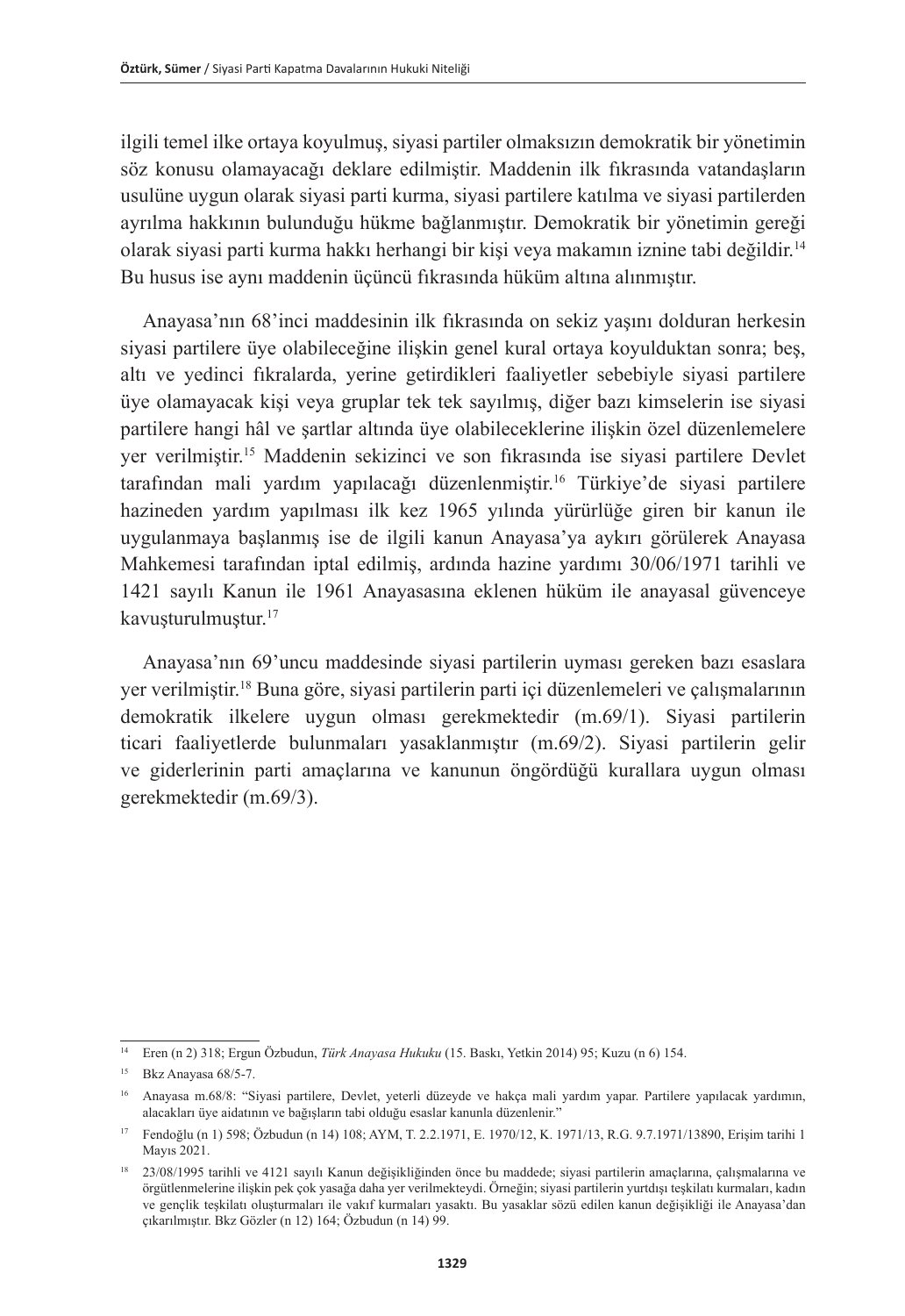ilgili temel ilke ortaya koyulmuş, siyasi partiler olmaksızın demokratik bir yönetimin söz konusu olamayacağı deklare edilmiştir. Maddenin ilk fıkrasında vatandaşların usulüne uygun olarak siyasi parti kurma, siyasi partilere katılma ve siyasi partilerden ayrılma hakkının bulunduğu hükme bağlanmıştır. Demokratik bir yönetimin gereği olarak siyasi parti kurma hakkı herhangi bir kişi veya makamın iznine tabi değildir.[14] Bu husus ise aynı maddenin üçüncü fıkrasında hüküm altına alınmıştır.

Anayasa'nın 68'inci maddesinin ilk fıkrasında on sekiz yaşını dolduran herkesin siyasi partilere üye olabileceğine ilişkin genel kural ortaya koyulduktan sonra; beş, altı ve yedinci fıkralarda, yerine getirdikleri faaliyetler sebebiyle siyasi partilere üye olamayacak kişi veya gruplar tek tek sayılmış, diğer bazı kimselerin ise siyasi partilere hangi hâl ve şartlar altında üye olabileceklerine ilişkin özel düzenlemelere yer verilmiştir.[15] Maddenin sekizinci ve son fıkrasında ise siyasi partilere Devlet tarafından mali yardım yapılacağı düzenlenmiştir.[16] Türkiye'de siyasi partilere hazineden yardım yapılması ilk kez 1965 yılında yürürlüğe giren bir kanun ile uygulanmaya başlanmış ise de ilgili kanun Anayasa'ya aykırı görülerek Anayasa Mahkemesi tarafından iptal edilmiş, ardında hazine yardımı 30/06/1971 tarihli ve 1421 sayılı Kanun ile 1961 Anayasasına eklenen hüküm ile anayasal güvenceye kavuşturulmuştur.[17]

Anayasa'nın 69'uncu maddesinde siyasi partilerin uyması gereken bazı esaslara yer verilmiştir.[18] Buna göre, siyasi partilerin parti içi düzenlemeleri ve çalışmalarının demokratik ilkelere uygun olması gerekmektedir (m.69/1). Siyasi partilerin ticari faaliyetlerde bulunmaları yasaklanmıştır (m.69/2). Siyasi partilerin gelir ve giderlerinin parti amaçlarına ve kanunun öngördüğü kurallara uygun olması gerekmektedir (m.69/3).

---

[14] Eren (n 2) 318; Ergun Özbudun, *Türk Anayasa Hukuku* (15. Baskı, Yetkin 2014) 95; Kuzu (n 6) 154.

[15] Bkz Anayasa 68/5-7.

[16] Anayasa m.68/8: "Siyasi partilere, Devlet, yeterli düzeyde ve hakça mali yardım yapar. Partilere yapılacak yardımın, alacakları üye aidatının ve bağışların tabi olduğu esaslar kanunla düzenlenir."

[17] Fendoğlu (n 1) 598; Özbudun (n 14) 108; AYM, T. 2.2.1971, E. 1970/12, K. 1971/13, R.G. 9.7.1971/13890, Erişim tarihi 1 Mayıs 2021.

[18] 23/08/1995 tarihli ve 4121 sayılı Kanun değişikliğinden önce bu maddede; siyasi partilerin amaçlarına, çalışmalarına ve örgütlenmelerine ilişkin pek çok yasağa daha yer verilmekteydi. Örneğin; siyasi partilerin yurtdışı teşkilatı kurmaları, kadın ve gençlik teşkilatı oluşturmaları ile vakıf kurmaları yasaktı. Bu yasaklar sözü edilen kanun değişikliği ile Anayasa'dan çıkarılmıştır. Bkz Gözler (n 12) 164; Özbudun (n 14) 99.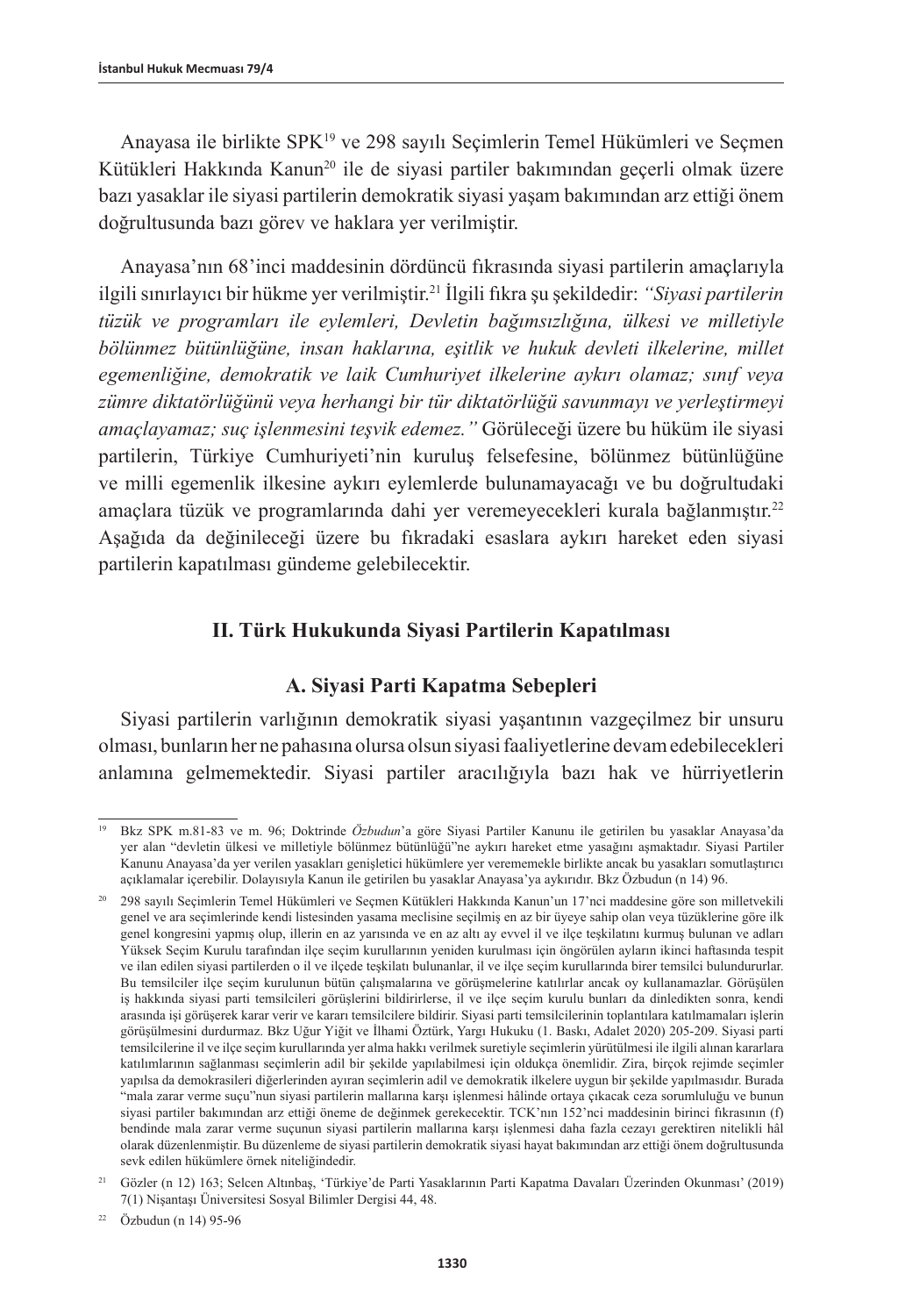Anayasa ile birlikte SPK[19] ve 298 sayılı Seçimlerin Temel Hükümleri ve Seçmen Kütükleri Hakkında Kanun[20] ile de siyasi partiler bakımından geçerli olmak üzere bazı yasaklar ile siyasi partilerin demokratik siyasi yaşam bakımından arz ettiği önem doğrultusunda bazı görev ve haklara yer verilmiştir.

Anayasa'nın 68'inci maddesinin dördüncü fıkrasında siyasi partilerin amaçlarıyla ilgili sınırlayıcı bir hükme yer verilmiştir.[21] İlgili fıkra şu şekildedir: *"Siyasi partilerin tüzük ve programları ile eylemleri, Devletin bağımsızlığına, ülkesi ve milletiyle bölünmez bütünlüğüne, insan haklarına, eşitlik ve hukuk devleti ilkelerine, millet egemenliğine, demokratik ve laik Cumhuriyet ilkelerine aykırı olamaz; sınıf veya zümre diktatörlüğünü veya herhangi bir tür diktatörlüğü savunmayı ve yerleştirmeyi amaçlayamaz; suç işlenmesini teşvik edemez."* Görüleceği üzere bu hüküm ile siyasi partilerin, Türkiye Cumhuriyeti'nin kuruluş felsefesine, bölünmez bütünlüğüne ve milli egemenlik ilkesine aykırı eylemlerde bulunamayacağı ve bu doğrultudaki amaçlara tüzük ve programlarında dahi yer veremeyecekleri kurala bağlanmıştır.[22] Aşağıda da değinileceği üzere bu fıkradaki esaslara aykırı hareket eden siyasi partilerin kapatılması gündeme gelebilecektir.

## II. Türk Hukukunda Siyasi Partilerin Kapatılması

### A. Siyasi Parti Kapatma Sebepleri

Siyasi partilerin varlığının demokratik siyasi yaşantının vazgeçilmez bir unsuru olması, bunların her ne pahasına olursa olsun siyasi faaliyetlerine devam edebilecekleri anlamına gelmemektedir. Siyasi partiler aracılığıyla bazı hak ve hürriyetlerin

---

[19] Bkz SPK m.81-83 ve m. 96; Doktrinde *Özbudun*'a göre Siyasi Partiler Kanunu ile getirilen bu yasaklar Anayasa'da yer alan "devletin ülkesi ve milletiyle bölünmez bütünlüğü"ne aykırı hareket etme yasağını aşmaktadır. Siyasi Partiler Kanunu Anayasa'da yer verilen yasakları genişletici hükümlere yer verememekle birlikte ancak bu yasakları somutlaştırıcı açıklamalar içerebilir. Dolayısıyla Kanun ile getirilen bu yasaklar Anayasa'ya aykırıdır. Bkz Özbudun (n 14) 96.

[20] 298 sayılı Seçimlerin Temel Hükümleri ve Seçmen Kütükleri Hakkında Kanun'un 17'nci maddesine göre son milletvekili genel ve ara seçimlerinde kendi listesinden yasama meclisine seçilmiş en az bir üyeye sahip olan veya tüzüklerine göre ilk genel kongresini yapmış olup, illerin en az yarısında ve en az altı ay evvel il ve ilçe teşkilatını kurmuş bulunan ve adları Yüksek Seçim Kurulu tarafından ilçe seçim kurullarının yeniden kurulması için öngörülen ayların ikinci haftasında tespit ve ilan edilen siyasi partilerden o il ve ilçede teşkilatı bulunanlar, il ve ilçe seçim kurullarında birer temsilci bulundururlar. Bu temsilciler ilçe seçim kurulunun bütün çalışmalarına ve görüşmelerine katılırlar ancak oy kullanamazlar. Görüşülen iş hakkında siyasi parti temsilcileri görüşlerini bildirirlerse, il ve ilçe seçim kurulu bunları da dinledikten sonra, kendi arasında işi görüşerek karar verir ve kararı temsilcilere bildirir. Siyasi parti temsilcilerinin toplantılara katılmamaları işlerin görüşülmesini durdurmaz. Bkz Uğur Yiğit ve İlhami Öztürk, Yargı Hukuku (1. Baskı, Adalet 2020) 205-209. Siyasi parti temsilcilerine il ve ilçe seçim kurullarında yer alma hakkı verilmek suretiyle seçimlerin yürütülmesi ile ilgili alınan kararlara katılımlarının sağlanması seçimlerin adil bir şekilde yapılabilmesi için oldukça önemlidir. Zira, birçok rejimde seçimler yapılsa da demokrasileri diğerlerinden ayıran seçimlerin adil ve demokratik ilkelere uygun bir şekilde yapılmasıdır. Burada "mala zarar verme suçu"nun siyasi partilerin mallarına karşı işlenmesi hâlinde ortaya çıkacak ceza sorumluluğu ve bunun siyasi partiler bakımından arz ettiği öneme de değinmek gerekecektir. TCK'nın 152'nci maddesinin birinci fıkrasının (f) bendinde mala zarar verme suçunun siyasi partilerin mallarına karşı işlenmesi daha fazla cezayı gerektiren nitelikli hâl olarak düzenlenmiştir. Bu düzenleme de siyasi partilerin demokratik siyasi hayat bakımından arz ettiği önem doğrultusunda sevk edilen hükümlere örnek niteliğindedir.

[21] Gözler (n 12) 163; Selcen Altınbaş, 'Türkiye'de Parti Yasaklarının Parti Kapatma Davaları Üzerinden Okunması' (2019) 7(1) Nişantaşı Üniversitesi Sosyal Bilimler Dergisi 44, 48.

[22] Özbudun (n 14) 95-96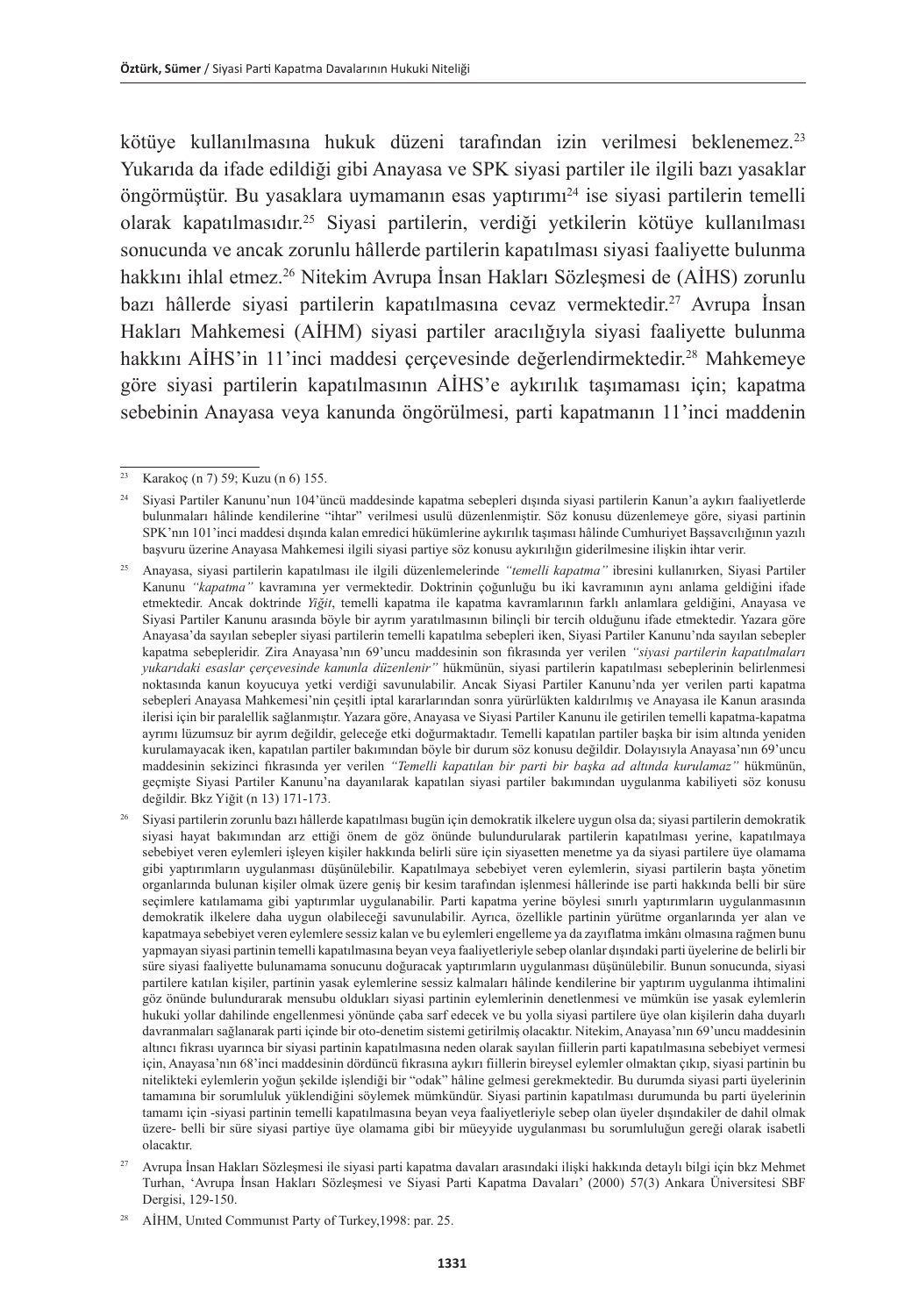kötüye kullanılmasına hukuk düzeni tarafından izin verilmesi beklenemez.[23] Yukarıda da ifade edildiği gibi Anayasa ve SPK siyasi partiler ile ilgili bazı yasaklar öngörmüştür. Bu yasaklara uymamanın esas yaptırımı[24] ise siyasi partilerin temelli olarak kapatılmasıdır.[25] Siyasi partilerin, verdiği yetkilerin kötüye kullanılması sonucunda ve ancak zorunlu hâllerde partilerin kapatılması siyasi faaliyette bulunma hakkını ihlal etmez.[26] Nitekim Avrupa İnsan Hakları Sözleşmesi de (AİHS) zorunlu bazı hâllerde siyasi partilerin kapatılmasına cevaz vermektedir.[27] Avrupa İnsan Hakları Mahkemesi (AİHM) siyasi partiler aracılığıyla siyasi faaliyette bulunma hakkını AİHS'in 11'inci maddesi çerçevesinde değerlendirmektedir.[28] Mahkemeye göre siyasi partilerin kapatılmasının AİHS'e aykırılık taşımaması için; kapatma sebebinin Anayasa veya kanunda öngörülmesi, parti kapatmanın 11'inci maddenin

---

[23] Karakoç (n 7) 59; Kuzu (n 6) 155.

[24] Siyasi Partiler Kanunu'nun 104'üncü maddesinde kapatma sebepleri dışında siyasi partilerin Kanun'a aykırı faaliyetlerde bulunmaları hâlinde kendilerine "ihtar" verilmesi usulü düzenlenmiştir. Söz konusu düzenlemeye göre, siyasi partinin SPK'nın 101'inci maddesi dışında kalan emredici hükümlerine aykırılık taşıması hâlinde Cumhuriyet Başsavcılığının yazılı başvuru üzerine Anayasa Mahkemesi ilgili siyasi partiye söz konusu aykırılığın giderilmesine ilişkin ihtar verir.

[25] Anayasa, siyasi partilerin kapatılması ile ilgili düzenlemelerinde *"temelli kapatma"* ibresini kullanırken, Siyasi Partiler Kanunu *"kapatma"* kavramına yer vermektedir. Doktrinin çoğunluğu bu iki kavramının aynı anlama geldiğini ifade etmektedir. Ancak doktrinde *Yiğit*, temelli kapatma ile kapatma kavramlarının farklı anlamlara geldiğini, Anayasa ve Siyasi Partiler Kanunu arasında böyle bir ayrım yaratılmasının bilinçli bir tercih olduğunu ifade etmektedir. Yazara göre Anayasa'da sayılan sebepler siyasi partilerin temelli kapatılma sebepleri iken, Siyasi Partiler Kanunu'nda sayılan sebepler kapatma sebepleridir. Zira Anayasa'nın 69'uncu maddesinin son fıkrasında yer verilen *"siyasi partilerin kapatılmaları yukarıdaki esaslar çerçevesinde kanunla düzenlenir"* hükmünün, siyasi partilerin kapatılması sebeplerinin belirlenmesi noktasında kanun koyucuya yetki verdiği savunulabilir. Ancak Siyasi Partiler Kanunu'nda yer verilen parti kapatma sebepleri Anayasa Mahkemesi'nin çeşitli iptal kararlarından sonra yürürlükten kaldırılmış ve Anayasa ile Kanun arasında ilerisi için bir paralellik sağlanmıştır. Yazara göre, Anayasa ve Siyasi Partiler Kanunu ile getirilen temelli kapatma-kapatma ayrımı lüzumsuz bir ayrım değildir, geleceğe etki doğurmaktadır. Temelli kapatılan partiler başka bir isim altında yeniden kurulamayacak iken, kapatılan partiler bakımından böyle bir durum söz konusu değildir. Dolayısıyla Anayasa'nın 69'uncu maddesinin sekizinci fıkrasında yer verilen *"Temelli kapatılan bir parti bir başka ad altında kurulamaz"* hükmünün, geçmişte Siyasi Partiler Kanunu'na dayanılarak kapatılan siyasi partiler bakımından uygulanma kabiliyeti söz konusu değildir. Bkz Yiğit (n 13) 171-173.

[26] Siyasi partilerin zorunlu bazı hâllerde kapatılması bugün için demokratik ilkelere uygun olsa da; siyasi partilerin demokratik siyasi hayat bakımından arz ettiği önem de göz önünde bulundurularak partilerin kapatılması yerine, kapatılmaya sebebiyet veren eylemleri işleyen kişiler hakkında belirli süre için siyasetten menetme ya da siyasi partilere üye olamama gibi yaptırımların uygulanması düşünülebilir. Kapatılmaya sebebiyet veren eylemlerin, siyasi partilerin başta yönetim organlarında bulunan kişiler olmak üzere geniş bir kesim tarafından işlenmesi hâllerinde ise parti hakkında belli bir süre seçimlere katılamama gibi yaptırımlar uygulanabilir. Parti kapatma yerine böylesi sınırlı yaptırımların uygulanmasının demokratik ilkelere daha uygun olabileceği savunulabilir. Ayrıca, özellikle partinin yürütme organlarında yer alan ve kapatmaya sebebiyet veren eylemlere sessiz kalan ve bu eylemleri engelleme ya da zayıflatma imkânı olmasına rağmen bunu yapmayan siyasi partinin temelli kapatılmasına beyan veya faaliyetleriyle sebep olanlar dışındaki parti üyelerine de belirli bir süre siyasi faaliyette bulunamama sonucunu doğuracak yaptırımların uygulanması düşünülebilir. Bunun sonucunda, siyasi partilere katılan kişiler, partinin yasak eylemlerine sessiz kalmaları hâlinde kendilerine bir yaptırım uygulanma ihtimalini göz önünde bulundurarak mensubu oldukları siyasi partinin eylemlerinin denetlenmesi ve mümkün ise yasak eylemlerin hukuki yollar dahilinde engellenmesi yönünde çaba sarf edecek ve bu yolla siyasi partilere üye olan kişilerin daha duyarlı davranmaları sağlanarak parti içinde bir oto-denetim sistemi getirilmiş olacaktır. Nitekim, Anayasa'nın 69'uncu maddesinin altıncı fıkrası uyarınca bir siyasi partinin kapatılmasına neden olarak sayılan fiillerin parti kapatılmasına sebebiyet vermesi için, Anayasa'nın 68'inci maddesinin dördüncü fıkrasına aykırı fiillerin bireysel eylemler olmaktan çıkıp, siyasi partinin bu nitelikteki eylemlerin yoğun şekilde işlendiği bir "odak" hâline gelmesi gerekmektedir. Bu durumda siyasi parti üyelerinin tamamına bir sorumluluk yüklendiğini söylemek mümkündür. Siyasi partinin kapatılması durumunda bu parti üyelerinin tamamı için -siyasi partinin temelli kapatılmasına beyan veya faaliyetleriyle sebep olan üyeler dışındakiler de dahil olmak üzere- belli bir süre siyasi partiye üye olamama gibi bir müeyyide uygulanması bu sorumluluğun gereği olarak isabetli olacaktır.

[27] Avrupa İnsan Hakları Sözleşmesi ile siyasi parti kapatma davaları arasındaki ilişki hakkında detaylı bilgi için bkz Mehmet Turhan, 'Avrupa İnsan Hakları Sözleşmesi ve Siyasi Parti Kapatma Davaları' (2000) 57(3) Ankara Üniversitesi SBF Dergisi, 129-150.

[28] AİHM, Unıted Communıst Party of Turkey,1998: par. 25.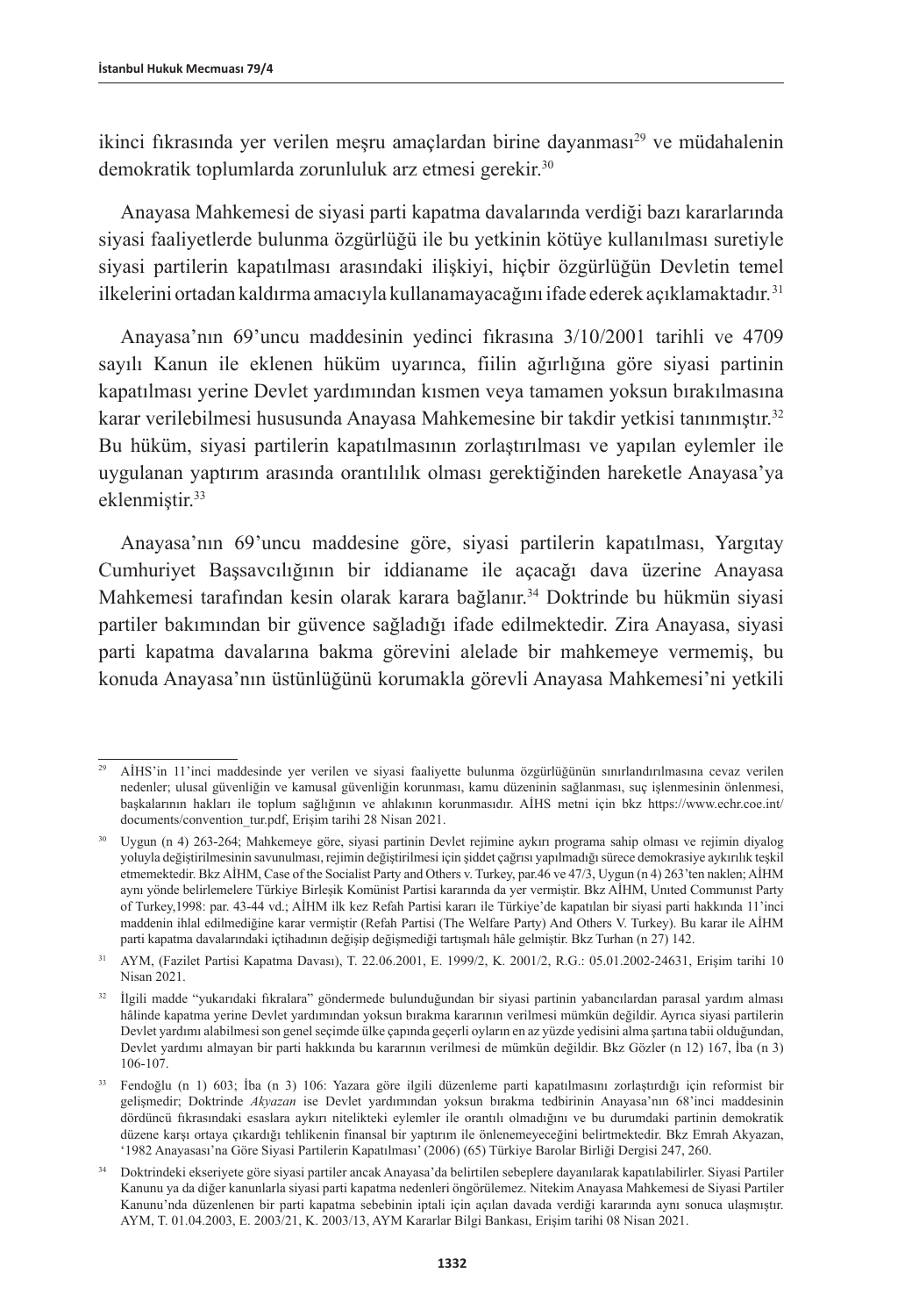ikinci fıkrasında yer verilen meşru amaçlardan birine dayanması[29] ve müdahalenin demokratik toplumlarda zorunluluk arz etmesi gerekir.[30]

Anayasa Mahkemesi de siyasi parti kapatma davalarında verdiği bazı kararlarında siyasi faaliyetlerde bulunma özgürlüğü ile bu yetkinin kötüye kullanılması suretiyle siyasi partilerin kapatılması arasındaki ilişkiyi, hiçbir özgürlüğün Devletin temel ilkelerini ortadan kaldırma amacıyla kullanamayacağını ifade ederek açıklamaktadır.[31]

Anayasa'nın 69'uncu maddesinin yedinci fıkrasına 3/10/2001 tarihli ve 4709 sayılı Kanun ile eklenen hüküm uyarınca, fiilin ağırlığına göre siyasi partinin kapatılması yerine Devlet yardımından kısmen veya tamamen yoksun bırakılmasına karar verilebilmesi hususunda Anayasa Mahkemesine bir takdir yetkisi tanınmıştır.[32] Bu hüküm, siyasi partilerin kapatılmasının zorlaştırılması ve yapılan eylemler ile uygulanan yaptırım arasında orantılılık olması gerektiğinden hareketle Anayasa'ya eklenmiştir.[33]

Anayasa'nın 69'uncu maddesine göre, siyasi partilerin kapatılması, Yargıtay Cumhuriyet Başsavcılığının bir iddianame ile açacağı dava üzerine Anayasa Mahkemesi tarafından kesin olarak karara bağlanır.[34] Doktrinde bu hükmün siyasi partiler bakımından bir güvence sağladığı ifade edilmektedir. Zira Anayasa, siyasi parti kapatma davalarına bakma görevini alelade bir mahkemeye vermemiş, bu konuda Anayasa'nın üstünlüğünü korumakla görevli Anayasa Mahkemesi'ni yetkili

---

[29] AİHS'in 11'inci maddesinde yer verilen ve siyasi faaliyette bulunma özgürlüğünün sınırlandırılmasına cevaz verilen nedenler; ulusal güvenliğin ve kamusal güvenliğin korunması, kamu düzeninin sağlanması, suç işlenmesinin önlenmesi, başkalarının hakları ile toplum sağlığının ve ahlakının korunmasıdır. AİHS metni için bkz https://www.echr.coe.int/documents/convention_tur.pdf, Erişim tarihi 28 Nisan 2021.

[30] Uygun (n 4) 263-264; Mahkemeye göre, siyasi partinin Devlet rejimine aykırı programa sahip olması ve rejimin diyalog yoluyla değiştirilmesinin savunulması, rejimin değiştirilmesi için şiddet çağrısı yapılmadığı sürece demokrasiye aykırılık teşkil etmemektedir. Bkz AİHM, Case of the Socialist Party and Others v. Turkey, par.46 ve 47/3, Uygun (n 4) 263'ten naklen; AİHM aynı yönde belirlemelere Türkiye Birleşik Komünist Partisi kararında da yer vermiştir. Bkz AİHM, Unıted Communıst Party of Turkey,1998: par. 43-44 vd.; AİHM ilk kez Refah Partisi kararı ile Türkiye'de kapatılan bir siyasi parti hakkında 11'inci maddenin ihlal edilmediğine karar vermiştir (Refah Partisi (The Welfare Party) And Others V. Turkey). Bu karar ile AİHM parti kapatma davalarındaki içtihadının değişip değişmediği tartışmalı hâle gelmiştir. Bkz Turhan (n 27) 142.

[31] AYM, (Fazilet Partisi Kapatma Davası), T. 22.06.2001, E. 1999/2, K. 2001/2, R.G.: 05.01.2002-24631, Erişim tarihi 10 Nisan 2021.

[32] İlgili madde "yukarıdaki fıkralara" göndermede bulunduğundan bir siyasi partinin yabancılardan parasal yardım alması hâlinde kapatma yerine Devlet yardımından yoksun bırakma kararının verilmesi mümkün değildir. Ayrıca siyasi partilerin Devlet yardımı alabilmesi son genel seçimde ülke çapında geçerli oyların en az yüzde yedisini alma şartına tabii olduğundan, Devlet yardımı almayan bir parti hakkında bu kararının verilmesi de mümkün değildir. Bkz Gözler (n 12) 167, İba (n 3) 106-107.

[33] Fendoğlu (n 1) 603; İba (n 3) 106: Yazara göre ilgili düzenleme parti kapatılmasını zorlaştırdığı için reformist bir gelişmedir; Doktrinde *Akyazan* ise Devlet yardımından yoksun bırakma tedbirinin Anayasa'nın 68'inci maddesinin dördüncü fıkrasındaki esaslara aykırı nitelikteki eylemler ile orantılı olmadığını ve bu durumdaki partinin demokratik düzene karşı ortaya çıkardığı tehlikenin finansal bir yaptırım ile önlenemeyeceğini belirtmektedir. Bkz Emrah Akyazan, '1982 Anayasası'na Göre Siyasi Partilerin Kapatılması' (2006) (65) Türkiye Barolar Birliği Dergisi 247, 260.

[34] Doktrindeki ekseriyete göre siyasi partiler ancak Anayasa'da belirtilen sebeplere dayanılarak kapatılabilirler. Siyasi Partiler Kanunu ya da diğer kanunlarla siyasi parti kapatma nedenleri öngörülemez. Nitekim Anayasa Mahkemesi de Siyasi Partiler Kanunu'nda düzenlenen bir parti kapatma sebebinin iptali için açılan davada verdiği kararında aynı sonuca ulaşmıştır. AYM, T. 01.04.2003, E. 2003/21, K. 2003/13, AYM Kararlar Bilgi Bankası, Erişim tarihi 08 Nisan 2021.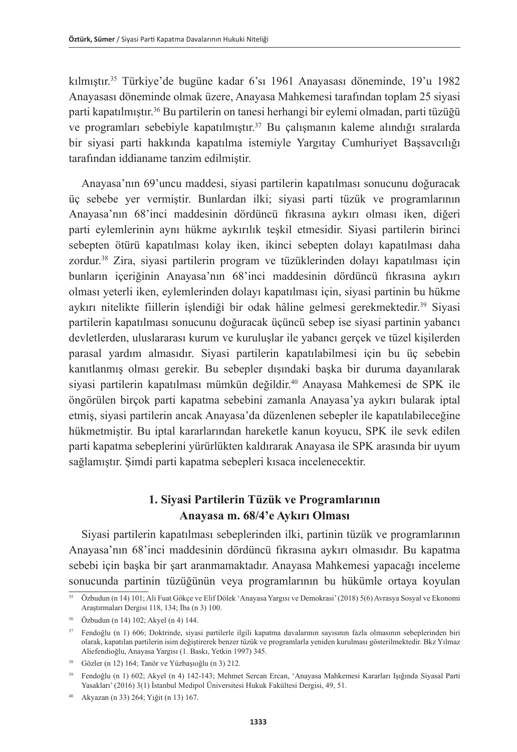kılmıştır.[35] Türkiye'de bugüne kadar 6'sı 1961 Anayasası döneminde, 19'u 1982 Anayasası döneminde olmak üzere, Anayasa Mahkemesi tarafından toplam 25 siyasi parti kapatılmıştır.[36] Bu partilerin on tanesi herhangi bir eylemi olmadan, parti tüzüğü ve programları sebebiyle kapatılmıştır.[37] Bu çalışmanın kaleme alındığı sıralarda bir siyasi parti hakkında kapatılma istemiyle Yargıtay Cumhuriyet Başsavcılığı tarafından iddianame tanzim edilmiştir.

Anayasa'nın 69'uncu maddesi, siyasi partilerin kapatılması sonucunu doğuracak üç sebebe yer vermiştir. Bunlardan ilki; siyasi parti tüzük ve programlarının Anayasa'nın 68'inci maddesinin dördüncü fıkrasına aykırı olması iken, diğeri parti eylemlerinin aynı hükme aykırılık teşkil etmesidir. Siyasi partilerin birinci sebepten ötürü kapatılması kolay iken, ikinci sebepten dolayı kapatılması daha zordur.[38] Zira, siyasi partilerin program ve tüzüklerinden dolayı kapatılması için bunların içeriğinin Anayasa'nın 68'inci maddesinin dördüncü fıkrasına aykırı olması yeterli iken, eylemlerinden dolayı kapatılması için, siyasi partinin bu hükme aykırı nitelikte fiillerin işlendiği bir odak hâline gelmesi gerekmektedir.[39] Siyasi partilerin kapatılması sonucunu doğuracak üçüncü sebep ise siyasi partinin yabancı devletlerden, uluslararası kurum ve kuruluşlar ile yabancı gerçek ve tüzel kişilerden parasal yardım almasıdır. Siyasi partilerin kapatılabilmesi için bu üç sebebin kanıtlanmış olması gerekir. Bu sebepler dışındaki başka bir duruma dayanılarak siyasi partilerin kapatılması mümkün değildir.[40] Anayasa Mahkemesi de SPK ile öngörülen birçok parti kapatma sebebini zamanla Anayasa'ya aykırı bularak iptal etmiş, siyasi partilerin ancak Anayasa'da düzenlenen sebepler ile kapatılabileceğine hükmetmiştir. Bu iptal kararlarından hareketle kanun koyucu, SPK ile sevk edilen parti kapatma sebeplerini yürürlükten kaldırarak Anayasa ile SPK arasında bir uyum sağlamıştır. Şimdi parti kapatma sebepleri kısaca incelenecektir.

### 1. Siyasi Partilerin Tüzük ve Programlarının Anayasa m. 68/4'e Aykırı Olması

Siyasi partilerin kapatılması sebeplerinden ilki, partinin tüzük ve programlarının Anayasa'nın 68'inci maddesinin dördüncü fıkrasına aykırı olmasıdır. Bu kapatma sebebi için başka bir şart aranmamaktadır. Anayasa Mahkemesi yapacağı inceleme sonucunda partinin tüzüğünün veya programlarının bu hükümle ortaya koyulan

---

[35] Özbudun (n 14) 101; Ali Fuat Gökçe ve Elif Dölek 'Anayasa Yargısı ve Demokrasi' (2018) 5(6) Avrasya Sosyal ve Ekonomi Araştırmaları Dergisi 118, 134; İba (n 3) 100.

[36] Özbudun (n 14) 102; Akyel (n 4) 144.

[37] Fendoğlu (n 1) 606; Doktrinde, siyasi partilerle ilgili kapatma davalarının sayısının fazla olmasının sebeplerinden biri olarak, kapatılan partilerin isim değiştirerek benzer tüzük ve programlarla yeniden kurulması gösterilmektedir. Bkz Yılmaz Aliefendioğlu, Anayasa Yargısı (1. Baskı, Yetkin 1997) 345.

[38] Gözler (n 12) 164; Tanör ve Yüzbaşıoğlu (n 3) 212.

[39] Fendoğlu (n 1) 602; Akyel (n 4) 142-143; Mehmet Sercan Ercan, 'Anayasa Mahkemesi Kararları Işığında Siyasal Parti Yasakları' (2016) 3(1) İstanbul Medipol Üniversitesi Hukuk Fakültesi Dergisi, 49, 51.

[40] Akyazan (n 33) 264; Yiğit (n 13) 167.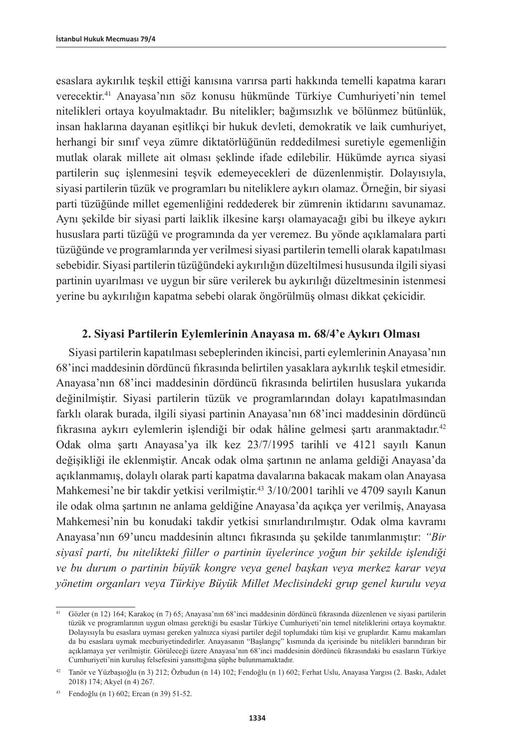esaslara aykırılık teşkil ettiği kanısına varırsa parti hakkında temelli kapatma kararı verecektir.[41] Anayasa'nın söz konusu hükmünde Türkiye Cumhuriyeti'nin temel nitelikleri ortaya koyulmaktadır. Bu nitelikler; bağımsızlık ve bölünmez bütünlük, insan haklarına dayanan eşitlikçi bir hukuk devleti, demokratik ve laik cumhuriyet, herhangi bir sınıf veya zümre diktatörlüğünün reddedilmesi suretiyle egemenliğin mutlak olarak millete ait olması şeklinde ifade edilebilir. Hükümde ayrıca siyasi partilerin suç işlenmesini teşvik edemeyecekleri de düzenlenmiştir. Dolayısıyla, siyasi partilerin tüzük ve programları bu niteliklere aykırı olamaz. Örneğin, bir siyasi parti tüzüğünde millet egemenliğini reddederek bir zümrenin iktidarını savunamaz. Aynı şekilde bir siyasi parti laiklik ilkesine karşı olamayacağı gibi bu ilkeye aykırı hususlara parti tüzüğü ve programında da yer veremez. Bu yönde açıklamalara parti tüzüğünde ve programlarında yer verilmesi siyasi partilerin temelli olarak kapatılması sebebidir. Siyasi partilerin tüzüğündeki aykırılığın düzeltilmesi hususunda ilgili siyasi partinin uyarılması ve uygun bir süre verilerek bu aykırılığı düzeltmesinin istenmesi yerine bu aykırılığın kapatma sebebi olarak öngörülmüş olması dikkat çekicidir.

### 2. Siyasi Partilerin Eylemlerinin Anayasa m. 68/4'e Aykırı Olması

Siyasi partilerin kapatılması sebeplerinden ikincisi, parti eylemlerinin Anayasa'nın 68'inci maddesinin dördüncü fıkrasında belirtilen yasaklara aykırılık teşkil etmesidir. Anayasa'nın 68'inci maddesinin dördüncü fıkrasında belirtilen hususlara yukarıda değinilmiştir. Siyasi partilerin tüzük ve programlarından dolayı kapatılmasından farklı olarak burada, ilgili siyasi partinin Anayasa'nın 68'inci maddesinin dördüncü fıkrasına aykırı eylemlerin işlendiği bir odak hâline gelmesi şartı aranmaktadır.[42] Odak olma şartı Anayasa'ya ilk kez 23/7/1995 tarihli ve 4121 sayılı Kanun değişikliği ile eklenmiştir. Ancak odak olma şartının ne anlama geldiği Anayasa'da açıklanmamış, dolaylı olarak parti kapatma davalarına bakacak makam olan Anayasa Mahkemesi'ne bir takdir yetkisi verilmiştir.[43] 3/10/2001 tarihli ve 4709 sayılı Kanun ile odak olma şartının ne anlama geldiğine Anayasa'da açıkça yer verilmiş, Anayasa Mahkemesi'nin bu konudaki takdir yetkisi sınırlandırılmıştır. Odak olma kavramı Anayasa'nın 69'uncu maddesinin altıncı fıkrasında şu şekilde tanımlanmıştır: *"Bir siyasî parti, bu nitelikteki fiiller o partinin üyelerince yoğun bir şekilde işlendiği ve bu durum o partinin büyük kongre veya genel başkan veya merkez karar veya yönetim organları veya Türkiye Büyük Millet Meclisindeki grup genel kurulu veya*

---

[41] Gözler (n 12) 164; Karakoç (n 7) 65; Anayasa'nın 68'inci maddesinin dördüncü fıkrasında düzenlenen ve siyasi partilerin tüzük ve programlarının uygun olması gerektiği bu esaslar Türkiye Cumhuriyeti'nin temel niteliklerini ortaya koymaktır. Dolayısıyla bu esaslara uyması gereken yalnızca siyasi partiler değil toplumdaki tüm kişi ve gruplardır. Kamu makamları da bu esaslara uymak mecburiyetindedirler. Anayasanın "Başlangıç" kısmında da içerisinde bu nitelikleri barındıran bir açıklamaya yer verilmiştir. Görüleceği üzere Anayasa'nın 68'inci maddesinin dördüncü fıkrasındaki bu esasların Türkiye Cumhuriyeti'nin kuruluş felsefesini yansıttığına şüphe bulunmamaktadır.

[42] Tanör ve Yüzbaşıoğlu (n 3) 212; Özbudun (n 14) 102; Fendoğlu (n 1) 602; Ferhat Uslu, Anayasa Yargısı (2. Baskı, Adalet 2018) 174; Akyel (n 4) 267.

[43] Fendoğlu (n 1) 602; Ercan (n 39) 51-52.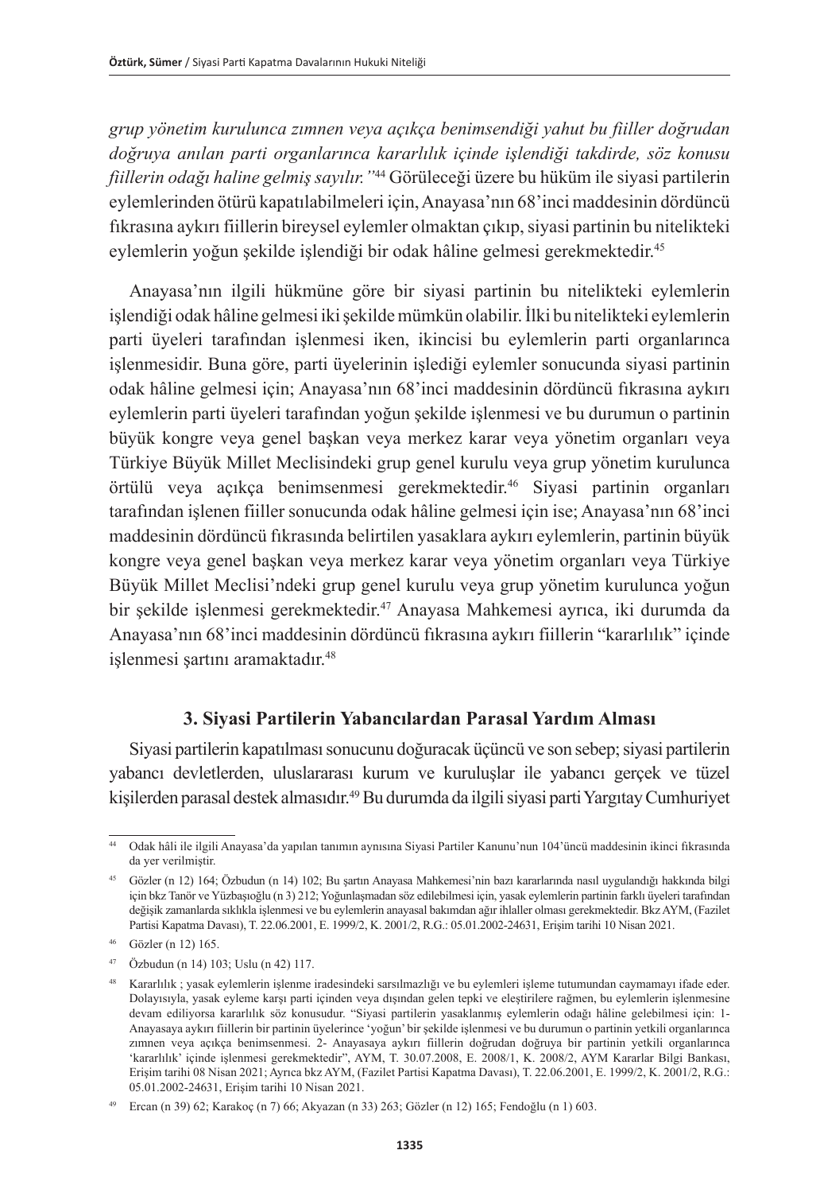*grup yönetim kurulunca zımnen veya açıkça benimsendiği yahut bu fiiller doğrudan doğruya anılan parti organlarınca kararlılık içinde işlendiği takdirde, söz konusu fiillerin odağı haline gelmiş sayılır."*[44] Görüleceği üzere bu hüküm ile siyasi partilerin eylemlerinden ötürü kapatılabilmeleri için, Anayasa'nın 68'inci maddesinin dördüncü fıkrasına aykırı fiillerin bireysel eylemler olmaktan çıkıp, siyasi partinin bu nitelikteki eylemlerin yoğun şekilde işlendiği bir odak hâline gelmesi gerekmektedir.[45]

Anayasa'nın ilgili hükmüne göre bir siyasi partinin bu nitelikteki eylemlerin işlendiği odak hâline gelmesi iki şekilde mümkün olabilir. İlki bu nitelikteki eylemlerin parti üyeleri tarafından işlenmesi iken, ikincisi bu eylemlerin parti organlarınca işlenmesidir. Buna göre, parti üyelerinin işlediği eylemler sonucunda siyasi partinin odak hâline gelmesi için; Anayasa'nın 68'inci maddesinin dördüncü fıkrasına aykırı eylemlerin parti üyeleri tarafından yoğun şekilde işlenmesi ve bu durumun o partinin büyük kongre veya genel başkan veya merkez karar veya yönetim organları veya Türkiye Büyük Millet Meclisindeki grup genel kurulu veya grup yönetim kurulunca örtülü veya açıkça benimsenmesi gerekmektedir.[46] Siyasi partinin organları tarafından işlenen fiiller sonucunda odak hâline gelmesi için ise; Anayasa'nın 68'inci maddesinin dördüncü fıkrasında belirtilen yasaklara aykırı eylemlerin, partinin büyük kongre veya genel başkan veya merkez karar veya yönetim organları veya Türkiye Büyük Millet Meclisi'ndeki grup genel kurulu veya grup yönetim kurulunca yoğun bir şekilde işlenmesi gerekmektedir.[47] Anayasa Mahkemesi ayrıca, iki durumda da Anayasa'nın 68'inci maddesinin dördüncü fıkrasına aykırı fiillerin "kararlılık" içinde işlenmesi şartını aramaktadır.[48]

### 3. Siyasi Partilerin Yabancılardan Parasal Yardım Alması

Siyasi partilerin kapatılması sonucunu doğuracak üçüncü ve son sebep; siyasi partilerin yabancı devletlerden, uluslararası kurum ve kuruluşlar ile yabancı gerçek ve tüzel kişilerden parasal destek almasıdır.[49] Bu durumda da ilgili siyasi parti Yargıtay Cumhuriyet

---

[44] Odak hâli ile ilgili Anayasa'da yapılan tanımın aynısına Siyasi Partiler Kanunu'nun 104'üncü maddesinin ikinci fıkrasında da yer verilmiştir.

[45] Gözler (n 12) 164; Özbudun (n 14) 102; Bu şartın Anayasa Mahkemesi'nin bazı kararlarında nasıl uygulandığı hakkında bilgi için bkz Tanör ve Yüzbaşıoğlu (n 3) 212; Yoğunlaşmadan söz edilebilmesi için, yasak eylemlerin partinin farklı üyeleri tarafından değişik zamanlarda sıklıkla işlenmesi ve bu eylemlerin anayasal bakımdan ağır ihlaller olması gerekmektedir. Bkz AYM, (Fazilet Partisi Kapatma Davası), T. 22.06.2001, E. 1999/2, K. 2001/2, R.G.: 05.01.2002-24631, Erişim tarihi 10 Nisan 2021.

[46] Gözler (n 12) 165.

[47] Özbudun (n 14) 103; Uslu (n 42) 117.

[48] Kararlılık ; yasak eylemlerin işlenme iradesindeki sarsılmazlığı ve bu eylemleri işleme tutumundan caymamayı ifade eder. Dolayısıyla, yasak eyleme karşı parti içinden veya dışından gelen tepki ve eleştirilere rağmen, bu eylemlerin işlenmesine devam ediliyorsa kararlılık söz konusudur. "Siyasi partilerin yasaklanmış eylemlerin odağı hâline gelebilmesi için: 1- Anayasaya aykırı fiillerin bir partinin üyelerince 'yoğun' bir şekilde işlenmesi ve bu durumun o partinin yetkili organlarınca zımnen veya açıkça benimsenmesi. 2- Anayasaya aykırı fiillerin doğrudan doğruya bir partinin yetkili organlarınca 'kararlılık' içinde işlenmesi gerekmektedir", AYM, T. 30.07.2008, E. 2008/1, K. 2008/2, AYM Kararlar Bilgi Bankası, Erişim tarihi 08 Nisan 2021; Ayrıca bkz AYM, (Fazilet Partisi Kapatma Davası), T. 22.06.2001, E. 1999/2, K. 2001/2, R.G.: 05.01.2002-24631, Erişim tarihi 10 Nisan 2021.

[49] Ercan (n 39) 62; Karakoç (n 7) 66; Akyazan (n 33) 263; Gözler (n 12) 165; Fendoğlu (n 1) 603.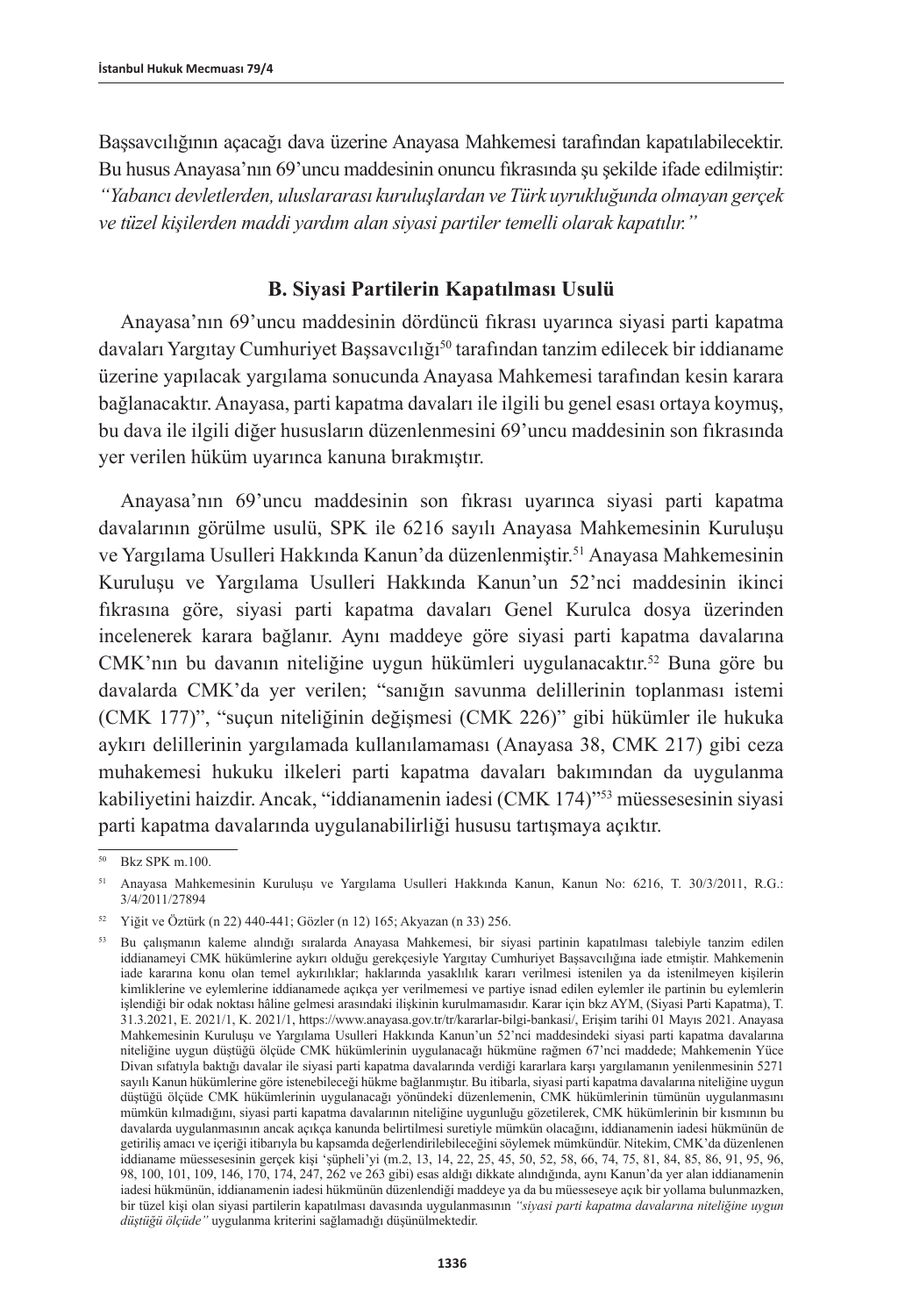Başsavcılığının açacağı dava üzerine Anayasa Mahkemesi tarafından kapatılabilecektir. Bu husus Anayasa'nın 69'uncu maddesinin onuncu fıkrasında şu şekilde ifade edilmiştir: *"Yabancı devletlerden, uluslararası kuruluşlardan ve Türk uyrukluğunda olmayan gerçek ve tüzel kişilerden maddi yardım alan siyasi partiler temelli olarak kapatılır."*

### B. Siyasi Partilerin Kapatılması Usulü

Anayasa'nın 69'uncu maddesinin dördüncü fıkrası uyarınca siyasi parti kapatma davaları Yargıtay Cumhuriyet Başsavcılığı[50] tarafından tanzim edilecek bir iddianame üzerine yapılacak yargılama sonucunda Anayasa Mahkemesi tarafından kesin karara bağlanacaktır. Anayasa, parti kapatma davaları ile ilgili bu genel esası ortaya koymuş, bu dava ile ilgili diğer hususların düzenlenmesini 69'uncu maddesinin son fıkrasında yer verilen hüküm uyarınca kanuna bırakmıştır.

Anayasa'nın 69'uncu maddesinin son fıkrası uyarınca siyasi parti kapatma davalarının görülme usulü, SPK ile 6216 sayılı Anayasa Mahkemesinin Kuruluşu ve Yargılama Usulleri Hakkında Kanun'da düzenlenmiştir.[51] Anayasa Mahkemesinin Kuruluşu ve Yargılama Usulleri Hakkında Kanun'un 52'nci maddesinin ikinci fıkrasına göre, siyasi parti kapatma davaları Genel Kurulca dosya üzerinden incelenerek karara bağlanır. Aynı maddeye göre siyasi parti kapatma davalarına CMK'nın bu davanın niteliğine uygun hükümleri uygulanacaktır.[52] Buna göre bu davalarda CMK'da yer verilen; "sanığın savunma delillerinin toplanması istemi (CMK 177)", "suçun niteliğinin değişmesi (CMK 226)" gibi hükümler ile hukuka aykırı delillerinin yargılamada kullanılamaması (Anayasa 38, CMK 217) gibi ceza muhakemesi hukuku ilkeleri parti kapatma davaları bakımından da uygulanma kabiliyetini haizdir. Ancak, "iddianamenin iadesi (CMK 174)"[53] müessesesinin siyasi parti kapatma davalarında uygulanabilirliği hususu tartışmaya açıktır.

---

[50] Bkz SPK m.100.

[51] Anayasa Mahkemesinin Kuruluşu ve Yargılama Usulleri Hakkında Kanun, Kanun No: 6216, T. 30/3/2011, R.G.: 3/4/2011/27894

[52] Yiğit ve Öztürk (n 22) 440-441; Gözler (n 12) 165; Akyazan (n 33) 256.

[53] Bu çalışmanın kaleme alındığı sıralarda Anayasa Mahkemesi, bir siyasi partinin kapatılması talebiyle tanzim edilen iddianameyi CMK hükümlerine aykırı olduğu gerekçesiyle Yargıtay Cumhuriyet Başsavcılığına iade etmiştir. Mahkemenin iade kararına konu olan temel aykırılıklar; haklarında yasaklılık kararı verilmesi istenilen ya da istenilmeyen kişilerin kimliklerine ve eylemlerine iddianamede açıkça yer verilmemesi ve partiye isnad edilen eylemler ile partinin bu eylemlerin işlendiği bir odak noktası hâline gelmesi arasındaki ilişkinin kurulmamasıdır. Karar için bkz AYM, (Siyasi Parti Kapatma), T. 31.3.2021, E. 2021/1, K. 2021/1, https://www.anayasa.gov.tr/tr/kararlar-bilgi-bankasi/, Erişim tarihi 01 Mayıs 2021. Anayasa Mahkemesinin Kuruluşu ve Yargılama Usulleri Hakkında Kanun'un 52'nci maddesindeki siyasi parti kapatma davalarına niteliğine uygun düştüğü ölçüde CMK hükümlerinin uygulanacağı hükmüne rağmen 67'nci maddede; Mahkemenin Yüce Divan sıfatıyla baktığı davalar ile siyasi parti kapatma davalarında verdiği kararlara karşı yargılamanın yenilenmesinin 5271 sayılı Kanun hükümlerine göre istenebileceği hükme bağlanmıştır. Bu itibarla, siyasi parti kapatma davalarına niteliğine uygun düştüğü ölçüde CMK hükümlerinin uygulanacağı yönündeki düzenlemenin, CMK hükümlerinin tümünün uygulanmasını mümkün kılmadığını, siyasi parti kapatma davalarının niteliğine uygunluğu gözetilerek, CMK hükümlerinin bir kısmının bu davalarda uygulanmasının ancak açıkça kanunda belirtilmesi suretiyle mümkün olacağını, iddianamenin iadesi hükmünün de getiriliş amacı ve içeriği itibarıyla bu kapsamda değerlendirilebileceğini söylemek mümkündür. Nitekim, CMK'da düzenlenen iddianame müessesesinin gerçek kişi 'şüpheli'yi (m.2, 13, 14, 22, 25, 45, 50, 52, 58, 66, 74, 75, 81, 84, 85, 86, 91, 95, 96, 98, 100, 101, 109, 146, 170, 174, 247, 262 ve 263 gibi) esas aldığı dikkate alındığında, aynı Kanun'da yer alan iddianamenin iadesi hükmünün, iddianamenin iadesi hükmünün düzenlendiği maddeye ya da bu müesseseye açık bir yollama bulunmazken, bir tüzel kişi olan siyasi partilerin kapatılması davasında uygulanmasının *"siyasi parti kapatma davalarına niteliğine uygun düştüğü ölçüde"* uygulanma kriterini sağlamadığı düşünülmektedir.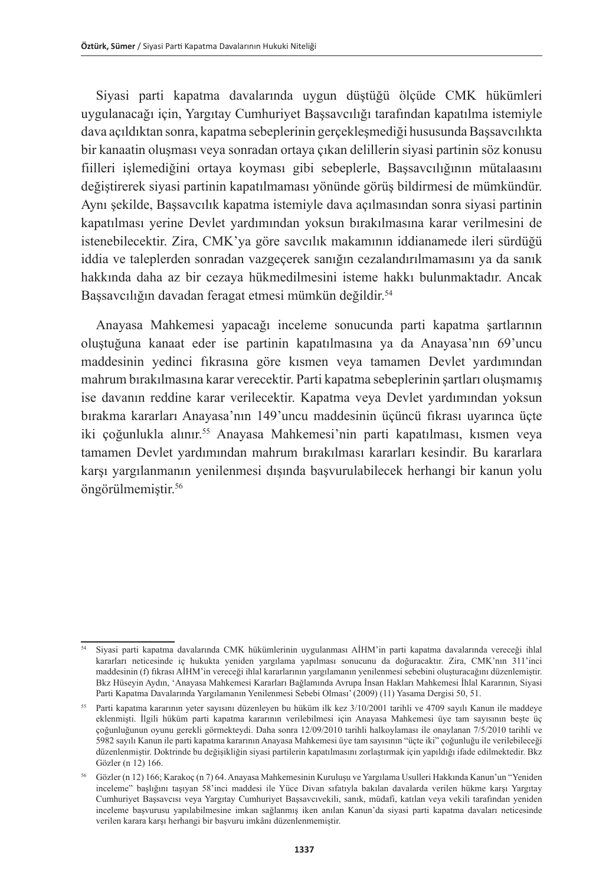Siyasi parti kapatma davalarında uygun düştüğü ölçüde CMK hükümleri uygulanacağı için, Yargıtay Cumhuriyet Başsavcılığı tarafından kapatılma istemiyle dava açıldıktan sonra, kapatma sebeplerinin gerçekleşmediği hususunda Başsavcılıkta bir kanaatin oluşması veya sonradan ortaya çıkan delillerin siyasi partinin söz konusu fiilleri işlemediğini ortaya koyması gibi sebeplerle, Başsavcılığının mütalaasını değiştirerek siyasi partinin kapatılmaması yönünde görüş bildirmesi de mümkündür. Aynı şekilde, Başsavcılık kapatma istemiyle dava açılmasından sonra siyasi partinin kapatılması yerine Devlet yardımından yoksun bırakılmasına karar verilmesini de istenebilecektir. Zira, CMK'ya göre savcılık makamının iddianamede ileri sürdüğü iddia ve taleplerden sonradan vazgeçerek sanığın cezalandırılmamasını ya da sanık hakkında daha az bir cezaya hükmedilmesini isteme hakkı bulunmaktadır. Ancak Başsavcılığın davadan feragat etmesi mümkün değildir.[54]

Anayasa Mahkemesi yapacağı inceleme sonucunda parti kapatma şartlarının oluştuğuna kanaat eder ise partinin kapatılmasına ya da Anayasa'nın 69'uncu maddesinin yedinci fıkrasına göre kısmen veya tamamen Devlet yardımından mahrum bırakılmasına karar verecektir. Parti kapatma sebeplerinin şartları oluşmamış ise davanın reddine karar verilecektir. Kapatma veya Devlet yardımından yoksun bırakma kararları Anayasa'nın 149'uncu maddesinin üçüncü fıkrası uyarınca üçte iki çoğunlukla alınır.[55] Anayasa Mahkemesi'nin parti kapatılması, kısmen veya tamamen Devlet yardımından mahrum bırakılması kararları kesindir. Bu kararlara karşı yargılanmanın yenilenmesi dışında başvurulabilecek herhangi bir kanun yolu öngörülmemiştir.[56]

---

[54] Siyasi parti kapatma davalarında CMK hükümlerinin uygulanması AİHM'in parti kapatma davalarında vereceği ihlal kararları neticesinde iç hukukta yeniden yargılama yapılması sonucunu da doğuracaktır. Zira, CMK'nın 311'inci maddesinin (f) fıkrası AİHM'in vereceği ihlal kararlarının yargılamanın yenilenmesi sebebini oluşturacağını düzenlemiştir. Bkz Hüseyin Aydın, 'Anayasa Mahkemesi Kararları Bağlamında Avrupa İnsan Hakları Mahkemesi İhlal Kararının, Siyasi Parti Kapatma Davalarında Yargılamanın Yenilenmesi Sebebi Olması' (2009) (11) Yasama Dergisi 50, 51.

[55] Parti kapatma kararının yeter sayısını düzenleyen bu hüküm ilk kez 3/10/2001 tarihli ve 4709 sayılı Kanun ile maddeye eklenmişti. İlgili hüküm parti kapatma kararının verilebilmesi için Anayasa Mahkemesi üye tam sayısının beşte üç çoğunluğunun oyunu gerekli görmekteydi. Daha sonra 12/09/2010 tarihli halkoylaması ile onaylanan 7/5/2010 tarihli ve 5982 sayılı Kanun ile parti kapatma kararının Anayasa Mahkemesi üye tam sayısının "üçte iki" çoğunluğu ile verilebileceği düzenlenmiştir. Doktrinde bu değişikliğin siyasi partilerin kapatılmasını zorlaştırmak için yapıldığı ifade edilmektedir. Bkz Gözler (n 12) 166.

[56] Gözler (n 12) 166; Karakoç (n 7) 64. Anayasa Mahkemesinin Kuruluşu ve Yargılama Usulleri Hakkında Kanun'un "Yeniden inceleme" başlığını taşıyan 58'inci maddesi ile Yüce Divan sıfatıyla bakılan davalarda verilen hükme karşı Yargıtay Cumhuriyet Başsavcısı veya Yargıtay Cumhuriyet Başsavcıvekili, sanık, müdafi, katılan veya vekili tarafından yeniden inceleme başvurusu yapılabilmesine imkan sağlanmış iken anılan Kanun'da siyasi parti kapatma davaları neticesinde verilen karara karşı herhangi bir başvuru imkânı düzenlenmemiştir.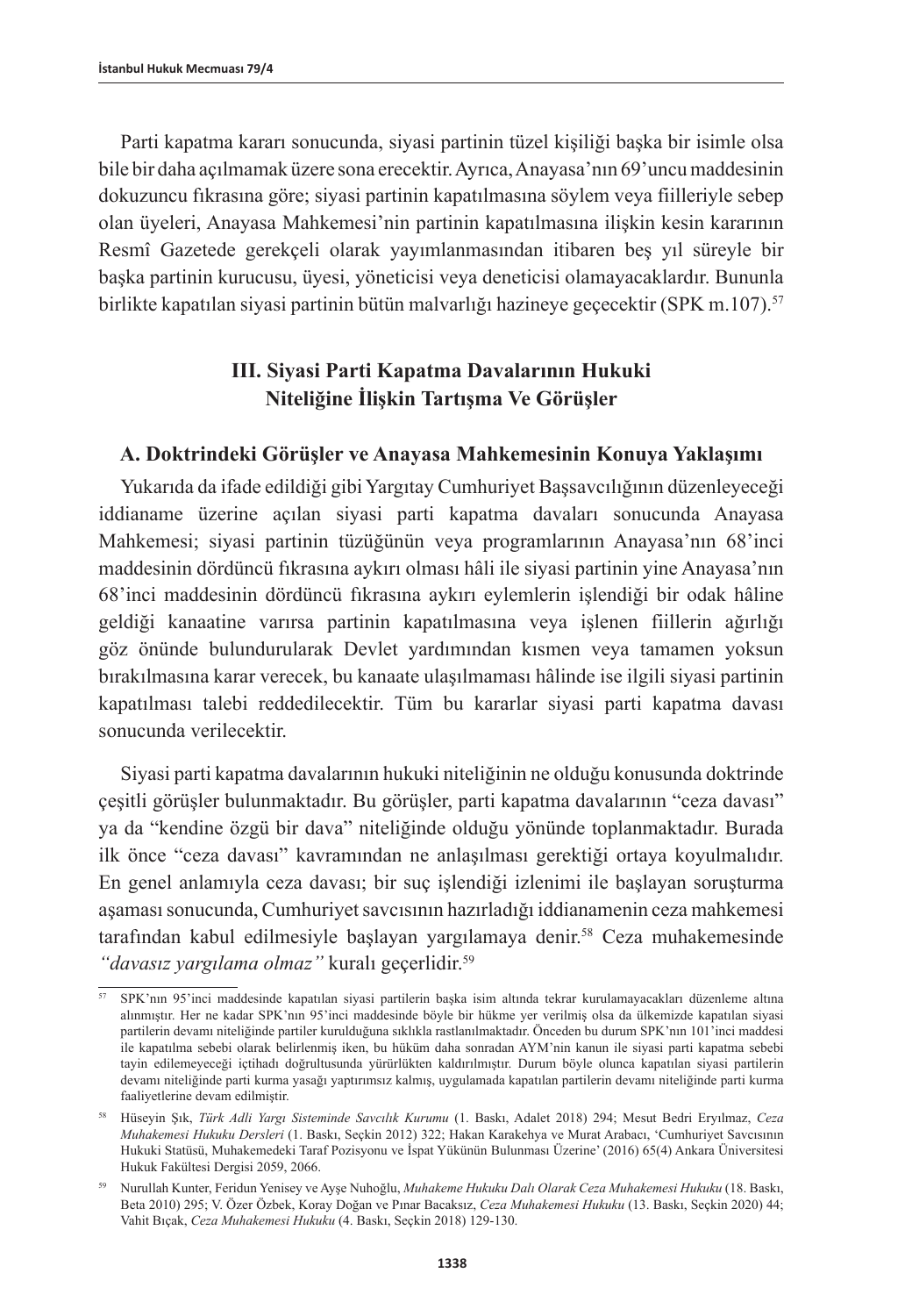Parti kapatma kararı sonucunda, siyasi partinin tüzel kişiliği başka bir isimle olsa bile bir daha açılmamak üzere sona erecektir. Ayrıca, Anayasa'nın 69'uncu maddesinin dokuzuncu fıkrasına göre; siyasi partinin kapatılmasına söylem veya fiilleriyle sebep olan üyeleri, Anayasa Mahkemesi'nin partinin kapatılmasına ilişkin kesin kararının Resmî Gazetede gerekçeli olarak yayımlanmasından itibaren beş yıl süreyle bir başka partinin kurucusu, üyesi, yöneticisi veya deneticisi olamayacaklardır. Bununla birlikte kapatılan siyasi partinin bütün malvarlığı hazineye geçecektir (SPK m.107).[57]

## III. Siyasi Parti Kapatma Davalarının Hukuki Niteliğine İlişkin Tartışma Ve Görüşler

### A. Doktrindeki Görüşler ve Anayasa Mahkemesinin Konuya Yaklaşımı

Yukarıda da ifade edildiği gibi Yargıtay Cumhuriyet Başsavcılığının düzenleyeceği iddianame üzerine açılan siyasi parti kapatma davaları sonucunda Anayasa Mahkemesi; siyasi partinin tüzüğünün veya programlarının Anayasa'nın 68'inci maddesinin dördüncü fıkrasına aykırı olması hâli ile siyasi partinin yine Anayasa'nın 68'inci maddesinin dördüncü fıkrasına aykırı eylemlerin işlendiği bir odak hâline geldiği kanaatine varırsa partinin kapatılmasına veya işlenen fiillerin ağırlığı göz önünde bulundurularak Devlet yardımından kısmen veya tamamen yoksun bırakılmasına karar verecek, bu kanaate ulaşılmaması hâlinde ise ilgili siyasi partinin kapatılması talebi reddedilecektir. Tüm bu kararlar siyasi parti kapatma davası sonucunda verilecektir.

Siyasi parti kapatma davalarının hukuki niteliğinin ne olduğu konusunda doktrinde çeşitli görüşler bulunmaktadır. Bu görüşler, parti kapatma davalarının "ceza davası" ya da "kendine özgü bir dava" niteliğinde olduğu yönünde toplanmaktadır. Burada ilk önce "ceza davası" kavramından ne anlaşılması gerektiği ortaya koyulmalıdır. En genel anlamıyla ceza davası; bir suç işlendiği izlenimi ile başlayan soruşturma aşaması sonucunda, Cumhuriyet savcısının hazırladığı iddianamenin ceza mahkemesi tarafından kabul edilmesiyle başlayan yargılamaya denir.[58] Ceza muhakemesinde *"davasız yargılama olmaz"* kuralı geçerlidir.[59]

---

[57] SPK'nın 95'inci maddesinde kapatılan siyasi partilerin başka isim altında tekrar kurulamayacakları düzenleme altına alınmıştır. Her ne kadar SPK'nın 95'inci maddesinde böyle bir hükme yer verilmiş olsa da ülkemizde kapatılan siyasi partilerin devamı niteliğinde partiler kurulduğuna sıklıkla rastlanılmaktadır. Önceden bu durum SPK'nın 101'inci maddesi ile kapatılma sebebi olarak belirlenmiş iken, bu hüküm daha sonradan AYM'nin kanun ile siyasi parti kapatma sebebi tayin edilemeyeceği içtihadı doğrultusunda yürürlükten kaldırılmıştır. Durum böyle olunca kapatılan siyasi partilerin devamı niteliğinde parti kurma yasağı yaptırımsız kalmış, uygulamada kapatılan partilerin devamı niteliğinde parti kurma faaliyetlerine devam edilmiştir.

[58] Hüseyin Şık, *Türk Adli Yargı Sisteminde Savcılık Kurumu* (1. Baskı, Adalet 2018) 294; Mesut Bedri Eryılmaz, *Ceza Muhakemesi Hukuku Dersleri* (1. Baskı, Seçkin 2012) 322; Hakan Karakehya ve Murat Arabacı, 'Cumhuriyet Savcısının Hukuki Statüsü, Muhakemedeki Taraf Pozisyonu ve İspat Yükünün Bulunması Üzerine' (2016) 65(4) Ankara Üniversitesi Hukuk Fakültesi Dergisi 2059, 2066.

[59] Nurullah Kunter, Feridun Yenisey ve Ayşe Nuhoğlu, *Muhakeme Hukuku Dalı Olarak Ceza Muhakemesi Hukuku* (18. Baskı, Beta 2010) 295; V. Özer Özbek, Koray Doğan ve Pınar Bacaksız, *Ceza Muhakemesi Hukuku* (13. Baskı, Seçkin 2020) 44; Vahit Bıçak, *Ceza Muhakemesi Hukuku* (4. Baskı, Seçkin 2018) 129-130.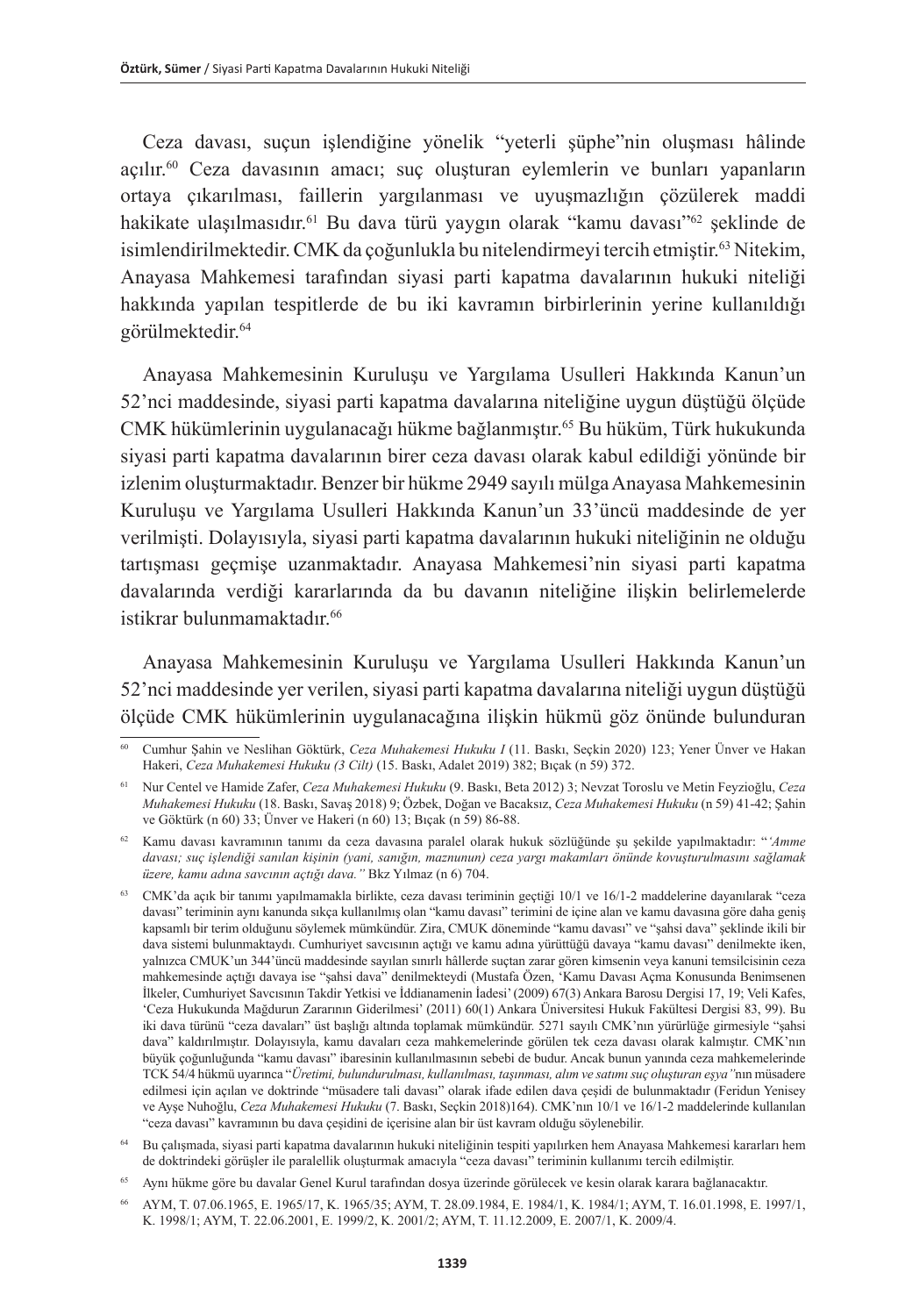Ceza davası, suçun işlendiğine yönelik "yeterli şüphe"nin oluşması hâlinde açılır.[60] Ceza davasının amacı; suç oluşturan eylemlerin ve bunları yapanların ortaya çıkarılması, faillerin yargılanması ve uyuşmazlığın çözülerek maddi hakikate ulaşılmasıdır.[61] Bu dava türü yaygın olarak "kamu davası"[62] şeklinde de isimlendirilmektedir. CMK da çoğunlukla bu nitelendirmeyi tercih etmiştir.[63] Nitekim, Anayasa Mahkemesi tarafından siyasi parti kapatma davalarının hukuki niteliği hakkında yapılan tespitlerde de bu iki kavramın birbirlerinin yerine kullanıldığı görülmektedir.[64]

Anayasa Mahkemesinin Kuruluşu ve Yargılama Usulleri Hakkında Kanun'un 52'nci maddesinde, siyasi parti kapatma davalarına niteliğine uygun düştüğü ölçüde CMK hükümlerinin uygulanacağı hükme bağlanmıştır.[65] Bu hüküm, Türk hukukunda siyasi parti kapatma davalarının birer ceza davası olarak kabul edildiği yönünde bir izlenim oluşturmaktadır. Benzer bir hükme 2949 sayılı mülga Anayasa Mahkemesinin Kuruluşu ve Yargılama Usulleri Hakkında Kanun'un 33'üncü maddesinde de yer verilmişti. Dolayısıyla, siyasi parti kapatma davalarının hukuki niteliğinin ne olduğu tartışması geçmişe uzanmaktadır. Anayasa Mahkemesi'nin siyasi parti kapatma davalarında verdiği kararlarında da bu davanın niteliğine ilişkin belirlemelerde istikrar bulunmamaktadır.[66]

Anayasa Mahkemesinin Kuruluşu ve Yargılama Usulleri Hakkında Kanun'un 52'nci maddesinde yer verilen, siyasi parti kapatma davalarına niteliği uygun düştüğü ölçüde CMK hükümlerinin uygulanacağına ilişkin hükmü göz önünde bulunduran

---

[60] Cumhur Şahin ve Neslihan Göktürk, *Ceza Muhakemesi Hukuku I* (11. Baskı, Seçkin 2020) 123; Yener Ünver ve Hakan Hakeri, *Ceza Muhakemesi Hukuku (3 Cilt)* (15. Baskı, Adalet 2019) 382; Bıçak (n 59) 372.

[61] Nur Centel ve Hamide Zafer, *Ceza Muhakemesi Hukuku* (9. Baskı, Beta 2012) 3; Nevzat Toroslu ve Metin Feyzioğlu, *Ceza Muhakemesi Hukuku* (18. Baskı, Savaş 2018) 9; Özbek, Doğan ve Bacaksız, *Ceza Muhakemesi Hukuku* (n 59) 41-42; Şahin ve Göktürk (n 60) 33; Ünver ve Hakeri (n 60) 13; Bıçak (n 59) 86-88.

[62] Kamu davası kavramının tanımı da ceza davasına paralel olarak hukuk sözlüğünde şu şekilde yapılmaktadır: "*'Amme davası; suç işlendiği sanılan kişinin (yani, sanığın, maznunun) ceza yargı makamları önünde kovuşturulmasını sağlamak üzere, kamu adına savcının açtığı dava."* Bkz Yılmaz (n 6) 704.

[63] CMK'da açık bir tanımı yapılmamakla birlikte, ceza davası teriminin geçtiği 10/1 ve 16/1-2 maddelerine dayanılarak "ceza davası" teriminin aynı kanunda sıkça kullanılmış olan "kamu davası" terimini de içine alan ve kamu davasına göre daha geniş kapsamlı bir terim olduğunu söylemek mümkündür. Zira, CMUK döneminde "kamu davası" ve "şahsi dava" şeklinde ikili bir dava sistemi bulunmaktaydı. Cumhuriyet savcısının açtığı ve kamu adına yürüttüğü davaya "kamu davası" denilmekte iken, yalnızca CMUK'un 344'üncü maddesinde sayılan sınırlı hâllerde suçtan zarar gören kimsenin veya kanuni temsilcisinin ceza mahkemesinde açtığı davaya ise "şahsi dava" denilmekteydi (Mustafa Özen, 'Kamu Davası Açma Konusunda Benimsenen İlkeler, Cumhuriyet Savcısının Takdir Yetkisi ve İddianamenin İadesi' (2009) 67(3) Ankara Barosu Dergisi 17, 19; Veli Kafes, 'Ceza Hukukunda Mağdurun Zararının Giderilmesi' (2011) 60(1) Ankara Üniversitesi Hukuk Fakültesi Dergisi 83, 99). Bu iki dava türünü "ceza davaları" üst başlığı altında toplamak mümkündür. 5271 sayılı CMK'nın yürürlüğe girmesiyle "şahsi dava" kaldırılmıştır. Dolayısıyla, kamu davaları ceza mahkemelerinde görülen tek ceza davası olarak kalmıştır. CMK'nın büyük çoğunluğunda "kamu davası" ibaresinin kullanılmasının sebebi de budur. Ancak bunun yanında ceza mahkemelerinde TCK 54/4 hükmü uyarınca "*Üretimi, bulundurulması, kullanılması, taşınması, alım ve satımı suç oluşturan eşya"*'nın müsadere edilmesi için açılan ve doktrinde "müsadere tali davası" olarak ifade edilen dava çeşidi de bulunmaktadır (Feridun Yenisey ve Ayşe Nuhoğlu, *Ceza Muhakemesi Hukuku* (7. Baskı, Seçkin 2018)164). CMK'nın 10/1 ve 16/1-2 maddelerinde kullanılan "ceza davası" kavramının bu dava çeşidini de içerisine alan bir üst kavram olduğu söylenebilir.

[64] Bu çalışmada, siyasi parti kapatma davalarının hukuki niteliğinin tespiti yapılırken hem Anayasa Mahkemesi kararları hem de doktrindeki görüşler ile paralellik oluşturmak amacıyla "ceza davası" teriminin kullanımı tercih edilmiştir.

[65] Aynı hükme göre bu davalar Genel Kurul tarafından dosya üzerinde görülecek ve kesin olarak karara bağlanacaktır.

[66] AYM, T. 07.06.1965, E. 1965/17, K. 1965/35; AYM, T. 28.09.1984, E. 1984/1, K. 1984/1; AYM, T. 16.01.1998, E. 1997/1, K. 1998/1; AYM, T. 22.06.2001, E. 1999/2, K. 2001/2; AYM, T. 11.12.2009, E. 2007/1, K. 2009/4.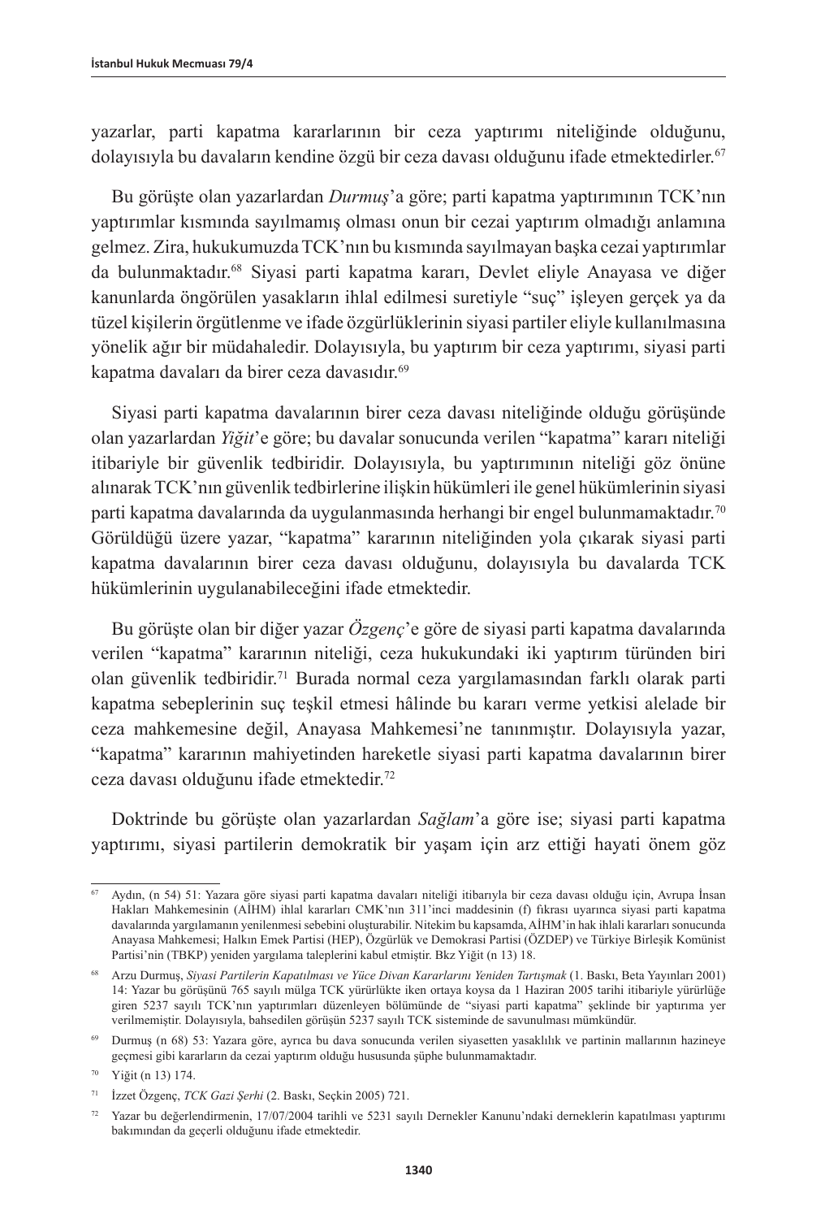yazarlar, parti kapatma kararlarının bir ceza yaptırımı niteliğinde olduğunu, dolayısıyla bu davaların kendine özgü bir ceza davası olduğunu ifade etmektedirler.[67]

Bu görüşte olan yazarlardan *Durmuş*'a göre; parti kapatma yaptırımının TCK'nın yaptırımlar kısmında sayılmamış olması onun bir cezai yaptırım olmadığı anlamına gelmez. Zira, hukukumuzda TCK'nın bu kısmında sayılmayan başka cezai yaptırımlar da bulunmaktadır.[68] Siyasi parti kapatma kararı, Devlet eliyle Anayasa ve diğer kanunlarda öngörülen yasakların ihlal edilmesi suretiyle "suç" işleyen gerçek ya da tüzel kişilerin örgütlenme ve ifade özgürlüklerinin siyasi partiler eliyle kullanılmasına yönelik ağır bir müdahaledir. Dolayısıyla, bu yaptırım bir ceza yaptırımı, siyasi parti kapatma davaları da birer ceza davasıdır.[69]

Siyasi parti kapatma davalarının birer ceza davası niteliğinde olduğu görüşünde olan yazarlardan *Yiğit*'e göre; bu davalar sonucunda verilen "kapatma" kararı niteliği itibariyle bir güvenlik tedbiridir. Dolayısıyla, bu yaptırımının niteliği göz önüne alınarak TCK'nın güvenlik tedbirlerine ilişkin hükümleri ile genel hükümlerinin siyasi parti kapatma davalarında da uygulanmasında herhangi bir engel bulunmamaktadır.[70] Görüldüğü üzere yazar, "kapatma" kararının niteliğinden yola çıkarak siyasi parti kapatma davalarının birer ceza davası olduğunu, dolayısıyla bu davalarda TCK hükümlerinin uygulanabileceğini ifade etmektedir.

Bu görüşte olan bir diğer yazar *Özgenç*'e göre de siyasi parti kapatma davalarında verilen "kapatma" kararının niteliği, ceza hukukundaki iki yaptırım türünden biri olan güvenlik tedbiridir.[71] Burada normal ceza yargılamasından farklı olarak parti kapatma sebeplerinin suç teşkil etmesi hâlinde bu kararı verme yetkisi alelade bir ceza mahkemesine değil, Anayasa Mahkemesi'ne tanınmıştır. Dolayısıyla yazar, "kapatma" kararının mahiyetinden hareketle siyasi parti kapatma davalarının birer ceza davası olduğunu ifade etmektedir.[72]

Doktrinde bu görüşte olan yazarlardan *Sağlam*'a göre ise; siyasi parti kapatma yaptırımı, siyasi partilerin demokratik bir yaşam için arz ettiği hayati önem göz

---

[67] Aydın, (n 54) 51: Yazara göre siyasi parti kapatma davaları niteliği itibarıyla bir ceza davası olduğu için, Avrupa İnsan Hakları Mahkemesinin (AİHM) ihlal kararları CMK'nın 311'inci maddesinin (f) fıkrası uyarınca siyasi parti kapatma davalarında yargılamanın yenilenmesi sebebini oluşturabilir. Nitekim bu kapsamda, AİHM'in hak ihlali kararları sonucunda Anayasa Mahkemesi; Halkın Emek Partisi (HEP), Özgürlük ve Demokrasi Partisi (ÖZDEP) ve Türkiye Birleşik Komünist Partisi'nin (TBKP) yeniden yargılama taleplerini kabul etmiştir. Bkz Yiğit (n 13) 18.

[68] Arzu Durmuş, *Siyasi Partilerin Kapatılması ve Yüce Divan Kararlarını Yeniden Tartışmak* (1. Baskı, Beta Yayınları 2001) 14: Yazar bu görüşünü 765 sayılı mülga TCK yürürlükte iken ortaya koysa da 1 Haziran 2005 tarihi itibariyle yürürlüğe giren 5237 sayılı TCK'nın yaptırımları düzenleyen bölümünde de "siyasi parti kapatma" şeklinde bir yaptırıma yer verilmemiştir. Dolayısıyla, bahsedilen görüşün 5237 sayılı TCK sisteminde de savunulması mümkündür.

[69] Durmuş (n 68) 53: Yazara göre, ayrıca bu dava sonucunda verilen siyasetten yasaklılık ve partinin mallarının hazineye geçmesi gibi kararların da cezai yaptırım olduğu hususunda şüphe bulunmamaktadır.

[70] Yiğit (n 13) 174.

[71] İzzet Özgenç, *TCK Gazi Şerhi* (2. Baskı, Seçkin 2005) 721.

[72] Yazar bu değerlendirmenin, 17/07/2004 tarihli ve 5231 sayılı Dernekler Kanunu'ndaki derneklerin kapatılması yaptırımı bakımından da geçerli olduğunu ifade etmektedir.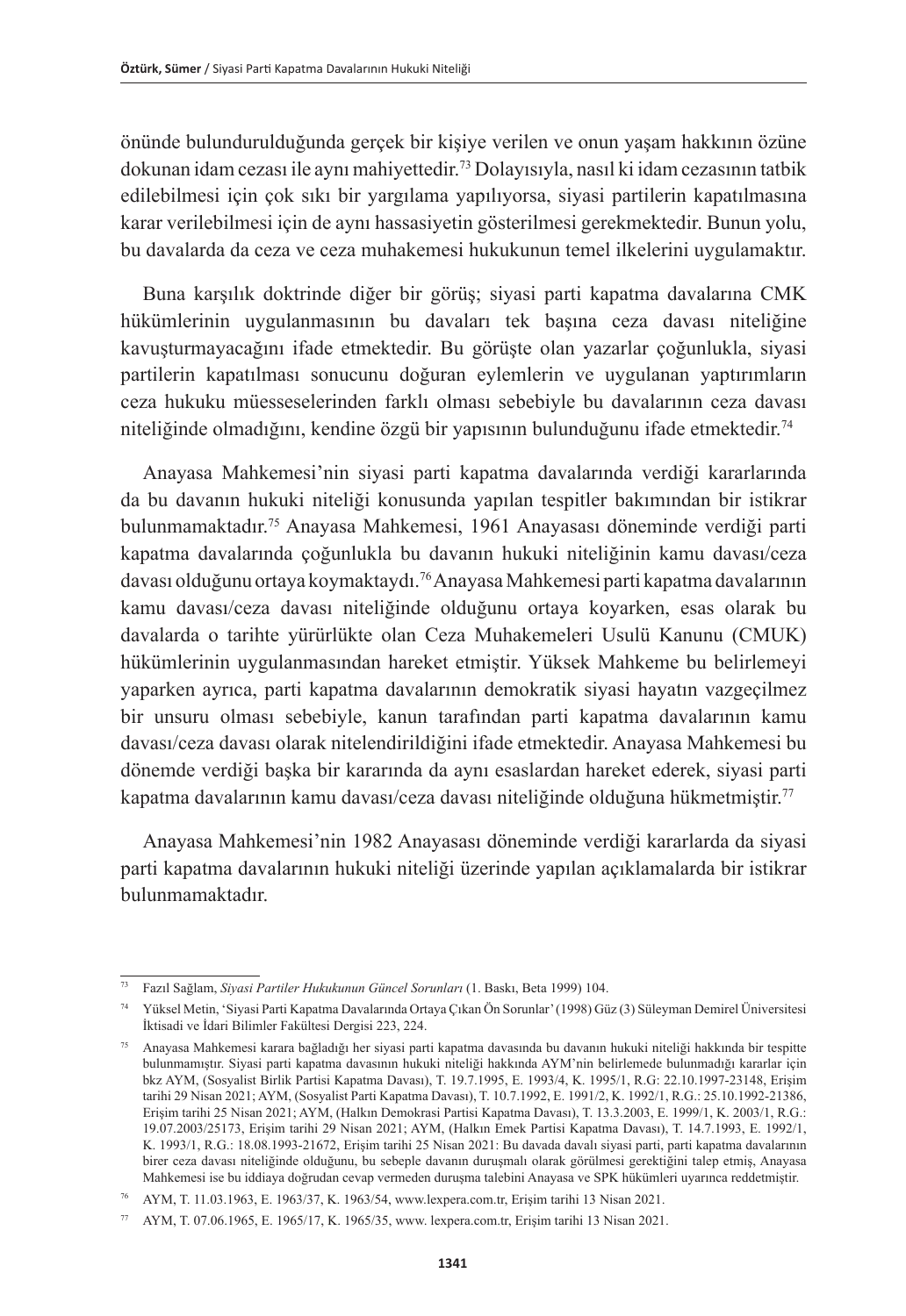önünde bulundurulduğunda gerçek bir kişiye verilen ve onun yaşam hakkının özüne dokunan idam cezası ile aynı mahiyettedir.[73] Dolayısıyla, nasıl ki idam cezasının tatbik edilebilmesi için çok sıkı bir yargılama yapılıyorsa, siyasi partilerin kapatılmasına karar verilebilmesi için de aynı hassasiyetin gösterilmesi gerekmektedir. Bunun yolu, bu davalarda da ceza ve ceza muhakemesi hukukunun temel ilkelerini uygulamaktır.

Buna karşılık doktrinde diğer bir görüş; siyasi parti kapatma davalarına CMK hükümlerinin uygulanmasının bu davaları tek başına ceza davası niteliğine kavuşturmayacağını ifade etmektedir. Bu görüşte olan yazarlar çoğunlukla, siyasi partilerin kapatılması sonucunu doğuran eylemlerin ve uygulanan yaptırımların ceza hukuku müesseselerinden farklı olması sebebiyle bu davalarının ceza davası niteliğinde olmadığını, kendine özgü bir yapısının bulunduğunu ifade etmektedir.[74]

Anayasa Mahkemesi'nin siyasi parti kapatma davalarında verdiği kararlarında da bu davanın hukuki niteliği konusunda yapılan tespitler bakımından bir istikrar bulunmamaktadır.[75] Anayasa Mahkemesi, 1961 Anayasası döneminde verdiği parti kapatma davalarında çoğunlukla bu davanın hukuki niteliğinin kamu davası/ceza davası olduğunu ortaya koymaktaydı.[76] Anayasa Mahkemesi parti kapatma davalarının kamu davası/ceza davası niteliğinde olduğunu ortaya koyarken, esas olarak bu davalarda o tarihte yürürlükte olan Ceza Muhakemeleri Usulü Kanunu (CMUK) hükümlerinin uygulanmasından hareket etmiştir. Yüksek Mahkeme bu belirlemeyi yaparken ayrıca, parti kapatma davalarının demokratik siyasi hayatın vazgeçilmez bir unsuru olması sebebiyle, kanun tarafından parti kapatma davalarının kamu davası/ceza davası olarak nitelendirildiğini ifade etmektedir. Anayasa Mahkemesi bu dönemde verdiği başka bir kararında da aynı esaslardan hareket ederek, siyasi parti kapatma davalarının kamu davası/ceza davası niteliğinde olduğuna hükmetmiştir.[77]

Anayasa Mahkemesi'nin 1982 Anayasası döneminde verdiği kararlarda da siyasi parti kapatma davalarının hukuki niteliği üzerinde yapılan açıklamalarda bir istikrar bulunmamaktadır.

---

[73] Fazıl Sağlam, *Siyasi Partiler Hukukunun Güncel Sorunları* (1. Baskı, Beta 1999) 104.

[74] Yüksel Metin, 'Siyasi Parti Kapatma Davalarında Ortaya Çıkan Ön Sorunlar' (1998) Güz (3) Süleyman Demirel Üniversitesi İktisadi ve İdari Bilimler Fakültesi Dergisi 223, 224.

[75] Anayasa Mahkemesi karara bağladığı her siyasi parti kapatma davasında bu davanın hukuki niteliği hakkında bir tespitte bulunmamıştır. Siyasi parti kapatma davasının hukuki niteliği hakkında AYM'nin belirlemede bulunmadığı kararlar için bkz AYM, (Sosyalist Birlik Partisi Kapatma Davası), T. 19.7.1995, E. 1993/4, K. 1995/1, R.G: 22.10.1997-23148, Erişim tarihi 29 Nisan 2021; AYM, (Sosyalist Parti Kapatma Davası), T. 10.7.1992, E. 1991/2, K. 1992/1, R.G.: 25.10.1992-21386, Erişim tarihi 25 Nisan 2021; AYM, (Halkın Demokrasi Partisi Kapatma Davası), T. 13.3.2003, E. 1999/1, K. 2003/1, R.G.: 19.07.2003/25173, Erişim tarihi 29 Nisan 2021; AYM, (Halkın Emek Partisi Kapatma Davası), T. 14.7.1993, E. 1992/1, K. 1993/1, R.G.: 18.08.1993-21672, Erişim tarihi 25 Nisan 2021: Bu davada davalı siyasi parti, parti kapatma davalarının birer ceza davası niteliğinde olduğunu, bu sebeple davanın duruşmalı olarak görülmesi gerektiğini talep etmiş, Anayasa Mahkemesi ise bu iddiaya doğrudan cevap vermeden duruşma talebini Anayasa ve SPK hükümleri uyarınca reddetmiştir.

[76] AYM, T. 11.03.1963, E. 1963/37, K. 1963/54, www.lexpera.com.tr, Erişim tarihi 13 Nisan 2021.

[77] AYM, T. 07.06.1965, E. 1965/17, K. 1965/35, www. lexpera.com.tr, Erişim tarihi 13 Nisan 2021.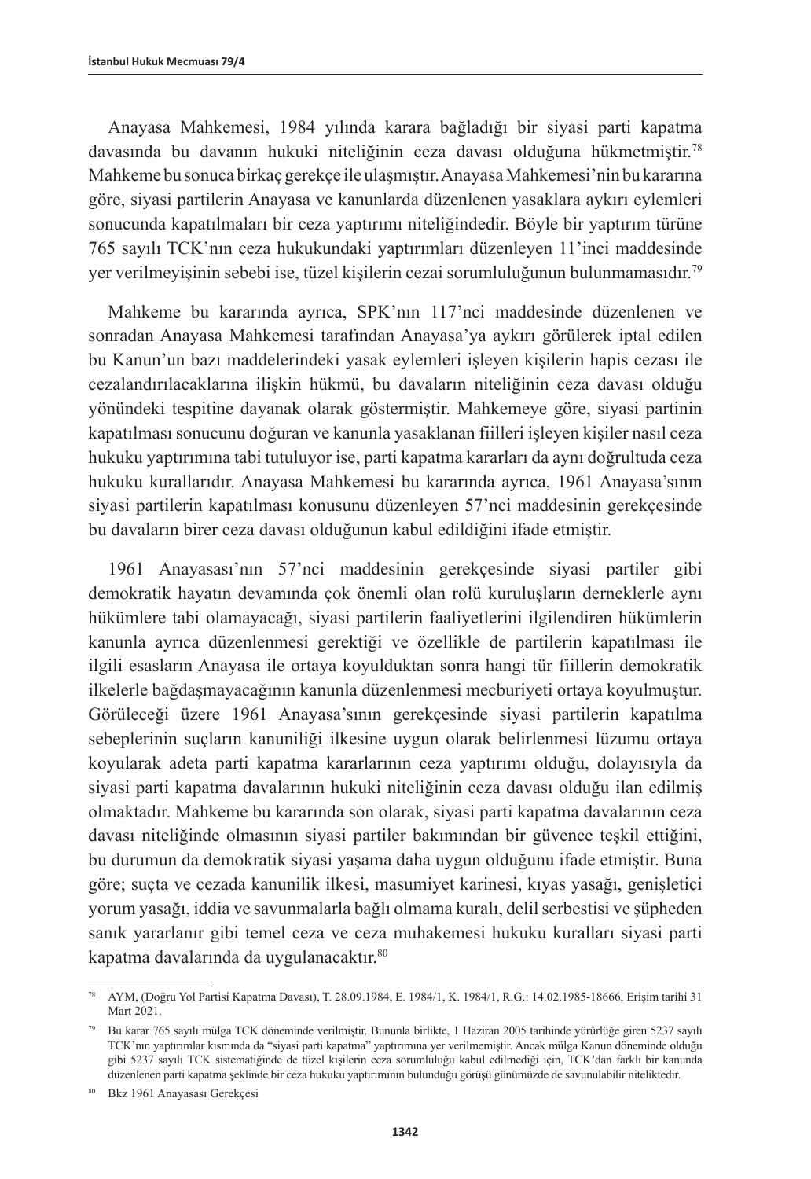Anayasa Mahkemesi, 1984 yılında karara bağladığı bir siyasi parti kapatma davasında bu davanın hukuki niteliğinin ceza davası olduğuna hükmetmiştir.[78] Mahkeme bu sonuca birkaç gerekçe ile ulaşmıştır. Anayasa Mahkemesi'nin bu kararına göre, siyasi partilerin Anayasa ve kanunlarda düzenlenen yasaklara aykırı eylemleri sonucunda kapatılmaları bir ceza yaptırımı niteliğindedir. Böyle bir yaptırım türüne 765 sayılı TCK'nın ceza hukukundaki yaptırımları düzenleyen 11'inci maddesinde yer verilmeyişinin sebebi ise, tüzel kişilerin cezai sorumluluğunun bulunmamasıdır.[79]

Mahkeme bu kararında ayrıca, SPK'nın 117'nci maddesinde düzenlenen ve sonradan Anayasa Mahkemesi tarafından Anayasa'ya aykırı görülerek iptal edilen bu Kanun'un bazı maddelerindeki yasak eylemleri işleyen kişilerin hapis cezası ile cezalandırılacaklarına ilişkin hükmü, bu davaların niteliğinin ceza davası olduğu yönündeki tespitine dayanak olarak göstermiştir. Mahkemeye göre, siyasi partinin kapatılması sonucunu doğuran ve kanunla yasaklanan fiilleri işleyen kişiler nasıl ceza hukuku yaptırımına tabi tutuluyor ise, parti kapatma kararları da aynı doğrultuda ceza hukuku kurallarıdır. Anayasa Mahkemesi bu kararında ayrıca, 1961 Anayasa'sının siyasi partilerin kapatılması konusunu düzenleyen 57'nci maddesinin gerekçesinde bu davaların birer ceza davası olduğunun kabul edildiğini ifade etmiştir.

1961 Anayasası'nın 57'nci maddesinin gerekçesinde siyasi partiler gibi demokratik hayatın devamında çok önemli olan rolü kuruluşların derneklerle aynı hükümlere tabi olamayacağı, siyasi partilerin faaliyetlerini ilgilendiren hükümlerin kanunla ayrıca düzenlenmesi gerektiği ve özellikle de partilerin kapatılması ile ilgili esasların Anayasa ile ortaya koyulduktan sonra hangi tür fiillerin demokratik ilkelerle bağdaşmayacağının kanunla düzenlenmesi mecburiyeti ortaya koyulmuştur. Görüleceği üzere 1961 Anayasa'sının gerekçesinde siyasi partilerin kapatılma sebeplerinin suçların kanuniliği ilkesine uygun olarak belirlenmesi lüzumu ortaya koyularak adeta parti kapatma kararlarının ceza yaptırımı olduğu, dolayısıyla da siyasi parti kapatma davalarının hukuki niteliğinin ceza davası olduğu ilan edilmiş olmaktadır. Mahkeme bu kararında son olarak, siyasi parti kapatma davalarının ceza davası niteliğinde olmasının siyasi partiler bakımından bir güvence teşkil ettiğini, bu durumun da demokratik siyasi yaşama daha uygun olduğunu ifade etmiştir. Buna göre; suçta ve cezada kanunilik ilkesi, masumiyet karinesi, kıyas yasağı, genişletici yorum yasağı, iddia ve savunmalarla bağlı olmama kuralı, delil serbestisi ve şüpheden sanık yararlanır gibi temel ceza ve ceza muhakemesi hukuku kuralları siyasi parti kapatma davalarında da uygulanacaktır.[80]

---

[78] AYM, (Doğru Yol Partisi Kapatma Davası), T. 28.09.1984, E. 1984/1, K. 1984/1, R.G.: 14.02.1985-18666, Erişim tarihi 31 Mart 2021.

[79] Bu karar 765 sayılı mülga TCK döneminde verilmiştir. Bununla birlikte, 1 Haziran 2005 tarihinde yürürlüğe giren 5237 sayılı TCK'nın yaptırımlar kısmında da "siyasi parti kapatma" yaptırımına yer verilmemiştir. Ancak mülga Kanun döneminde olduğu gibi 5237 sayılı TCK sistematiğinde de tüzel kişilerin ceza sorumluluğu kabul edilmediği için, TCK'dan farklı bir kanunda düzenlenen parti kapatma şeklinde bir ceza hukuku yaptırımının bulunduğu görüşü günümüzde de savunulabilir niteliktedir.

[80] Bkz 1961 Anayasası Gerekçesi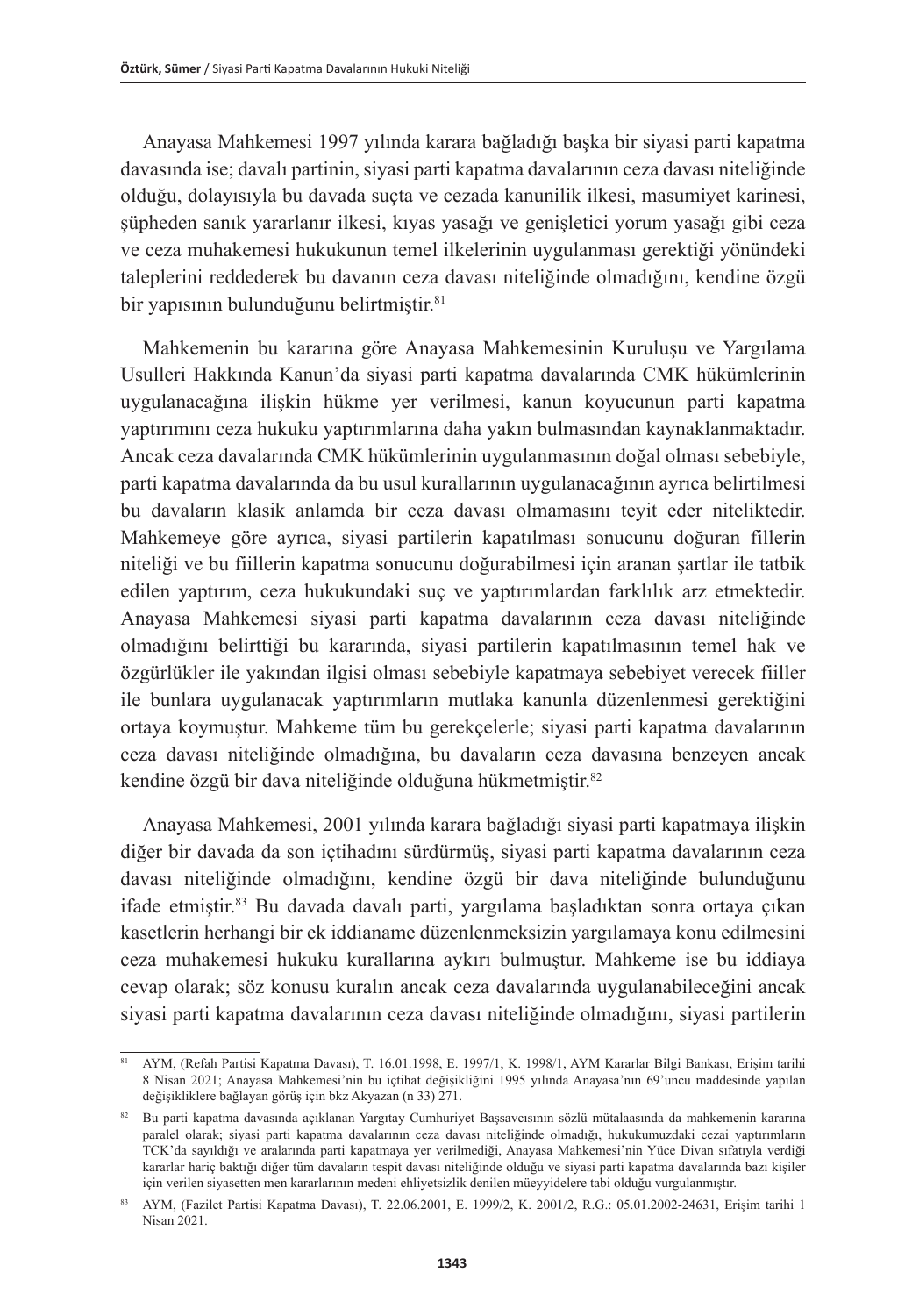Anayasa Mahkemesi 1997 yılında karara bağladığı başka bir siyasi parti kapatma davasında ise; davalı partinin, siyasi parti kapatma davalarının ceza davası niteliğinde olduğu, dolayısıyla bu davada suçta ve cezada kanunilik ilkesi, masumiyet karinesi, şüpheden sanık yararlanır ilkesi, kıyas yasağı ve genişletici yorum yasağı gibi ceza ve ceza muhakemesi hukukunun temel ilkelerinin uygulanması gerektiği yönündeki taleplerini reddederek bu davanın ceza davası niteliğinde olmadığını, kendine özgü bir yapısının bulunduğunu belirtmiştir.[81]

Mahkemenin bu kararına göre Anayasa Mahkemesinin Kuruluşu ve Yargılama Usulleri Hakkında Kanun'da siyasi parti kapatma davalarında CMK hükümlerinin uygulanacağına ilişkin hükme yer verilmesi, kanun koyucunun parti kapatma yaptırımını ceza hukuku yaptırımlarına daha yakın bulmasından kaynaklanmaktadır. Ancak ceza davalarında CMK hükümlerinin uygulanmasının doğal olması sebebiyle, parti kapatma davalarında da bu usul kurallarının uygulanacağının ayrıca belirtilmesi bu davaların klasik anlamda bir ceza davası olmamasını teyit eder niteliktedir. Mahkemeye göre ayrıca, siyasi partilerin kapatılması sonucunu doğuran fillerin niteliği ve bu fiillerin kapatma sonucunu doğurabilmesi için aranan şartlar ile tatbik edilen yaptırım, ceza hukukundaki suç ve yaptırımlardan farklılık arz etmektedir. Anayasa Mahkemesi siyasi parti kapatma davalarının ceza davası niteliğinde olmadığını belirttiği bu kararında, siyasi partilerin kapatılmasının temel hak ve özgürlükler ile yakından ilgisi olması sebebiyle kapatmaya sebebiyet verecek fiiller ile bunlara uygulanacak yaptırımların mutlaka kanunla düzenlenmesi gerektiğini ortaya koymuştur. Mahkeme tüm bu gerekçelerle; siyasi parti kapatma davalarının ceza davası niteliğinde olmadığına, bu davaların ceza davasına benzeyen ancak kendine özgü bir dava niteliğinde olduğuna hükmetmiştir.[82]

Anayasa Mahkemesi, 2001 yılında karara bağladığı siyasi parti kapatmaya ilişkin diğer bir davada da son içtihadını sürdürmüş, siyasi parti kapatma davalarının ceza davası niteliğinde olmadığını, kendine özgü bir dava niteliğinde bulunduğunu ifade etmiştir.[83] Bu davada davalı parti, yargılama başladıktan sonra ortaya çıkan kasetlerin herhangi bir ek iddianame düzenlenmeksizin yargılamaya konu edilmesini ceza muhakemesi hukuku kurallarına aykırı bulmuştur. Mahkeme ise bu iddiaya cevap olarak; söz konusu kuralın ancak ceza davalarında uygulanabileceğini ancak siyasi parti kapatma davalarının ceza davası niteliğinde olmadığını, siyasi partilerin

---

[81] AYM, (Refah Partisi Kapatma Davası), T. 16.01.1998, E. 1997/1, K. 1998/1, AYM Kararlar Bilgi Bankası, Erişim tarihi 8 Nisan 2021; Anayasa Mahkemesi'nin bu içtihat değişikliğini 1995 yılında Anayasa'nın 69'uncu maddesinde yapılan değişikliklere bağlayan görüş için bkz Akyazan (n 33) 271.

[82] Bu parti kapatma davasında açıklanan Yargıtay Cumhuriyet Başsavcısının sözlü mütalaasında da mahkemenin kararına paralel olarak; siyasi parti kapatma davalarının ceza davası niteliğinde olmadığı, hukukumuzdaki cezai yaptırımların TCK'da sayıldığı ve aralarında parti kapatmaya yer verilmediği, Anayasa Mahkemesi'nin Yüce Divan sıfatıyla verdiği kararlar hariç baktığı diğer tüm davaların tespit davası niteliğinde olduğu ve siyasi parti kapatma davalarında bazı kişiler için verilen siyasetten men kararlarının medeni ehliyetsizlik denilen müeyyidelere tabi olduğu vurgulanmıştır.

[83] AYM, (Fazilet Partisi Kapatma Davası), T. 22.06.2001, E. 1999/2, K. 2001/2, R.G.: 05.01.2002-24631, Erişim tarihi 1 Nisan 2021.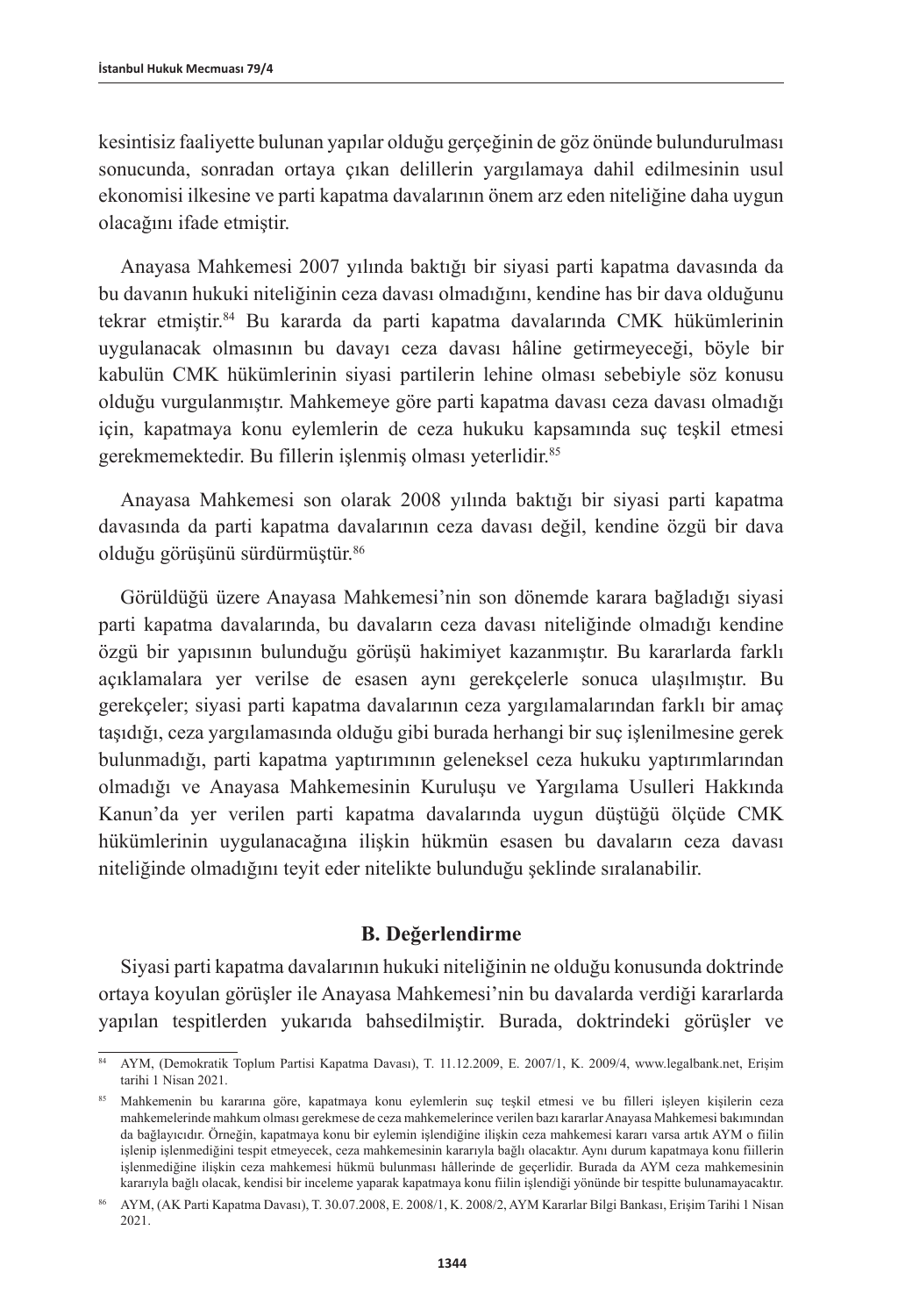kesintisiz faaliyette bulunan yapılar olduğu gerçeğinin de göz önünde bulundurulması sonucunda, sonradan ortaya çıkan delillerin yargılamaya dahil edilmesinin usul ekonomisi ilkesine ve parti kapatma davalarının önem arz eden niteliğine daha uygun olacağını ifade etmiştir.

Anayasa Mahkemesi 2007 yılında baktığı bir siyasi parti kapatma davasında da bu davanın hukuki niteliğinin ceza davası olmadığını, kendine has bir dava olduğunu tekrar etmiştir.[84] Bu kararda da parti kapatma davalarında CMK hükümlerinin uygulanacak olmasının bu davayı ceza davası hâline getirmeyeceği, böyle bir kabulün CMK hükümlerinin siyasi partilerin lehine olması sebebiyle söz konusu olduğu vurgulanmıştır. Mahkemeye göre parti kapatma davası ceza davası olmadığı için, kapatmaya konu eylemlerin de ceza hukuku kapsamında suç teşkil etmesi gerekmemektedir. Bu fillerin işlenmiş olması yeterlidir.[85]

Anayasa Mahkemesi son olarak 2008 yılında baktığı bir siyasi parti kapatma davasında da parti kapatma davalarının ceza davası değil, kendine özgü bir dava olduğu görüşünü sürdürmüştür.[86]

Görüldüğü üzere Anayasa Mahkemesi'nin son dönemde karara bağladığı siyasi parti kapatma davalarında, bu davaların ceza davası niteliğinde olmadığı kendine özgü bir yapısının bulunduğu görüşü hakimiyet kazanmıştır. Bu kararlarda farklı açıklamalara yer verilse de esasen aynı gerekçelerle sonuca ulaşılmıştır. Bu gerekçeler; siyasi parti kapatma davalarının ceza yargılamalarından farklı bir amaç taşıdığı, ceza yargılamasında olduğu gibi burada herhangi bir suç işlenilmesine gerek bulunmadığı, parti kapatma yaptırımının geleneksel ceza hukuku yaptırımlarından olmadığı ve Anayasa Mahkemesinin Kuruluşu ve Yargılama Usulleri Hakkında Kanun'da yer verilen parti kapatma davalarında uygun düştüğü ölçüde CMK hükümlerinin uygulanacağına ilişkin hükmün esasen bu davaların ceza davası niteliğinde olmadığını teyit eder nitelikte bulunduğu şeklinde sıralanabilir.

## B. Değerlendirme

Siyasi parti kapatma davalarının hukuki niteliğinin ne olduğu konusunda doktrinde ortaya koyulan görüşler ile Anayasa Mahkemesi'nin bu davalarda verdiği kararlarda yapılan tespitlerden yukarıda bahsedilmiştir. Burada, doktrindeki görüşler ve

---

[84] AYM, (Demokratik Toplum Partisi Kapatma Davası), T. 11.12.2009, E. 2007/1, K. 2009/4, www.legalbank.net, Erişim tarihi 1 Nisan 2021.

[85] Mahkemenin bu kararına göre, kapatmaya konu eylemlerin suç teşkil etmesi ve bu filleri işleyen kişilerin ceza mahkemelerinde mahkum olması gerekmese de ceza mahkemelerince verilen bazı kararlar Anayasa Mahkemesi bakımından da bağlayıcıdır. Örneğin, kapatmaya konu bir eylemin işlendiğine ilişkin ceza mahkemesi kararı varsa artık AYM o fiilin işlenip işlenmediğini tespit etmeyecek, ceza mahkemesinin kararıyla bağlı olacaktır. Aynı durum kapatmaya konu fiillerin işlenmediğine ilişkin ceza mahkemesi hükmü bulunması hâllerinde de geçerlidir. Burada da AYM ceza mahkemesinin kararıyla bağlı olacak, kendisi bir inceleme yaparak kapatmaya konu fiilin işlendiği yönünde bir tespitte bulunamayacaktır.

[86] AYM, (AK Parti Kapatma Davası), T. 30.07.2008, E. 2008/1, K. 2008/2, AYM Kararlar Bilgi Bankası, Erişim Tarihi 1 Nisan 2021.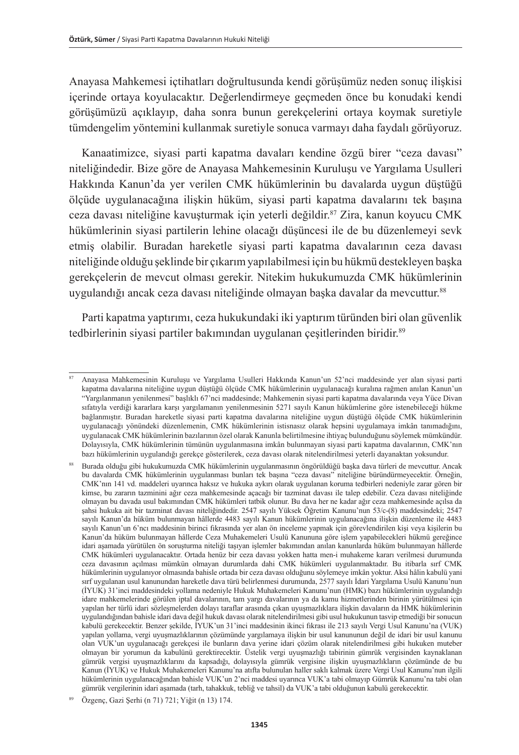Anayasa Mahkemesi içtihatları doğrultusunda kendi görüşümüz neden sonuç ilişkisi içerinde ortaya koyulacaktır. Değerlendirmeye geçmeden önce bu konudaki kendi görüşümüzü açıklayıp, daha sonra bunun gerekçelerini ortaya koymak suretiyle tümdengelim yöntemini kullanmak suretiyle sonuca varmayı daha faydalı görüyoruz.

Kanaatimizce, siyasi parti kapatma davaları kendine özgü birer "ceza davası" niteliğindedir. Bize göre de Anayasa Mahkemesinin Kuruluşu ve Yargılama Usulleri Hakkında Kanun'da yer verilen CMK hükümlerinin bu davalarda uygun düştüğü ölçüde uygulanacağına ilişkin hüküm, siyasi parti kapatma davalarını tek başına ceza davası niteliğine kavuşturmak için yeterli değildir.[87] Zira, kanun koyucu CMK hükümlerinin siyasi partilerin lehine olacağı düşüncesi ile de bu düzenlemeyi sevk etmiş olabilir. Buradan hareketle siyasi parti kapatma davalarının ceza davası niteliğinde olduğu şeklinde bir çıkarım yapılabilmesi için bu hükmü destekleyen başka gerekçelerin de mevcut olması gerekir. Nitekim hukukumuzda CMK hükümlerinin uygulandığı ancak ceza davası niteliğinde olmayan başka davalar da mevcuttur.[88]

Parti kapatma yaptırımı, ceza hukukundaki iki yaptırım türünden biri olan güvenlik tedbirlerinin siyasi partiler bakımından uygulanan çeşitlerinden biridir.[89]

---

[87] Anayasa Mahkemesinin Kuruluşu ve Yargılama Usulleri Hakkında Kanun'un 52'nci maddesinde yer alan siyasi parti kapatma davalarına niteliğine uygun düştüğü ölçüde CMK hükümlerinin uygulanacağı kuralına rağmen anılan Kanun'un "Yargılanmanın yenilenmesi" başlıklı 67'nci maddesinde; Mahkemenin siyasi parti kapatma davalarında veya Yüce Divan sıfatıyla verdiği kararlara karşı yargılamanın yenilenmesinin 5271 sayılı Kanun hükümlerine göre istenebileceği hükme bağlanmıştır. Buradan hareketle siyasi parti kapatma davalarına niteliğine uygun düştüğü ölçüde CMK hükümlerinin uygulanacağı yönündeki düzenlemenin, CMK hükümlerinin istisnasız olarak hepsini uygulamaya imkân tanımadığını, uygulanacak CMK hükümlerinin bazılarının özel olarak Kanunla belirtilmesine ihtiyaç bulunduğunu söylemek mümkündür. Dolayısıyla, CMK hükümlerinin tümünün uygulanmasına imkân bulunmayan siyasi parti kapatma davalarının, CMK'nın bazı hükümlerinin uygulandığı gerekçe gösterilerek, ceza davası olarak nitelendirilmesi yeterli dayanaktan yoksundur.

[88] Burada olduğu gibi hukukumuzda CMK hükümlerinin uygulanmasının öngörüldüğü başka dava türleri de mevcuttur. Ancak bu davalarda CMK hükümlerinin uygulanması bunları tek başına "ceza davası" niteliğine büründürmeyecektir. Örneğin, CMK'nın 141 vd. maddeleri uyarınca haksız ve hukuka aykırı olarak uygulanan koruma tedbirleri nedeniyle zarar gören bir kimse, bu zararın tazminini ağır ceza mahkemesinde açacağı bir tazminat davası ile talep edebilir. Ceza davası niteliğinde olmayan bu davada usul bakımından CMK hükümleri tatbik olunur. Bu dava her ne kadar ağır ceza mahkemesinde açılsa da şahsi hukuka ait bir tazminat davası niteliğindedir. 2547 sayılı Yüksek Öğretim Kanunu'nun 53/c-(8) maddesindeki; 2547 sayılı Kanun'da hüküm bulunmayan hâllerde 4483 sayılı Kanun hükümlerinin uygulanacağına ilişkin düzenleme ile 4483 sayılı Kanun'un 6'ncı maddesinin birinci fıkrasında yer alan ön inceleme yapmak için görevlendirilen kişi veya kişilerin bu Kanun'da hüküm bulunmayan hâllerde Ceza Muhakemeleri Usulü Kanununa göre işlem yapabilecekleri hükmü gereğince idari aşamada yürütülen ön soruşturma niteliği taşıyan işlemler bakımından anılan kanunlarda hüküm bulunmayan hâllerde CMK hükümleri uygulanacaktır. Ortada henüz bir ceza davası yokken hatta men-i muhakeme kararı verilmesi durumunda ceza davasının açılması mümkün olmayan durumlarda dahi CMK hükümleri uygulanmaktadır. Bu itibarla sırf CMK hükümlerinin uygulanıyor olmasında bahisle ortada bir ceza davası olduğunu söylemeye imkân yoktur. Aksi hâlin kabulü yani sırf uygulanan usul kanunundan hareketle dava türü belirlenmesi durumunda, 2577 sayılı İdari Yargılama Usulü Kanunu'nun (İYUK) 31'inci maddesindeki yollama nedeniyle Hukuk Muhakemeleri Kanunu'nun (HMK) bazı hükümlerinin uygulandığı idare mahkemelerinde görülen iptal davalarının, tam yargı davalarının ya da kamu hizmetlerinden birinin yürütülmesi için yapılan her türlü idari sözleşmelerden dolayı taraflar arasında çıkan uyuşmazlıklara ilişkin davaların da HMK hükümlerinin uygulandığından bahisle idari dava değil hukuk davası olarak nitelendirilmesi gibi usul hukukunun tasvip etmediği bir sonucun kabulü gerekecektir. Benzer şekilde, İYUK'un 31'inci maddesinin ikinci fıkrası ile 213 sayılı Vergi Usul Kanunu'na (VUK) yapılan yollama, vergi uyuşmazlıklarının çözümünde yargılamaya ilişkin bir usul kanununun değil de idari bir usul kanunu olan VUK'un uygulanacağı gerekçesi ile bunların dava yerine idari çözüm olarak nitelendirilmesi gibi hukuken muteber olmayan bir yorumun da kabulünü gerektirecektir. Üstelik vergi uyuşmazlığı tabirinin gümrük vergisinden kaynaklanan gümrük vergisi uyuşmazlıklarını da kapsadığı, dolayısıyla gümrük vergisine ilişkin uyuşmazlıkların çözümünde de bu Kanun (İYUK) ve Hukuk Muhakemeleri Kanunu'na atıfta bulunulan haller saklı kalmak üzere Vergi Usul Kanunu'nun ilgili hükümlerinin uygulanacağından bahisle VUK'un 2'nci maddesi uyarınca VUK'a tabi olmayıp Gümrük Kanunu'na tabi olan gümrük vergilerinin idari aşamada (tarh, tahakkuk, tebliğ ve tahsil) da VUK'a tabi olduğunun kabulü gerekecektir.

[89] Özgenç, Gazi Şerhi (n 71) 721; Yiğit (n 13) 174.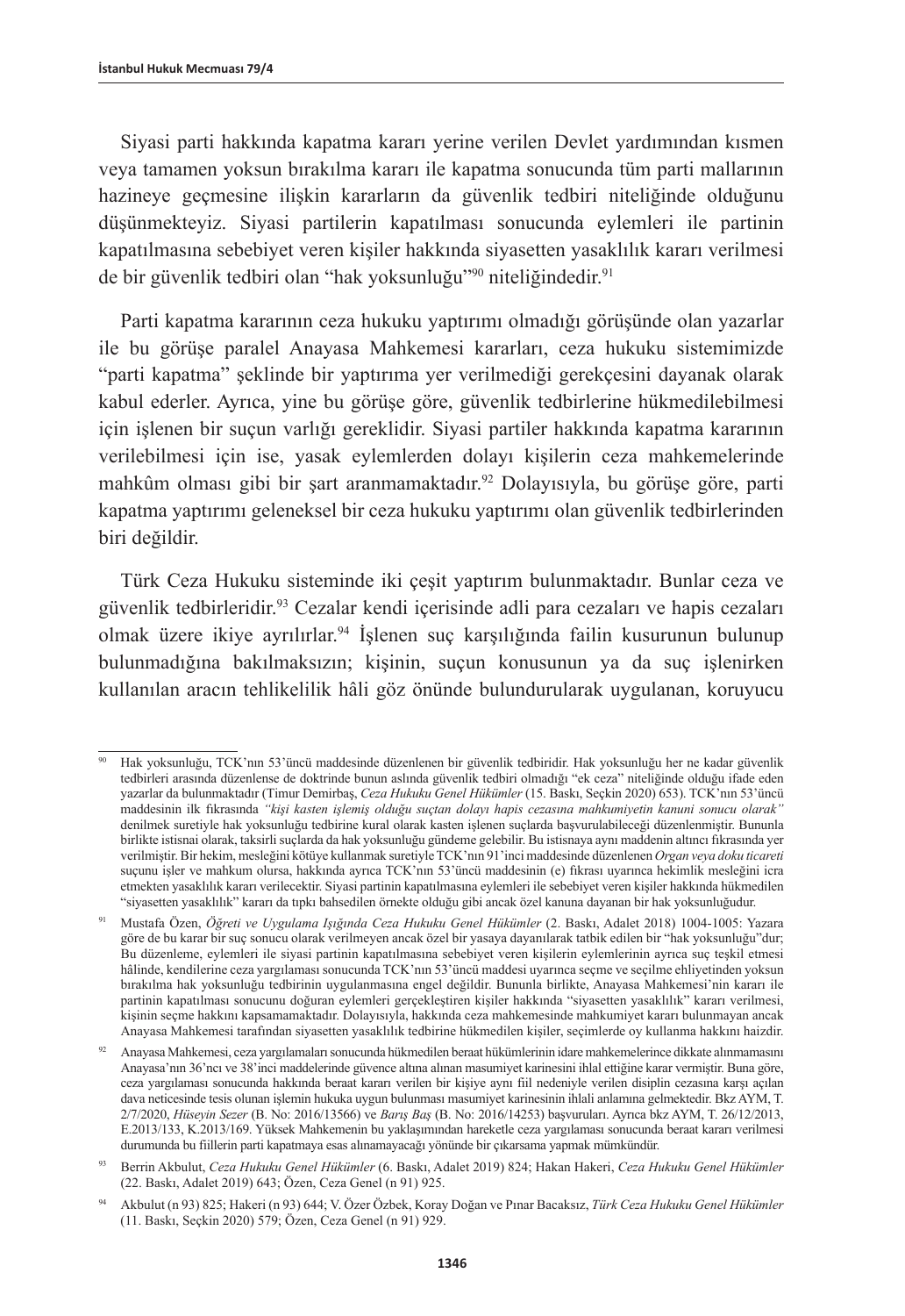Siyasi parti hakkında kapatma kararı yerine verilen Devlet yardımından kısmen veya tamamen yoksun bırakılma kararı ile kapatma sonucunda tüm parti mallarının hazineye geçmesine ilişkin kararların da güvenlik tedbiri niteliğinde olduğunu düşünmekteyiz. Siyasi partilerin kapatılması sonucunda eylemleri ile partinin kapatılmasına sebebiyet veren kişiler hakkında siyasetten yasaklılık kararı verilmesi de bir güvenlik tedbiri olan "hak yoksunluğu"[90] niteliğindedir.[91]

Parti kapatma kararının ceza hukuku yaptırımı olmadığı görüşünde olan yazarlar ile bu görüşe paralel Anayasa Mahkemesi kararları, ceza hukuku sistemimizde "parti kapatma" şeklinde bir yaptırıma yer verilmediği gerekçesini dayanak olarak kabul ederler. Ayrıca, yine bu görüşe göre, güvenlik tedbirlerine hükmedilebilmesi için işlenen bir suçun varlığı gereklidir. Siyasi partiler hakkında kapatma kararının verilebilmesi için ise, yasak eylemlerden dolayı kişilerin ceza mahkemelerinde mahkûm olması gibi bir şart aranmamaktadır.[92] Dolayısıyla, bu görüşe göre, parti kapatma yaptırımı geleneksel bir ceza hukuku yaptırımı olan güvenlik tedbirlerinden biri değildir.

Türk Ceza Hukuku sisteminde iki çeşit yaptırım bulunmaktadır. Bunlar ceza ve güvenlik tedbirleridir.[93] Cezalar kendi içerisinde adli para cezaları ve hapis cezaları olmak üzere ikiye ayrılırlar.[94] İşlenen suç karşılığında failin kusurunun bulunup bulunmadığına bakılmaksızın; kişinin, suçun konusunun ya da suç işlenirken kullanılan aracın tehlikelilik hâli göz önünde bulundurularak uygulanan, koruyucu

---

[90] Hak yoksunluğu, TCK'nın 53'üncü maddesinde düzenlenen bir güvenlik tedbiridir. Hak yoksunluğu her ne kadar güvenlik tedbirleri arasında düzenlense de doktrinde bunun aslında güvenlik tedbiri olmadığı "ek ceza" niteliğinde olduğu ifade eden yazarlar da bulunmaktadır (Timur Demirbaş, *Ceza Hukuku Genel Hükümler* (15. Baskı, Seçkin 2020) 653). TCK'nın 53'üncü maddesinin ilk fıkrasında *"kişi kasten işlemiş olduğu suçtan dolayı hapis cezasına mahkumiyetin kanuni sonucu olarak"* denilmek suretiyle hak yoksunluğu tedbirine kural olarak kasten işlenen suçlarda başvurulabileceği düzenlenmiştir. Bununla birlikte istisnai olarak, taksirli suçlarda da hak yoksunluğu gündeme gelebilir. Bu istisnaya aynı maddenin altıncı fıkrasında yer verilmiştir. Bir hekim, mesleğini kötüye kullanmak suretiyle TCK'nın 91'inci maddesinde düzenlenen *Organ veya doku ticareti* suçunu işler ve mahkum olursa, hakkında ayrıca TCK'nın 53'üncü maddesinin (e) fıkrası uyarınca hekimlik mesleğini icra etmekten yasaklılık kararı verilecektir. Siyasi partinin kapatılmasına eylemleri ile sebebiyet veren kişiler hakkında hükmedilen "siyasetten yasaklılık" kararı da tıpkı bahsedilen örnekte olduğu gibi ancak özel kanuna dayanan bir hak yoksunluğudur.

[91] Mustafa Özen, *Öğreti ve Uygulama Işığında Ceza Hukuku Genel Hükümler* (2. Baskı, Adalet 2018) 1004-1005: Yazara göre de bu karar bir suç sonucu olarak verilmeyen ancak özel bir yasaya dayanılarak tatbik edilen bir "hak yoksunluğu"dur; Bu düzenleme, eylemleri ile siyasi partinin kapatılmasına sebebiyet veren kişilerin eylemlerinin ayrıca suç teşkil etmesi hâlinde, kendilerine ceza yargılaması sonucunda TCK'nın 53'üncü maddesi uyarınca seçme ve seçilme ehliyetinden yoksun bırakılma hak yoksunluğu tedbirinin uygulanmasına engel değildir. Bununla birlikte, Anayasa Mahkemesi'nin kararı ile partinin kapatılması sonucunu doğuran eylemleri gerçekleştiren kişiler hakkında "siyasetten yasaklılık" kararı verilmesi, kişinin seçme hakkını kapsamamaktadır. Dolayısıyla, hakkında ceza mahkemesinde mahkumiyet kararı bulunmayan ancak Anayasa Mahkemesi tarafından siyasetten yasaklılık tedbirine hükmedilen kişiler, seçimlerde oy kullanma hakkını haizdir.

[92] Anayasa Mahkemesi, ceza yargılamaları sonucunda hükmedilen beraat hükümlerinin idare mahkemelerince dikkate alınmamasını Anayasa'nın 36'ncı ve 38'inci maddelerinde güvence altına alınan masumiyet karinesini ihlal ettiğine karar vermiştir. Buna göre, ceza yargılaması sonucunda hakkında beraat kararı verilen bir kişiye aynı fiil nedeniyle verilen disiplin cezasına karşı açılan dava neticesinde tesis olunan işlemin hukuka uygun bulunması masumiyet karinesinin ihlali anlamına gelmektedir. Bkz AYM, T. 2/7/2020, *Hüseyin Sezer* (B. No: 2016/13566) ve *Barış Baş* (B. No: 2016/14253) başvuruları. Ayrıca bkz AYM, T. 26/12/2013, E.2013/133, K.2013/169. Yüksek Mahkemenin bu yaklaşımından hareketle ceza yargılaması sonucunda beraat kararı verilmesi durumunda bu fiillerin parti kapatmaya esas alınamayacağı yönünde bir çıkarsama yapmak mümkündür.

[93] Berrin Akbulut, *Ceza Hukuku Genel Hükümler* (6. Baskı, Adalet 2019) 824; Hakan Hakeri, *Ceza Hukuku Genel Hükümler* (22. Baskı, Adalet 2019) 643; Özen, Ceza Genel (n 91) 925.

[94] Akbulut (n 93) 825; Hakeri (n 93) 644; V. Özer Özbek, Koray Doğan ve Pınar Bacaksız, *Türk Ceza Hukuku Genel Hükümler* (11. Baskı, Seçkin 2020) 579; Özen, Ceza Genel (n 91) 929.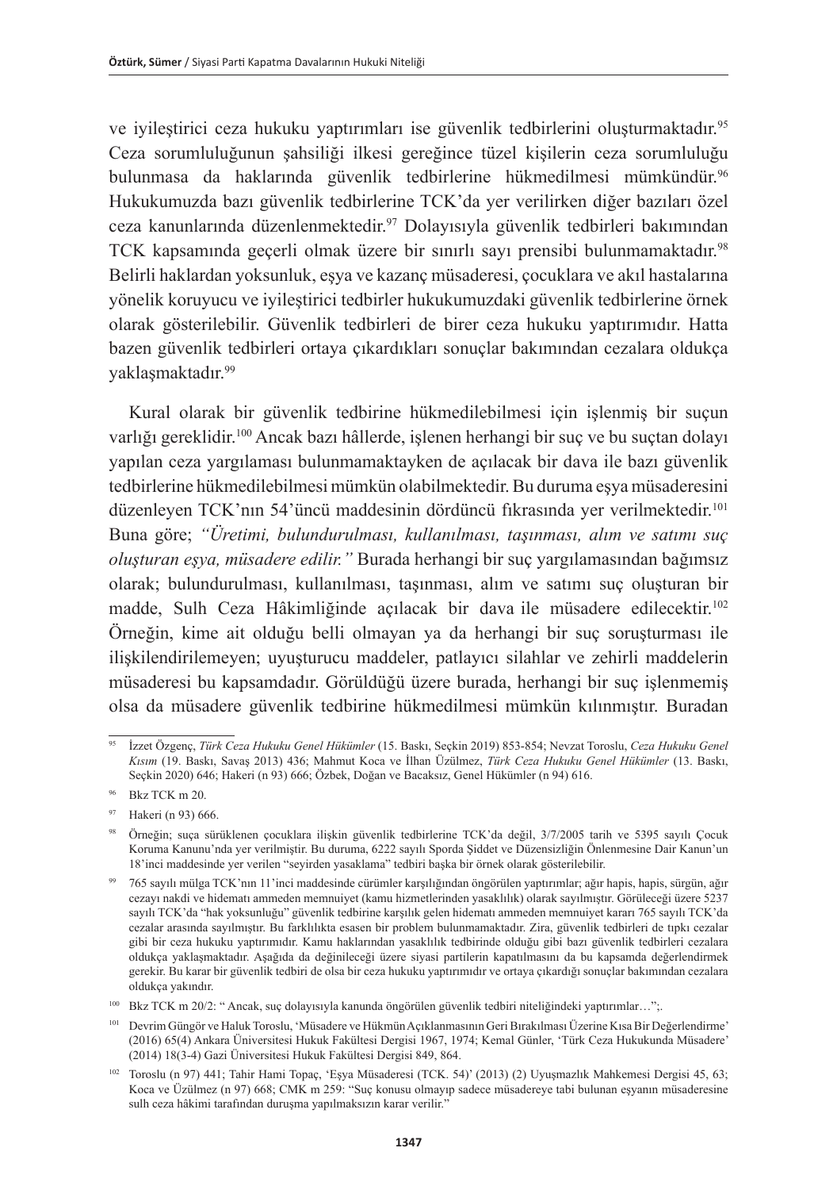ve iyileştirici ceza hukuku yaptırımları ise güvenlik tedbirlerini oluşturmaktadır.[95] Ceza sorumluluğunun şahsiliği ilkesi gereğince tüzel kişilerin ceza sorumluluğu bulunmasa da haklarında güvenlik tedbirlerine hükmedilmesi mümkündür.[96] Hukukumuzda bazı güvenlik tedbirlerine TCK'da yer verilirken diğer bazıları özel ceza kanunlarında düzenlenmektedir.[97] Dolayısıyla güvenlik tedbirleri bakımından TCK kapsamında geçerli olmak üzere bir sınırlı sayı prensibi bulunmamaktadır.[98] Belirli haklardan yoksunluk, eşya ve kazanç müsaderesi, çocuklara ve akıl hastalarına yönelik koruyucu ve iyileştirici tedbirler hukukumuzdaki güvenlik tedbirlerine örnek olarak gösterilebilir. Güvenlik tedbirleri de birer ceza hukuku yaptırımıdır. Hatta bazen güvenlik tedbirleri ortaya çıkardıkları sonuçlar bakımından cezalara oldukça yaklaşmaktadır.[99]

Kural olarak bir güvenlik tedbirine hükmedilebilmesi için işlenmiş bir suçun varlığı gereklidir.[100] Ancak bazı hâllerde, işlenen herhangi bir suç ve bu suçtan dolayı yapılan ceza yargılaması bulunmamaktayken de açılacak bir dava ile bazı güvenlik tedbirlerine hükmedilebilmesi mümkün olabilmektedir. Bu duruma eşya müsaderesini düzenleyen TCK'nın 54'üncü maddesinin dördüncü fıkrasında yer verilmektedir.[101] Buna göre; *"Üretimi, bulundurulması, kullanılması, taşınması, alım ve satımı suç oluşturan eşya, müsadere edilir."* Burada herhangi bir suç yargılamasından bağımsız olarak; bulundurulması, kullanılması, taşınması, alım ve satımı suç oluşturan bir madde, Sulh Ceza Hâkimliğinde açılacak bir dava ile müsadere edilecektir.[102] Örneğin, kime ait olduğu belli olmayan ya da herhangi bir suç soruşturması ile ilişkilendirilemeyen; uyuşturucu maddeler, patlayıcı silahlar ve zehirli maddelerin müsaderesi bu kapsamdadır. Görüldüğü üzere burada, herhangi bir suç işlenmemiş olsa da müsadere güvenlik tedbirine hükmedilmesi mümkün kılınmıştır. Buradan

---

[95] İzzet Özgenç, *Türk Ceza Hukuku Genel Hükümler* (15. Baskı, Seçkin 2019) 853-854; Nevzat Toroslu, *Ceza Hukuku Genel Kısım* (19. Baskı, Savaş 2013) 436; Mahmut Koca ve İlhan Üzülmez, *Türk Ceza Hukuku Genel Hükümler* (13. Baskı, Seçkin 2020) 646; Hakeri (n 93) 666; Özbek, Doğan ve Bacaksız, Genel Hükümler (n 94) 616.

[96] Bkz TCK m 20.

[97] Hakeri (n 93) 666.

[98] Örneğin; suça sürüklenen çocuklara ilişkin güvenlik tedbirlerine TCK'da değil, 3/7/2005 tarih ve 5395 sayılı Çocuk Koruma Kanunu'nda yer verilmiştir. Bu duruma, 6222 sayılı Sporda Şiddet ve Düzensizliğin Önlenmesine Dair Kanun'un 18'inci maddesinde yer verilen "seyirden yasaklama" tedbiri başka bir örnek olarak gösterilebilir.

[99] 765 sayılı mülga TCK'nın 11'inci maddesinde cürümler karşılığından öngörülen yaptırımlar; ağır hapis, hapis, sürgün, ağır cezayı nakdi ve hidematı ammeden memnuiyet (kamu hizmetlerinden yasaklılık) olarak sayılmıştır. Görüleceği üzere 5237 sayılı TCK'da "hak yoksunluğu" güvenlik tedbirine karşılık gelen hidematı ammeden memnuiyet kararı 765 sayılı TCK'da cezalar arasında sayılmıştır. Bu farklılıkta esasen bir problem bulunmamaktadır. Zira, güvenlik tedbirleri de tıpkı cezalar gibi bir ceza hukuku yaptırımıdır. Kamu haklarından yasaklılık tedbirinde olduğu gibi bazı güvenlik tedbirleri cezalara oldukça yaklaşmaktadır. Aşağıda da değinileceği üzere siyasi partilerin kapatılmasını da bu kapsamda değerlendirmek gerekir. Bu karar bir güvenlik tedbiri de olsa bir ceza hukuku yaptırımıdır ve ortaya çıkardığı sonuçlar bakımından cezalara oldukça yakındır.

[100] Bkz TCK m 20/2: " Ancak, suç dolayısıyla kanunda öngörülen güvenlik tedbiri niteliğindeki yaptırımlar…";.

[101] Devrim Güngör ve Haluk Toroslu, 'Müsadere ve Hükmün Açıklanmasının Geri Bırakılması Üzerine Kısa Bir Değerlendirme' (2016) 65(4) Ankara Üniversitesi Hukuk Fakültesi Dergisi 1967, 1974; Kemal Günler, 'Türk Ceza Hukukunda Müsadere' (2014) 18(3-4) Gazi Üniversitesi Hukuk Fakültesi Dergisi 849, 864.

[102] Toroslu (n 97) 441; Tahir Hami Topaç, 'Eşya Müsaderesi (TCK. 54)' (2013) (2) Uyuşmazlık Mahkemesi Dergisi 45, 63; Koca ve Üzülmez (n 97) 668; CMK m 259: "Suç konusu olmayıp sadece müsadereye tabi bulunan eşyanın müsaderesine sulh ceza hâkimi tarafından duruşma yapılmaksızın karar verilir."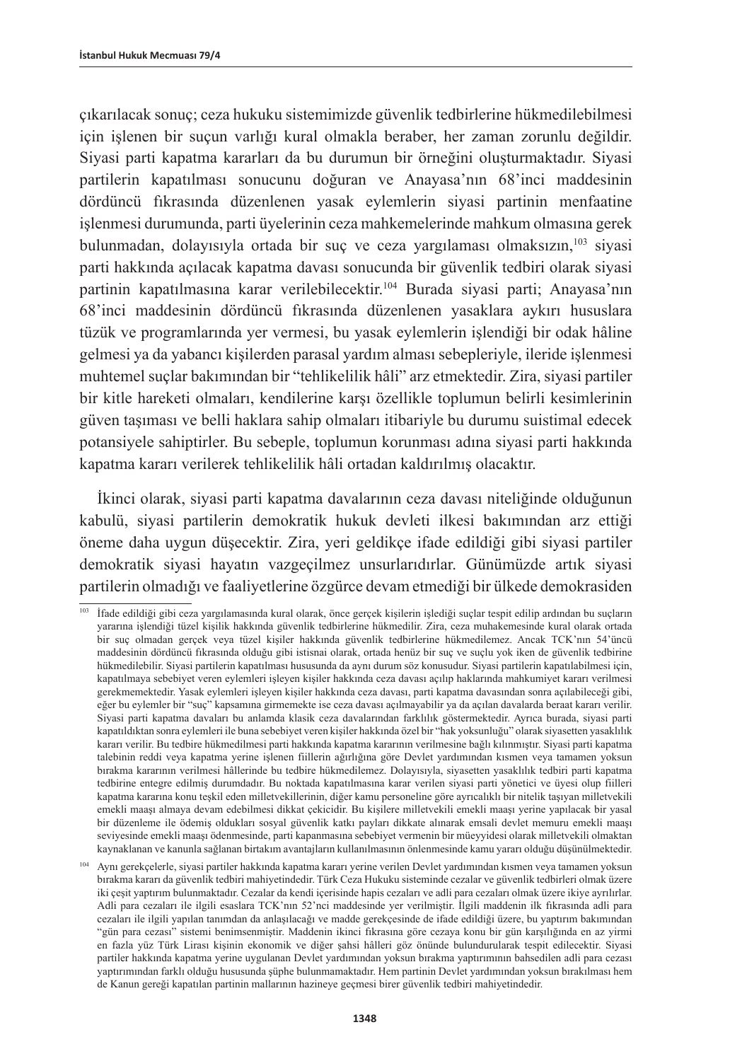çıkarılacak sonuç; ceza hukuku sistemimizde güvenlik tedbirlerine hükmedilebilmesi için işlenen bir suçun varlığı kural olmakla beraber, her zaman zorunlu değildir. Siyasi parti kapatma kararları da bu durumun bir örneğini oluşturmaktadır. Siyasi partilerin kapatılması sonucunu doğuran ve Anayasa'nın 68'inci maddesinin dördüncü fıkrasında düzenlenen yasak eylemlerin siyasi partinin menfaatine işlenmesi durumunda, parti üyelerinin ceza mahkemelerinde mahkum olmasına gerek bulunmadan, dolayısıyla ortada bir suç ve ceza yargılaması olmaksızın,[103] siyasi parti hakkında açılacak kapatma davası sonucunda bir güvenlik tedbiri olarak siyasi partinin kapatılmasına karar verilebilecektir.[104] Burada siyasi parti; Anayasa'nın 68'inci maddesinin dördüncü fıkrasında düzenlenen yasaklara aykırı hususlara tüzük ve programlarında yer vermesi, bu yasak eylemlerin işlendiği bir odak hâline gelmesi ya da yabancı kişilerden parasal yardım alması sebepleriyle, ileride işlenmesi muhtemel suçlar bakımından bir "tehlikelilik hâli" arz etmektedir. Zira, siyasi partiler bir kitle hareketi olmaları, kendilerine karşı özellikle toplumun belirli kesimlerinin güven taşıması ve belli haklara sahip olmaları itibariyle bu durumu suistimal edecek potansiyele sahiptirler. Bu sebeple, toplumun korunması adına siyasi parti hakkında kapatma kararı verilerek tehlikelilik hâli ortadan kaldırılmış olacaktır.

İkinci olarak, siyasi parti kapatma davalarının ceza davası niteliğinde olduğunun kabulü, siyasi partilerin demokratik hukuk devleti ilkesi bakımından arz ettiği öneme daha uygun düşecektir. Zira, yeri geldikçe ifade edildiği gibi siyasi partiler demokratik siyasi hayatın vazgeçilmez unsurlarıdırlar. Günümüzde artık siyasi partilerin olmadığı ve faaliyetlerine özgürce devam etmediği bir ülkede demokrasiden

---

[103] İfade edildiği gibi ceza yargılamasında kural olarak, önce gerçek kişilerin işlediği suçlar tespit edilip ardından bu suçların yararına işlendiği tüzel kişilik hakkında güvenlik tedbirlerine hükmedilir. Zira, ceza muhakemesinde kural olarak ortada bir suç olmadan gerçek veya tüzel kişiler hakkında güvenlik tedbirlerine hükmedilemez. Ancak TCK'nın 54'üncü maddesinin dördüncü fıkrasında olduğu gibi istisnai olarak, ortada henüz bir suç ve suçlu yok iken de güvenlik tedbirine hükmedilebilir. Siyasi partilerin kapatılması hususunda da aynı durum söz konusudur. Siyasi partilerin kapatılabilmesi için, kapatılmaya sebebiyet veren eylemleri işleyen kişiler hakkında ceza davası açılıp haklarında mahkumiyet kararı verilmesi gerekmemektedir. Yasak eylemleri işleyen kişiler hakkında ceza davası, parti kapatma davasından sonra açılabileceği gibi, eğer bu eylemler bir "suç" kapsamına girmemekte ise ceza davası açılmayabilir ya da açılan davalarda beraat kararı verilir. Siyasi parti kapatma davaları bu anlamda klasik ceza davalarından farklılık göstermektedir. Ayrıca burada, siyasi parti kapatıldıktan sonra eylemleri ile buna sebebiyet veren kişiler hakkında özel bir "hak yoksunluğu" olarak siyasetten yasaklılık kararı verilir. Bu tedbire hükmedilmesi parti hakkında kapatma kararının verilmesine bağlı kılınmıştır. Siyasi parti kapatma talebinin reddi veya kapatma yerine işlenen fiillerin ağırlığına göre Devlet yardımından kısmen veya tamamen yoksun bırakma kararının verilmesi hâllerinde bu tedbire hükmedilemez. Dolayısıyla, siyasetten yasaklılık tedbiri parti kapatma tedbirine entegre edilmiş durumdadır. Bu noktada kapatılmasına karar verilen siyasi parti yönetici ve üyesi olup fiilleri kapatma kararına konu teşkil eden milletvekillerinin, diğer kamu personeline göre ayrıcalıklı bir nitelik taşıyan milletvekili emekli maaşı almaya devam edebilmesi dikkat çekicidir. Bu kişilere milletvekili emekli maaşı yerine yapılacak bir yasal bir düzenleme ile ödemiş oldukları sosyal güvenlik katkı payları dikkate alınarak emsali devlet memuru emekli maaşı seviyesinde emekli maaşı ödenmesinde, parti kapanmasına sebebiyet vermenin bir müeyyidesi olarak milletvekili olmaktan kaynaklanan ve kanunla sağlanan birtakım avantajların kullanılmasının önlenmesinde kamu yararı olduğu düşünülmektedir.

[104] Aynı gerekçelerle, siyasi partiler hakkında kapatma kararı yerine verilen Devlet yardımından kısmen veya tamamen yoksun bırakma kararı da güvenlik tedbiri mahiyetindedir. Türk Ceza Hukuku sisteminde cezalar ve güvenlik tedbirleri olmak üzere iki çeşit yaptırım bulunmaktadır. Cezalar da kendi içerisinde hapis cezaları ve adli para cezaları olmak üzere ikiye ayrılırlar. Adli para cezaları ile ilgili esaslara TCK'nın 52'nci maddesinde yer verilmiştir. İlgili maddenin ilk fıkrasında adli para cezaları ile ilgili yapılan tanımdan da anlaşılacağı ve madde gerekçesinde de ifade edildiği üzere, bu yaptırım bakımından "gün para cezası" sistemi benimsenmiştir. Maddenin ikinci fıkrasına göre cezaya konu bir gün karşılığında en az yirmi en fazla yüz Türk Lirası kişinin ekonomik ve diğer şahsi hâlleri göz önünde bulundurularak tespit edilecektir. Siyasi partiler hakkında kapatma yerine uygulanan Devlet yardımından yoksun bırakma yaptırımının bahsedilen adli para cezası yaptırımından farklı olduğu hususunda şüphe bulunmamaktadır. Hem partinin Devlet yardımından yoksun bırakılması hem de Kanun gereği kapatılan partinin mallarının hazineye geçmesi birer güvenlik tedbiri mahiyetindedir.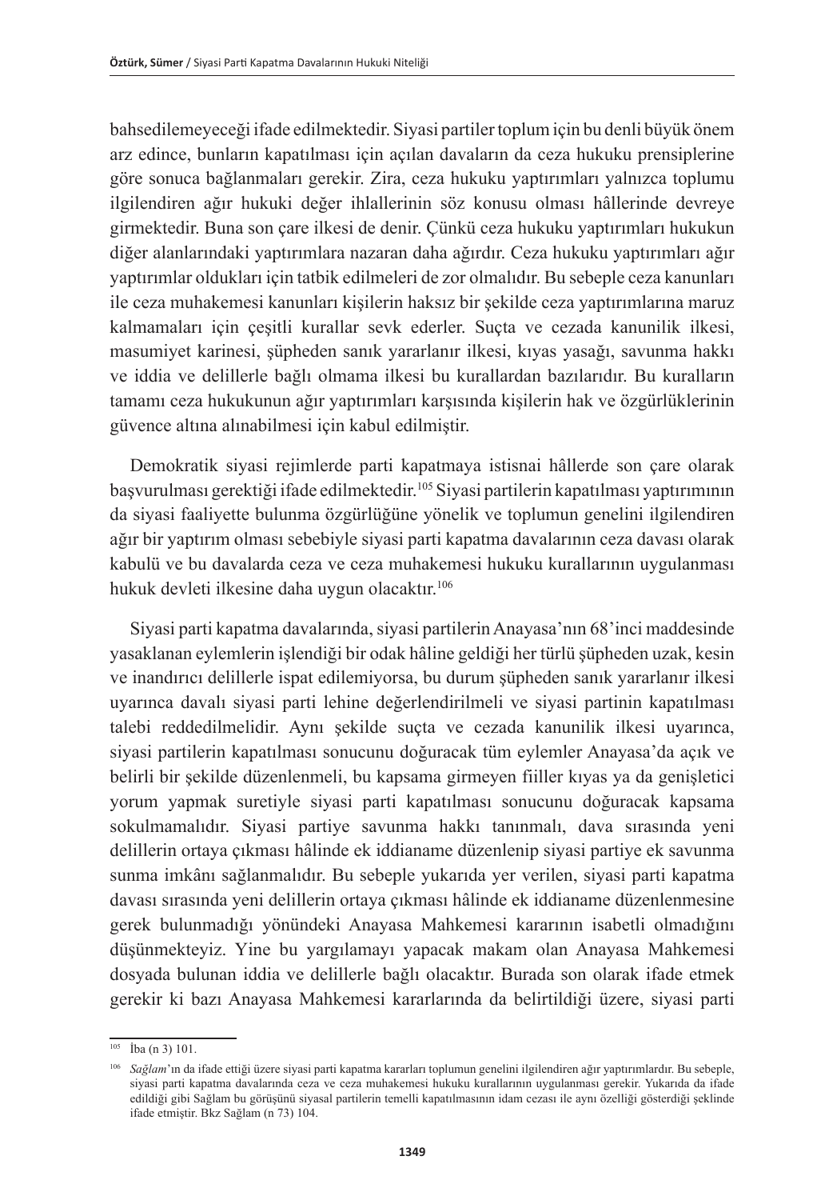bahsedilemeyeceği ifade edilmektedir. Siyasi partiler toplum için bu denli büyük önem arz edince, bunların kapatılması için açılan davaların da ceza hukuku prensiplerine göre sonuca bağlanmaları gerekir. Zira, ceza hukuku yaptırımları yalnızca toplumu ilgilendiren ağır hukuki değer ihlallerinin söz konusu olması hâllerinde devreye girmektedir. Buna son çare ilkesi de denir. Çünkü ceza hukuku yaptırımları hukukun diğer alanlarındaki yaptırımlara nazaran daha ağırdır. Ceza hukuku yaptırımları ağır yaptırımlar oldukları için tatbik edilmeleri de zor olmalıdır. Bu sebeple ceza kanunları ile ceza muhakemesi kanunları kişilerin haksız bir şekilde ceza yaptırımlarına maruz kalmamaları için çeşitli kurallar sevk ederler. Suçta ve cezada kanunilik ilkesi, masumiyet karinesi, şüpheden sanık yararlanır ilkesi, kıyas yasağı, savunma hakkı ve iddia ve delillerle bağlı olmama ilkesi bu kurallardan bazılarıdır. Bu kuralların tamamı ceza hukukunun ağır yaptırımları karşısında kişilerin hak ve özgürlüklerinin güvence altına alınabilmesi için kabul edilmiştir.

Demokratik siyasi rejimlerde parti kapatmaya istisnai hâllerde son çare olarak başvurulması gerektiği ifade edilmektedir.[105] Siyasi partilerin kapatılması yaptırımının da siyasi faaliyette bulunma özgürlüğüne yönelik ve toplumun genelini ilgilendiren ağır bir yaptırım olması sebebiyle siyasi parti kapatma davalarının ceza davası olarak kabulü ve bu davalarda ceza ve ceza muhakemesi hukuku kurallarının uygulanması hukuk devleti ilkesine daha uygun olacaktır.[106]

Siyasi parti kapatma davalarında, siyasi partilerin Anayasa'nın 68'inci maddesinde yasaklanan eylemlerin işlendiği bir odak hâline geldiği her türlü şüpheden uzak, kesin ve inandırıcı delillerle ispat edilemiyorsa, bu durum şüpheden sanık yararlanır ilkesi uyarınca davalı siyasi parti lehine değerlendirilmeli ve siyasi partinin kapatılması talebi reddedilmelidir. Aynı şekilde suçta ve cezada kanunilik ilkesi uyarınca, siyasi partilerin kapatılması sonucunu doğuracak tüm eylemler Anayasa'da açık ve belirli bir şekilde düzenlenmeli, bu kapsama girmeyen fiiller kıyas ya da genişletici yorum yapmak suretiyle siyasi parti kapatılması sonucunu doğuracak kapsama sokulmamalıdır. Siyasi partiye savunma hakkı tanınmalı, dava sırasında yeni delillerin ortaya çıkması hâlinde ek iddianame düzenlenip siyasi partiye ek savunma sunma imkânı sağlanmalıdır. Bu sebeple yukarıda yer verilen, siyasi parti kapatma davası sırasında yeni delillerin ortaya çıkması hâlinde ek iddianame düzenlenmesine gerek bulunmadığı yönündeki Anayasa Mahkemesi kararının isabetli olmadığını düşünmekteyiz. Yine bu yargılamayı yapacak makam olan Anayasa Mahkemesi dosyada bulunan iddia ve delillerle bağlı olacaktır. Burada son olarak ifade etmek gerekir ki bazı Anayasa Mahkemesi kararlarında da belirtildiği üzere, siyasi parti

---

[105] İba (n 3) 101.

[106] *Sağlam*'ın da ifade ettiği üzere siyasi parti kapatma kararları toplumun genelini ilgilendiren ağır yaptırımlardır. Bu sebeple, siyasi parti kapatma davalarında ceza ve ceza muhakemesi hukuku kurallarının uygulanması gerekir. Yukarıda da ifade edildiği gibi Sağlam bu görüşünü siyasal partilerin temelli kapatılmasının idam cezası ile aynı özelliği gösterdiği şeklinde ifade etmiştir. Bkz Sağlam (n 73) 104.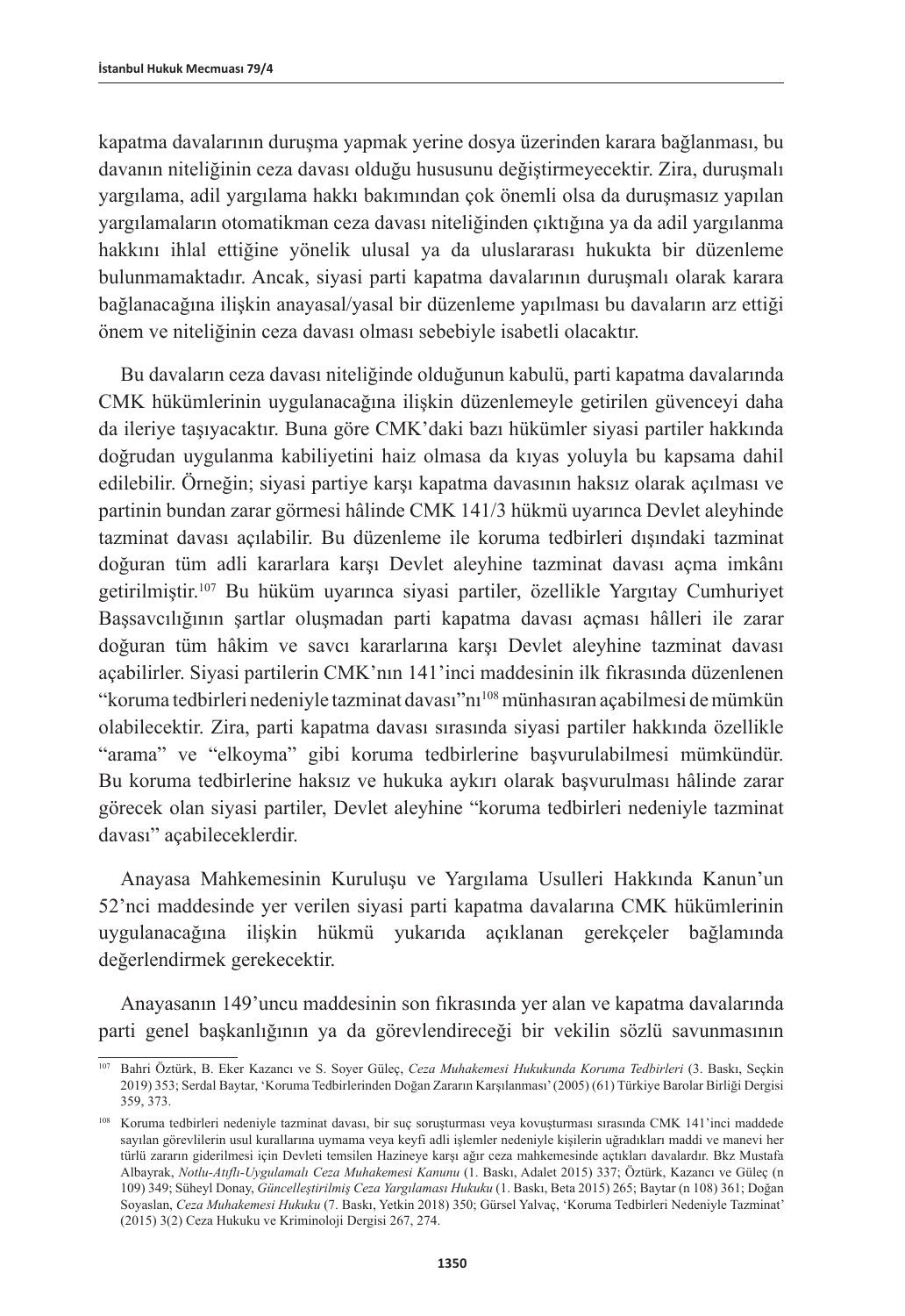kapatma davalarının duruşma yapmak yerine dosya üzerinden karara bağlanması, bu davanın niteliğinin ceza davası olduğu hususunu değiştirmeyecektir. Zira, duruşmalı yargılama, adil yargılama hakkı bakımından çok önemli olsa da duruşmasız yapılan yargılamaların otomatikman ceza davası niteliğinden çıktığına ya da adil yargılanma hakkını ihlal ettiğine yönelik ulusal ya da uluslararası hukukta bir düzenleme bulunmamaktadır. Ancak, siyasi parti kapatma davalarının duruşmalı olarak karara bağlanacağına ilişkin anayasal/yasal bir düzenleme yapılması bu davaların arz ettiği önem ve niteliğinin ceza davası olması sebebiyle isabetli olacaktır.

Bu davaların ceza davası niteliğinde olduğunun kabulü, parti kapatma davalarında CMK hükümlerinin uygulanacağına ilişkin düzenlemeyle getirilen güvenceyi daha da ileriye taşıyacaktır. Buna göre CMK'daki bazı hükümler siyasi partiler hakkında doğrudan uygulanma kabiliyetini haiz olmasa da kıyas yoluyla bu kapsama dahil edilebilir. Örneğin; siyasi partiye karşı kapatma davasının haksız olarak açılması ve partinin bundan zarar görmesi hâlinde CMK 141/3 hükmü uyarınca Devlet aleyhinde tazminat davası açılabilir. Bu düzenleme ile koruma tedbirleri dışındaki tazminat doğuran tüm adli kararlara karşı Devlet aleyhine tazminat davası açma imkânı getirilmiştir.[107] Bu hüküm uyarınca siyasi partiler, özellikle Yargıtay Cumhuriyet Başsavcılığının şartlar oluşmadan parti kapatma davası açması hâlleri ile zarar doğuran tüm hâkim ve savcı kararlarına karşı Devlet aleyhine tazminat davası açabilirler. Siyasi partilerin CMK'nın 141'inci maddesinin ilk fıkrasında düzenlenen "koruma tedbirleri nedeniyle tazminat davası"nı[108] münhasıran açabilmesi de mümkün olabilecektir. Zira, parti kapatma davası sırasında siyasi partiler hakkında özellikle "arama" ve "elkoyma" gibi koruma tedbirlerine başvurulabilmesi mümkündür. Bu koruma tedbirlerine haksız ve hukuka aykırı olarak başvurulması hâlinde zarar görecek olan siyasi partiler, Devlet aleyhine "koruma tedbirleri nedeniyle tazminat davası" açabileceklerdir.

Anayasa Mahkemesinin Kuruluşu ve Yargılama Usulleri Hakkında Kanun'un 52'nci maddesinde yer verilen siyasi parti kapatma davalarına CMK hükümlerinin uygulanacağına ilişkin hükmü yukarıda açıklanan gerekçeler bağlamında değerlendirmek gerekecektir.

Anayasanın 149'uncu maddesinin son fıkrasında yer alan ve kapatma davalarında parti genel başkanlığının ya da görevlendireceği bir vekilin sözlü savunmasının

---

[107] Bahri Öztürk, B. Eker Kazancı ve S. Soyer Güleç, *Ceza Muhakemesi Hukukunda Koruma Tedbirleri* (3. Baskı, Seçkin 2019) 353; Serdal Baytar, 'Koruma Tedbirlerinden Doğan Zararın Karşılanması' (2005) (61) Türkiye Barolar Birliği Dergisi 359, 373.

[108] Koruma tedbirleri nedeniyle tazminat davası, bir suç soruşturması veya kovuşturması sırasında CMK 141'inci maddede sayılan görevlilerin usul kurallarına uymama veya keyfi adli işlemler nedeniyle kişilerin uğradıkları maddi ve manevi her türlü zararın giderilmesi için Devleti temsilen Hazineye karşı ağır ceza mahkemesinde açtıkları davalardır. Bkz Mustafa Albayrak, *Notlu-Atıflı-Uygulamalı Ceza Muhakemesi Kanunu* (1. Baskı, Adalet 2015) 337; Öztürk, Kazancı ve Güleç (n 109) 349; Süheyl Donay, *Güncelleştirilmiş Ceza Yargılaması Hukuku* (1. Baskı, Beta 2015) 265; Baytar (n 108) 361; Doğan Soyaslan, *Ceza Muhakemesi Hukuku* (7. Baskı, Yetkin 2018) 350; Gürsel Yalvaç, 'Koruma Tedbirleri Nedeniyle Tazminat' (2015) 3(2) Ceza Hukuku ve Kriminoloji Dergisi 267, 274.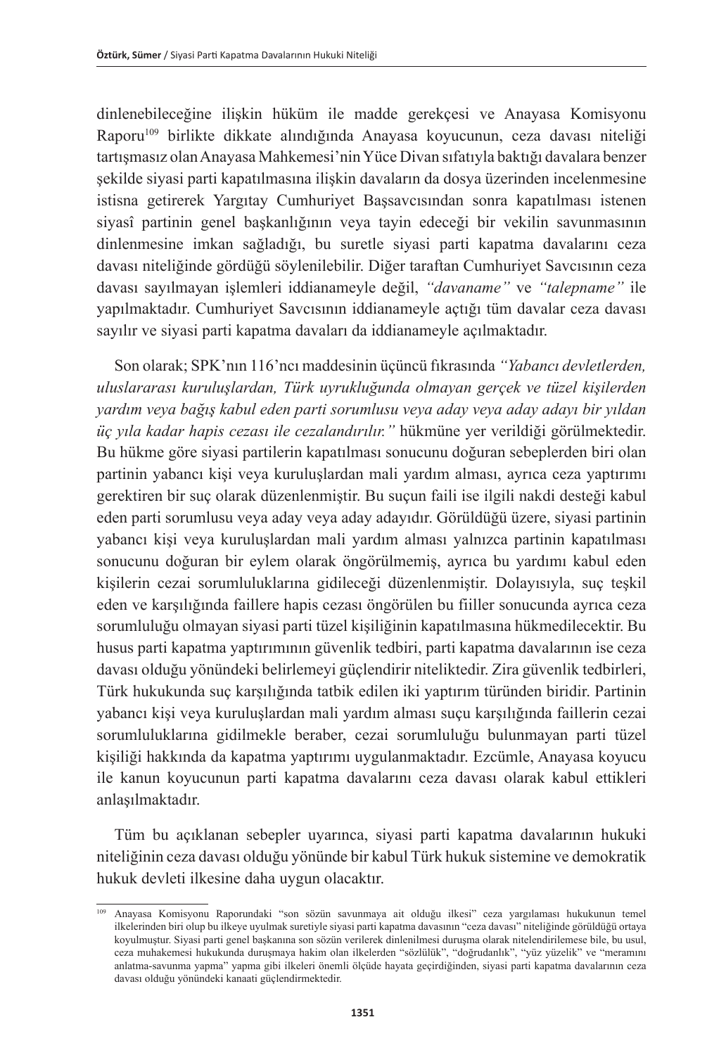dinlenebileceğine ilişkin hüküm ile madde gerekçesi ve Anayasa Komisyonu Raporu[109] birlikte dikkate alındığında Anayasa koyucunun, ceza davası niteliği tartışmasız olan Anayasa Mahkemesi'nin Yüce Divan sıfatıyla baktığı davalara benzer şekilde siyasi parti kapatılmasına ilişkin davaların da dosya üzerinden incelenmesine istisna getirerek Yargıtay Cumhuriyet Başsavcısından sonra kapatılması istenen siyasî partinin genel başkanlığının veya tayin edeceği bir vekilin savunmasının dinlenmesine imkan sağladığı, bu suretle siyasi parti kapatma davalarını ceza davası niteliğinde gördüğü söylenilebilir. Diğer taraftan Cumhuriyet Savcısının ceza davası sayılmayan işlemleri iddianameyle değil, *"davaname"* ve *"talepname"* ile yapılmaktadır. Cumhuriyet Savcısının iddianameyle açtığı tüm davalar ceza davası sayılır ve siyasi parti kapatma davaları da iddianameyle açılmaktadır.

Son olarak; SPK'nın 116'ncı maddesinin üçüncü fıkrasında *"Yabancı devletlerden, uluslararası kuruluşlardan, Türk uyrukluğunda olmayan gerçek ve tüzel kişilerden yardım veya bağış kabul eden parti sorumlusu veya aday veya aday adayı bir yıldan üç yıla kadar hapis cezası ile cezalandırılır."* hükmüne yer verildiği görülmektedir. Bu hükme göre siyasi partilerin kapatılması sonucunu doğuran sebeplerden biri olan partinin yabancı kişi veya kuruluşlardan mali yardım alması, ayrıca ceza yaptırımı gerektiren bir suç olarak düzenlenmiştir. Bu suçun faili ise ilgili nakdi desteği kabul eden parti sorumlusu veya aday veya aday adayıdır. Görüldüğü üzere, siyasi partinin yabancı kişi veya kuruluşlardan mali yardım alması yalnızca partinin kapatılması sonucunu doğuran bir eylem olarak öngörülmemiş, ayrıca bu yardımı kabul eden kişilerin cezai sorumluluklarına gidileceği düzenlenmiştir. Dolayısıyla, suç teşkil eden ve karşılığında faillere hapis cezası öngörülen bu fiiller sonucunda ayrıca ceza sorumluluğu olmayan siyasi parti tüzel kişiliğinin kapatılmasına hükmedilecektir. Bu husus parti kapatma yaptırımının güvenlik tedbiri, parti kapatma davalarının ise ceza davası olduğu yönündeki belirlemeyi güçlendirir niteliktedir. Zira güvenlik tedbirleri, Türk hukukunda suç karşılığında tatbik edilen iki yaptırım türünden biridir. Partinin yabancı kişi veya kuruluşlardan mali yardım alması suçu karşılığında faillerin cezai sorumluluklarına gidilmekle beraber, cezai sorumluluğu bulunmayan parti tüzel kişiliği hakkında da kapatma yaptırımı uygulanmaktadır. Ezcümle, Anayasa koyucu ile kanun koyucunun parti kapatma davalarını ceza davası olarak kabul ettikleri anlaşılmaktadır.

Tüm bu açıklanan sebepler uyarınca, siyasi parti kapatma davalarının hukuki niteliğinin ceza davası olduğu yönünde bir kabul Türk hukuk sistemine ve demokratik hukuk devleti ilkesine daha uygun olacaktır.

---

[109] Anayasa Komisyonu Raporundaki "son sözün savunmaya ait olduğu ilkesi" ceza yargılaması hukukunun temel ilkelerinden biri olup bu ilkeye uyulmak suretiyle siyasi parti kapatma davasının "ceza davası" niteliğinde görüldüğü ortaya koyulmuştur. Siyasi parti genel başkanına son sözün verilerek dinlenilmesi duruşma olarak nitelendirilemese bile, bu usul, ceza muhakemesi hukukunda duruşmaya hakim olan ilkelerden "sözlülük", "doğrudanlık", "yüz yüzelik" ve "meramını anlatma-savunma yapma" yapma gibi ilkeleri önemli ölçüde hayata geçirdiğinden, siyasi parti kapatma davalarının ceza davası olduğu yönündeki kanaati güçlendirmektedir.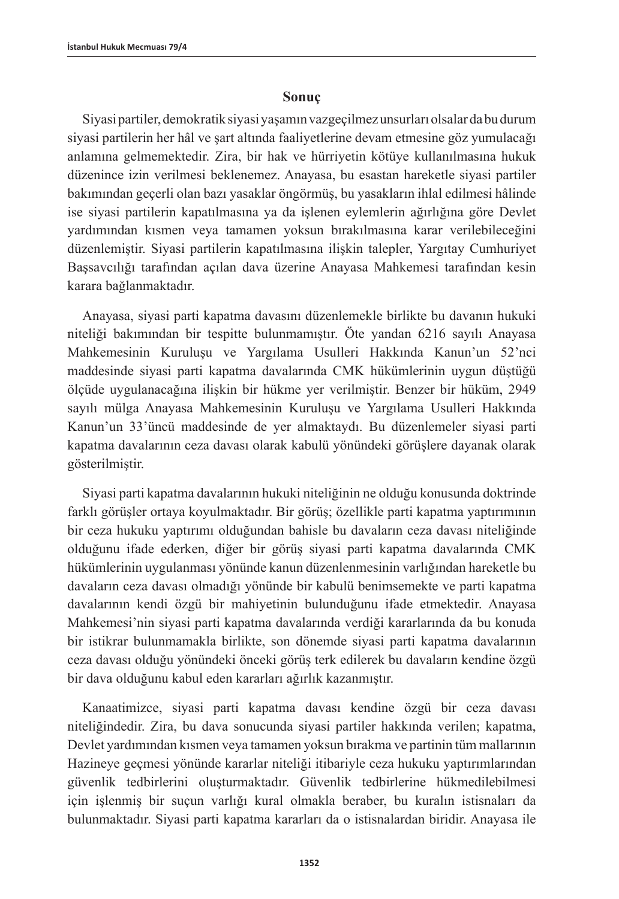## Sonuç

Siyasi partiler, demokratik siyasi yaşamın vazgeçilmez unsurları olsalar da bu durum siyasi partilerin her hâl ve şart altında faaliyetlerine devam etmesine göz yumulacağı anlamına gelmemektedir. Zira, bir hak ve hürriyetin kötüye kullanılmasına hukuk düzenince izin verilmesi beklenemez. Anayasa, bu esastan hareketle siyasi partiler bakımından geçerli olan bazı yasaklar öngörmüş, bu yasakların ihlal edilmesi hâlinde ise siyasi partilerin kapatılmasına ya da işlenen eylemlerin ağırlığına göre Devlet yardımından kısmen veya tamamen yoksun bırakılmasına karar verilebileceğini düzenlemiştir. Siyasi partilerin kapatılmasına ilişkin talepler, Yargıtay Cumhuriyet Başsavcılığı tarafından açılan dava üzerine Anayasa Mahkemesi tarafından kesin karara bağlanmaktadır.

Anayasa, siyasi parti kapatma davasını düzenlemekle birlikte bu davanın hukuki niteliği bakımından bir tespitte bulunmamıştır. Öte yandan 6216 sayılı Anayasa Mahkemesinin Kuruluşu ve Yargılama Usulleri Hakkında Kanun'un 52'nci maddesinde siyasi parti kapatma davalarında CMK hükümlerinin uygun düştüğü ölçüde uygulanacağına ilişkin bir hükme yer verilmiştir. Benzer bir hüküm, 2949 sayılı mülga Anayasa Mahkemesinin Kuruluşu ve Yargılama Usulleri Hakkında Kanun'un 33'üncü maddesinde de yer almaktaydı. Bu düzenlemeler siyasi parti kapatma davalarının ceza davası olarak kabulü yönündeki görüşlere dayanak olarak gösterilmiştir.

Siyasi parti kapatma davalarının hukuki niteliğinin ne olduğu konusunda doktrinde farklı görüşler ortaya koyulmaktadır. Bir görüş; özellikle parti kapatma yaptırımının bir ceza hukuku yaptırımı olduğundan bahisle bu davaların ceza davası niteliğinde olduğunu ifade ederken, diğer bir görüş siyasi parti kapatma davalarında CMK hükümlerinin uygulanması yönünde kanun düzenlenmesinin varlığından hareketle bu davaların ceza davası olmadığı yönünde bir kabulü benimsemekte ve parti kapatma davalarının kendi özgü bir mahiyetinin bulunduğunu ifade etmektedir. Anayasa Mahkemesi'nin siyasi parti kapatma davalarında verdiği kararlarında da bu konuda bir istikrar bulunmamakla birlikte, son dönemde siyasi parti kapatma davalarının ceza davası olduğu yönündeki önceki görüş terk edilerek bu davaların kendine özgü bir dava olduğunu kabul eden kararları ağırlık kazanmıştır.

Kanaatimizce, siyasi parti kapatma davası kendine özgü bir ceza davası niteliğindedir. Zira, bu dava sonucunda siyasi partiler hakkında verilen; kapatma, Devlet yardımından kısmen veya tamamen yoksun bırakma ve partinin tüm mallarının Hazineye geçmesi yönünde kararlar niteliği itibariyle ceza hukuku yaptırımlarından güvenlik tedbirlerini oluşturmaktadır. Güvenlik tedbirlerine hükmedilebilmesi için işlenmiş bir suçun varlığı kural olmakla beraber, bu kuralın istisnaları da bulunmaktadır. Siyasi parti kapatma kararları da o istisnalardan biridir. Anayasa ile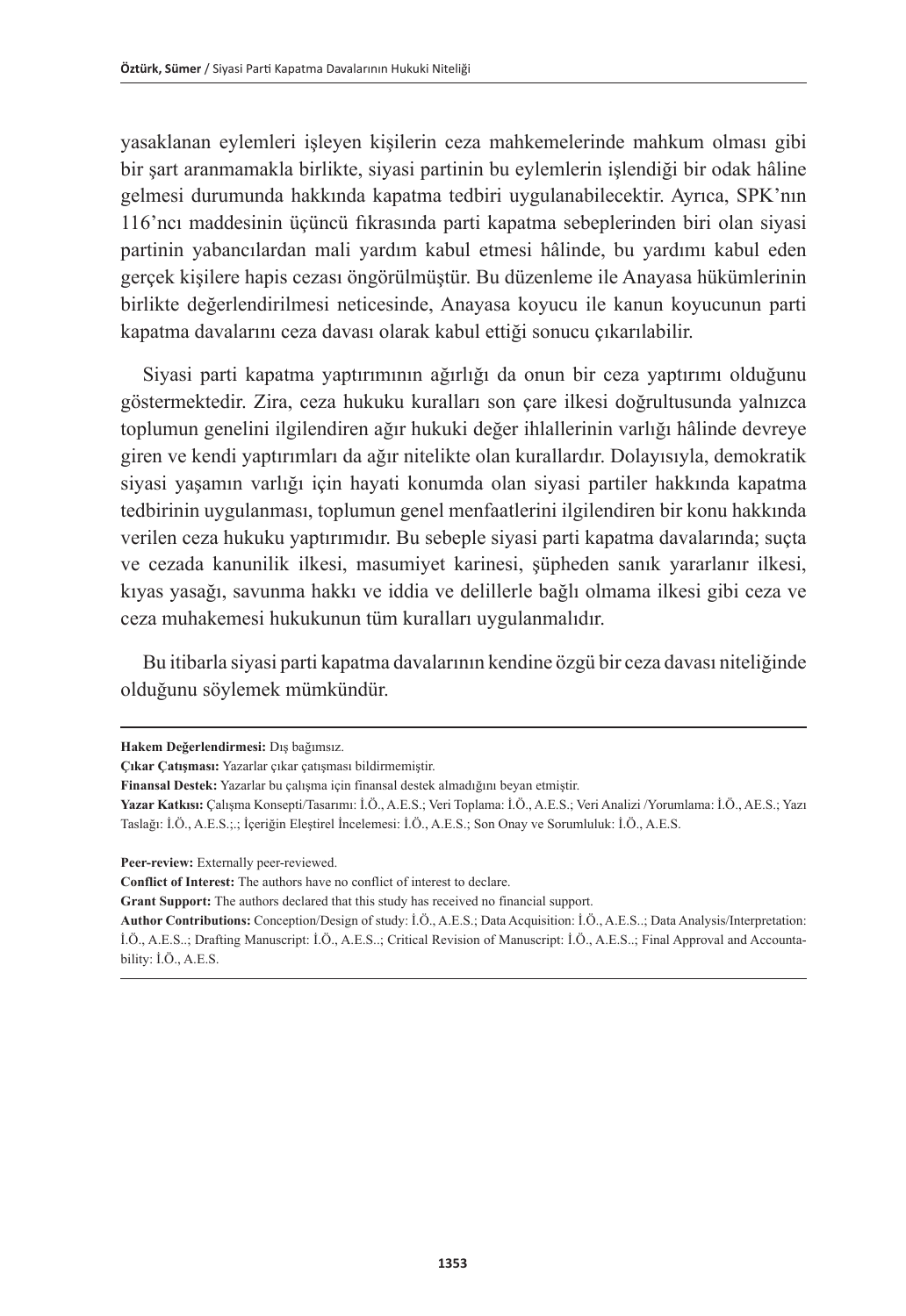yasaklanan eylemleri işleyen kişilerin ceza mahkemelerinde mahkum olması gibi bir şart aranmamakla birlikte, siyasi partinin bu eylemlerin işlendiği bir odak hâline gelmesi durumunda hakkında kapatma tedbiri uygulanabilecektir. Ayrıca, SPK'nın 116'ncı maddesinin üçüncü fıkrasında parti kapatma sebeplerinden biri olan siyasi partinin yabancılardan mali yardım kabul etmesi hâlinde, bu yardımı kabul eden gerçek kişilere hapis cezası öngörülmüştür. Bu düzenleme ile Anayasa hükümlerinin birlikte değerlendirilmesi neticesinde, Anayasa koyucu ile kanun koyucunun parti kapatma davalarını ceza davası olarak kabul ettiği sonucu çıkarılabilir.

Siyasi parti kapatma yaptırımının ağırlığı da onun bir ceza yaptırımı olduğunu göstermektedir. Zira, ceza hukuku kuralları son çare ilkesi doğrultusunda yalnızca toplumun genelini ilgilendiren ağır hukuki değer ihlallerinin varlığı hâlinde devreye giren ve kendi yaptırımları da ağır nitelikte olan kurallardır. Dolayısıyla, demokratik siyasi yaşamın varlığı için hayati konumda olan siyasi partiler hakkında kapatma tedbirinin uygulanması, toplumun genel menfaatlerini ilgilendiren bir konu hakkında verilen ceza hukuku yaptırımıdır. Bu sebeple siyasi parti kapatma davalarında; suçta ve cezada kanunilik ilkesi, masumiyet karinesi, şüpheden sanık yararlanır ilkesi, kıyas yasağı, savunma hakkı ve iddia ve delillerle bağlı olmama ilkesi gibi ceza ve ceza muhakemesi hukukunun tüm kuralları uygulanmalıdır.

Bu itibarla siyasi parti kapatma davalarının kendine özgü bir ceza davası niteliğinde olduğunu söylemek mümkündür.

---

**Hakem Değerlendirmesi:** Dış bağımsız.

**Çıkar Çatışması:** Yazarlar çıkar çatışması bildirmemiştir.

**Finansal Destek:** Yazarlar bu çalışma için finansal destek almadığını beyan etmiştir.

**Yazar Katkısı:** Çalışma Konsepti/Tasarımı: İ.Ö., A.E.S.; Veri Toplama: İ.Ö., A.E.S.; Veri Analizi /Yorumlama: İ.Ö., AE.S.; Yazı Taslağı: İ.Ö., A.E.S.;.; İçeriğin Eleştirel İncelemesi: İ.Ö., A.E.S.; Son Onay ve Sorumluluk: İ.Ö., A.E.S.

**Peer-review:** Externally peer-reviewed.

**Conflict of Interest:** The authors have no conflict of interest to declare.

**Grant Support:** The authors declared that this study has received no financial support.

**Author Contributions:** Conception/Design of study: İ.Ö., A.E.S.; Data Acquisition: İ.Ö., A.E.S..; Data Analysis/Interpretation: İ.Ö., A.E.S..; Drafting Manuscript: İ.Ö., A.E.S..; Critical Revision of Manuscript: İ.Ö., A.E.S..; Final Approval and Accountability: İ.Ö., A.E.S.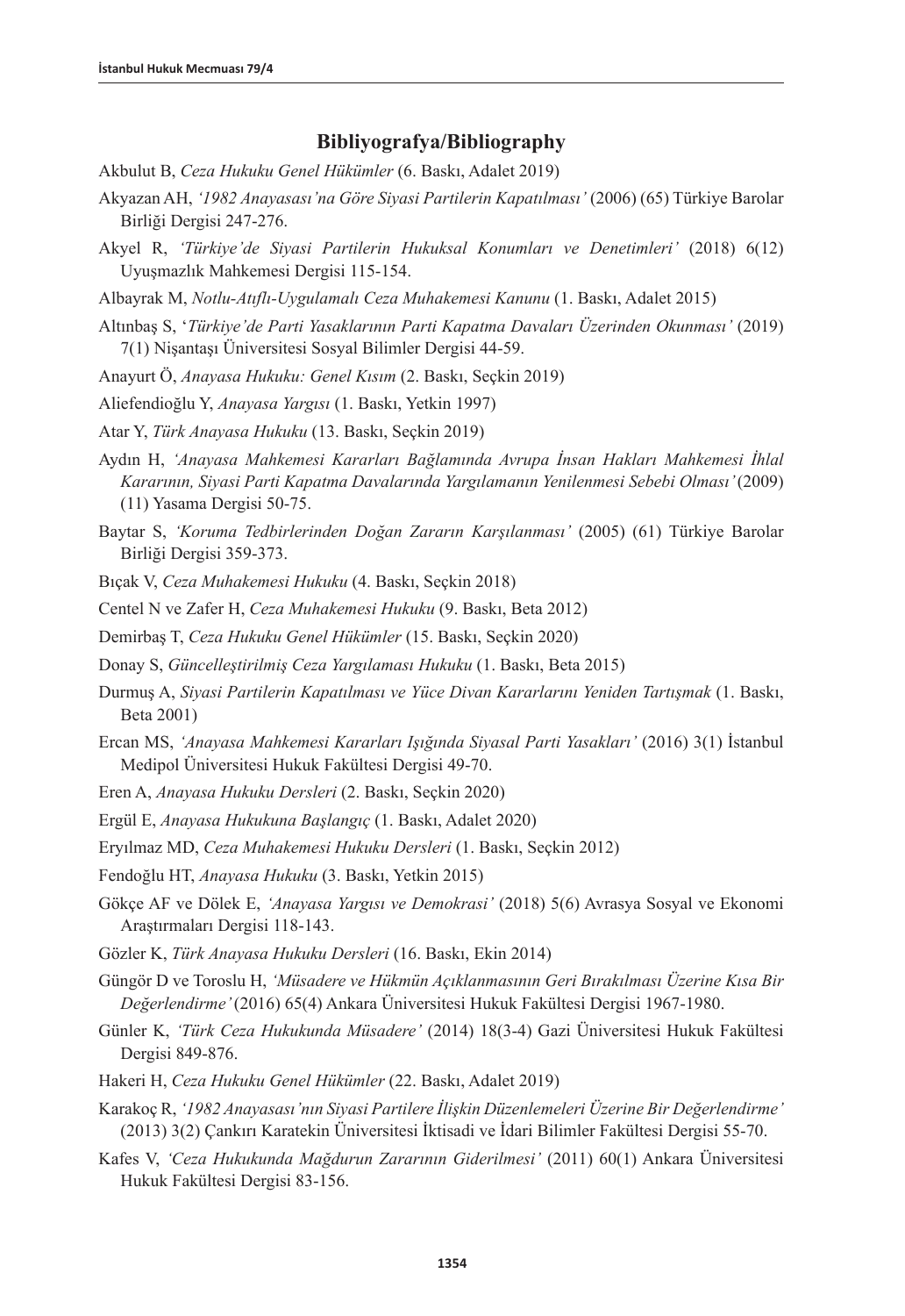## Bibliyografya/Bibliography

Akbulut B, *Ceza Hukuku Genel Hükümler* (6. Baskı, Adalet 2019)

Akyazan AH, *'1982 Anayasası'na Göre Siyasi Partilerin Kapatılması'* (2006) (65) Türkiye Barolar Birliği Dergisi 247-276.

Akyel R, *'Türkiye'de Siyasi Partilerin Hukuksal Konumları ve Denetimleri'* (2018) 6(12) Uyuşmazlık Mahkemesi Dergisi 115-154.

Albayrak M, *Notlu-Atıflı-Uygulamalı Ceza Muhakemesi Kanunu* (1. Baskı, Adalet 2015)

Altınbaş S, '*Türkiye'de Parti Yasaklarının Parti Kapatma Davaları Üzerinden Okunması'* (2019) 7(1) Nişantaşı Üniversitesi Sosyal Bilimler Dergisi 44-59.

Anayurt Ö, *Anayasa Hukuku: Genel Kısım* (2. Baskı, Seçkin 2019)

Aliefendioğlu Y, *Anayasa Yargısı* (1. Baskı, Yetkin 1997)

Atar Y, *Türk Anayasa Hukuku* (13. Baskı, Seçkin 2019)

Aydın H, *'Anayasa Mahkemesi Kararları Bağlamında Avrupa İnsan Hakları Mahkemesi İhlal Kararının, Siyasi Parti Kapatma Davalarında Yargılamanın Yenilenmesi Sebebi Olması'* (2009) (11) Yasama Dergisi 50-75.

Baytar S, *'Koruma Tedbirlerinden Doğan Zararın Karşılanması'* (2005) (61) Türkiye Barolar Birliği Dergisi 359-373.

Bıçak V, *Ceza Muhakemesi Hukuku* (4. Baskı, Seçkin 2018)

Centel N ve Zafer H, *Ceza Muhakemesi Hukuku* (9. Baskı, Beta 2012)

Demirbaş T, *Ceza Hukuku Genel Hükümler* (15. Baskı, Seçkin 2020)

Donay S, *Güncelleştirilmiş Ceza Yargılaması Hukuku* (1. Baskı, Beta 2015)

Durmuş A, *Siyasi Partilerin Kapatılması ve Yüce Divan Kararlarını Yeniden Tartışmak* (1. Baskı, Beta 2001)

Ercan MS, *'Anayasa Mahkemesi Kararları Işığında Siyasal Parti Yasakları'* (2016) 3(1) İstanbul Medipol Üniversitesi Hukuk Fakültesi Dergisi 49-70.

Eren A, *Anayasa Hukuku Dersleri* (2. Baskı, Seçkin 2020)

Ergül E, *Anayasa Hukukuna Başlangıç* (1. Baskı, Adalet 2020)

Eryılmaz MD, *Ceza Muhakemesi Hukuku Dersleri* (1. Baskı, Seçkin 2012)

Fendoğlu HT, *Anayasa Hukuku* (3. Baskı, Yetkin 2015)

Gökçe AF ve Dölek E, *'Anayasa Yargısı ve Demokrasi'* (2018) 5(6) Avrasya Sosyal ve Ekonomi Araştırmaları Dergisi 118-143.

Gözler K, *Türk Anayasa Hukuku Dersleri* (16. Baskı, Ekin 2014)

Güngör D ve Toroslu H, *'Müsadere ve Hükmün Açıklanmasının Geri Bırakılması Üzerine Kısa Bir Değerlendirme'* (2016) 65(4) Ankara Üniversitesi Hukuk Fakültesi Dergisi 1967-1980.

Günler K, *'Türk Ceza Hukukunda Müsadere'* (2014) 18(3-4) Gazi Üniversitesi Hukuk Fakültesi Dergisi 849-876.

Hakeri H, *Ceza Hukuku Genel Hükümler* (22. Baskı, Adalet 2019)

Karakoç R, *'1982 Anayasası'nın Siyasi Partilere İlişkin Düzenlemeleri Üzerine Bir Değerlendirme'* (2013) 3(2) Çankırı Karatekin Üniversitesi İktisadi ve İdari Bilimler Fakültesi Dergisi 55-70.

Kafes V, *'Ceza Hukukunda Mağdurun Zararının Giderilmesi'* (2011) 60(1) Ankara Üniversitesi Hukuk Fakültesi Dergisi 83-156.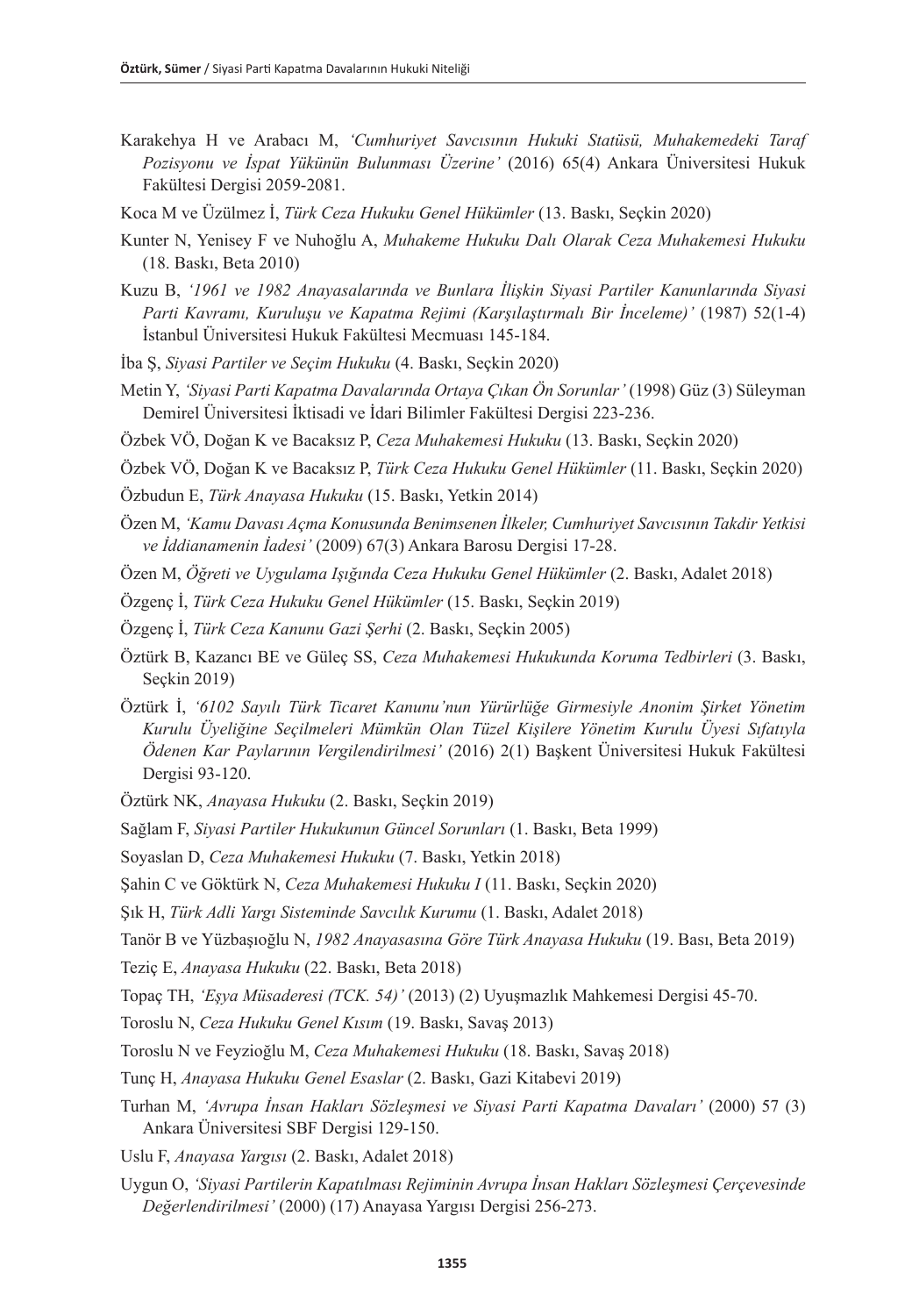Karakehya H ve Arabacı M, *'Cumhuriyet Savcısının Hukuki Statüsü, Muhakemedeki Taraf Pozisyonu ve İspat Yükünün Bulunması Üzerine'* (2016) 65(4) Ankara Üniversitesi Hukuk Fakültesi Dergisi 2059-2081.

Koca M ve Üzülmez İ, *Türk Ceza Hukuku Genel Hükümler* (13. Baskı, Seçkin 2020)

Kunter N, Yenisey F ve Nuhoğlu A, *Muhakeme Hukuku Dalı Olarak Ceza Muhakemesi Hukuku* (18. Baskı, Beta 2010)

Kuzu B, *'1961 ve 1982 Anayasalarında ve Bunlara İlişkin Siyasi Partiler Kanunlarında Siyasi Parti Kavramı, Kuruluşu ve Kapatma Rejimi (Karşılaştırmalı Bir İnceleme)'* (1987) 52(1-4) İstanbul Üniversitesi Hukuk Fakültesi Mecmuası 145-184.

İba Ş, *Siyasi Partiler ve Seçim Hukuku* (4. Baskı, Seçkin 2020)

Metin Y, *'Siyasi Parti Kapatma Davalarında Ortaya Çıkan Ön Sorunlar'* (1998) Güz (3) Süleyman Demirel Üniversitesi İktisadi ve İdari Bilimler Fakültesi Dergisi 223-236.

Özbek VÖ, Doğan K ve Bacaksız P, *Ceza Muhakemesi Hukuku* (13. Baskı, Seçkin 2020)

Özbek VÖ, Doğan K ve Bacaksız P, *Türk Ceza Hukuku Genel Hükümler* (11. Baskı, Seçkin 2020)

Özbudun E, *Türk Anayasa Hukuku* (15. Baskı, Yetkin 2014)

Özen M, *'Kamu Davası Açma Konusunda Benimsenen İlkeler, Cumhuriyet Savcısının Takdir Yetkisi ve İddianamenin İadesi'* (2009) 67(3) Ankara Barosu Dergisi 17-28.

Özen M, *Öğreti ve Uygulama Işığında Ceza Hukuku Genel Hükümler* (2. Baskı, Adalet 2018)

Özgenç İ, *Türk Ceza Hukuku Genel Hükümler* (15. Baskı, Seçkin 2019)

Özgenç İ, *Türk Ceza Kanunu Gazi Şerhi* (2. Baskı, Seçkin 2005)

Öztürk B, Kazancı BE ve Güleç SS, *Ceza Muhakemesi Hukukunda Koruma Tedbirleri* (3. Baskı, Seçkin 2019)

Öztürk İ, *'6102 Sayılı Türk Ticaret Kanunu'nun Yürürlüğe Girmesiyle Anonim Şirket Yönetim Kurulu Üyeliğine Seçilmeleri Mümkün Olan Tüzel Kişilere Yönetim Kurulu Üyesi Sıfatıyla Ödenen Kar Paylarının Vergilendirilmesi'* (2016) 2(1) Başkent Üniversitesi Hukuk Fakültesi Dergisi 93-120.

Öztürk NK, *Anayasa Hukuku* (2. Baskı, Seçkin 2019)

Sağlam F, *Siyasi Partiler Hukukunun Güncel Sorunları* (1. Baskı, Beta 1999)

Soyaslan D, *Ceza Muhakemesi Hukuku* (7. Baskı, Yetkin 2018)

Şahin C ve Göktürk N, *Ceza Muhakemesi Hukuku I* (11. Baskı, Seçkin 2020)

Şık H, *Türk Adli Yargı Sisteminde Savcılık Kurumu* (1. Baskı, Adalet 2018)

Tanör B ve Yüzbaşıoğlu N, *1982 Anayasasına Göre Türk Anayasa Hukuku* (19. Bası, Beta 2019)

Teziç E, *Anayasa Hukuku* (22. Baskı, Beta 2018)

Topaç TH, *'Eşya Müsaderesi (TCK. 54)'* (2013) (2) Uyuşmazlık Mahkemesi Dergisi 45-70.

Toroslu N, *Ceza Hukuku Genel Kısım* (19. Baskı, Savaş 2013)

Toroslu N ve Feyzioğlu M, *Ceza Muhakemesi Hukuku* (18. Baskı, Savaş 2018)

Tunç H, *Anayasa Hukuku Genel Esaslar* (2. Baskı, Gazi Kitabevi 2019)

Turhan M, *'Avrupa İnsan Hakları Sözleşmesi ve Siyasi Parti Kapatma Davaları'* (2000) 57 (3) Ankara Üniversitesi SBF Dergisi 129-150.

Uslu F, *Anayasa Yargısı* (2. Baskı, Adalet 2018)

Uygun O, *'Siyasi Partilerin Kapatılması Rejiminin Avrupa İnsan Hakları Sözleşmesi Çerçevesinde Değerlendirilmesi'* (2000) (17) Anayasa Yargısı Dergisi 256-273.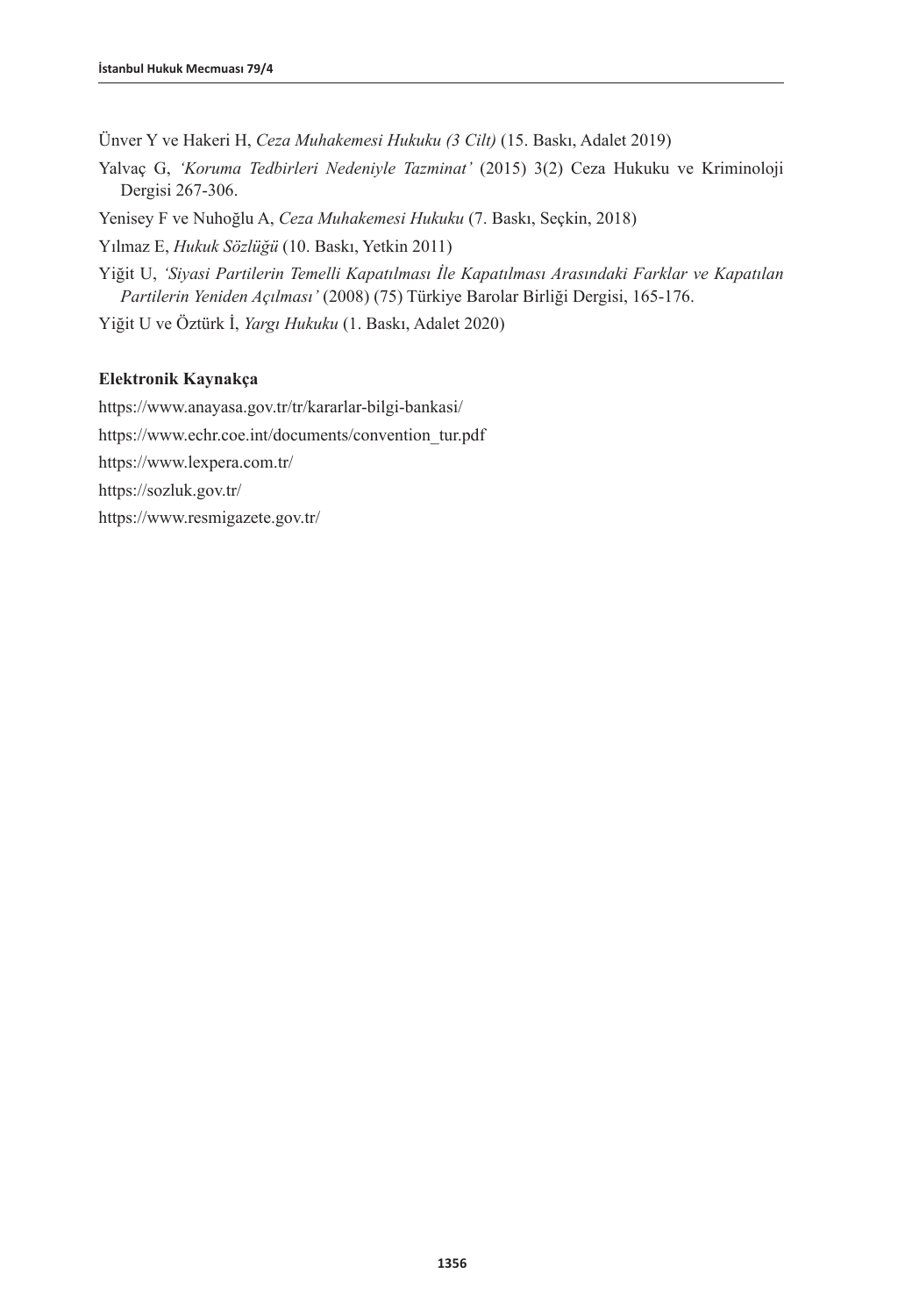Ünver Y ve Hakeri H, *Ceza Muhakemesi Hukuku (3 Cilt)* (15. Baskı, Adalet 2019)

Yalvaç G, *'Koruma Tedbirleri Nedeniyle Tazminat'* (2015) 3(2) Ceza Hukuku ve Kriminoloji Dergisi 267-306.

Yenisey F ve Nuhoğlu A, *Ceza Muhakemesi Hukuku* (7. Baskı, Seçkin, 2018)

Yılmaz E, *Hukuk Sözlüğü* (10. Baskı, Yetkin 2011)

Yiğit U, *'Siyasi Partilerin Temelli Kapatılması İle Kapatılması Arasındaki Farklar ve Kapatılan Partilerin Yeniden Açılması'* (2008) (75) Türkiye Barolar Birliği Dergisi, 165-176.

Yiğit U ve Öztürk İ, *Yargı Hukuku* (1. Baskı, Adalet 2020)

**Elektronik Kaynakça**

https://www.anayasa.gov.tr/tr/kararlar-bilgi-bankasi/

https://www.echr.coe.int/documents/convention_tur.pdf

https://www.lexpera.com.tr/

https://sozluk.gov.tr/

https://www.resmigazete.gov.tr/